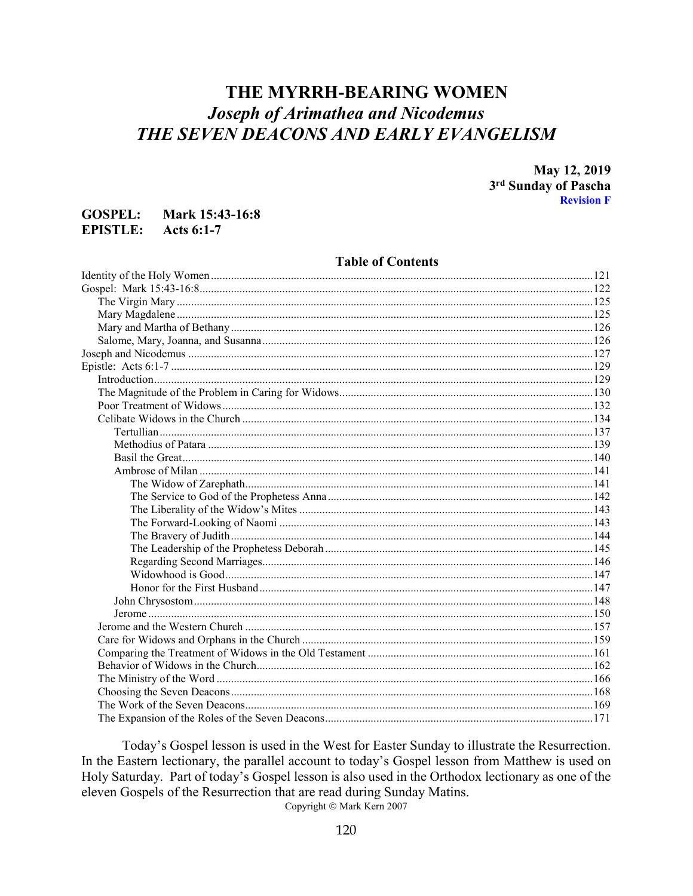# THE MYRRH-BEARING WOMEN

## *Joseph of Arimathea and Nicodemus*

## *THE SEVEN DEACONS AND EARLY EVANGELISM*

**May 12, 2019**
**3rd Sunday of Pascha**
**Revision F**

**GOSPEL:** **Mark 15:43-16:8**
**EPISTLE:** **Acts 6:1-7**

### Table of Contents

| | |
|---|---|
| Identity of the Holy Women | 121 |
| Gospel: Mark 15:43-16:8 | 122 |
| The Virgin Mary | 125 |
| Mary Magdalene | 125 |
| Mary and Martha of Bethany | 126 |
| Salome, Mary, Joanna, and Susanna | 126 |
| Joseph and Nicodemus | 127 |
| Epistle: Acts 6:1-7 | 129 |
| Introduction | 129 |
| The Magnitude of the Problem in Caring for Widows | 130 |
| Poor Treatment of Widows | 132 |
| Celibate Widows in the Church | 134 |
| Tertullian | 137 |
| Methodius of Patara | 139 |
| Basil the Great | 140 |
| Ambrose of Milan | 141 |
| The Widow of Zarephath | 141 |
| The Service to God of the Prophetess Anna | 142 |
| The Liberality of the Widow's Mites | 143 |
| The Forward-Looking of Naomi | 143 |
| The Bravery of Judith | 144 |
| The Leadership of the Prophetess Deborah | 145 |
| Regarding Second Marriages | 146 |
| Widowhood is Good | 147 |
| Honor for the First Husband | 147 |
| John Chrysostom | 148 |
| Jerome | 150 |
| Jerome and the Western Church | 157 |
| Care for Widows and Orphans in the Church | 159 |
| Comparing the Treatment of Widows in the Old Testament | 161 |
| Behavior of Widows in the Church | 162 |
| The Ministry of the Word | 166 |
| Choosing the Seven Deacons | 168 |
| The Work of the Seven Deacons | 169 |
| The Expansion of the Roles of the Seven Deacons | 171 |

Today's Gospel lesson is used in the West for Easter Sunday to illustrate the Resurrection. In the Eastern lectionary, the parallel account to today's Gospel lesson from Matthew is used on Holy Saturday. Part of today's Gospel lesson is also used in the Orthodox lectionary as one of the eleven Gospels of the Resurrection that are read during Sunday Matins.

Copyright © Mark Kern 2007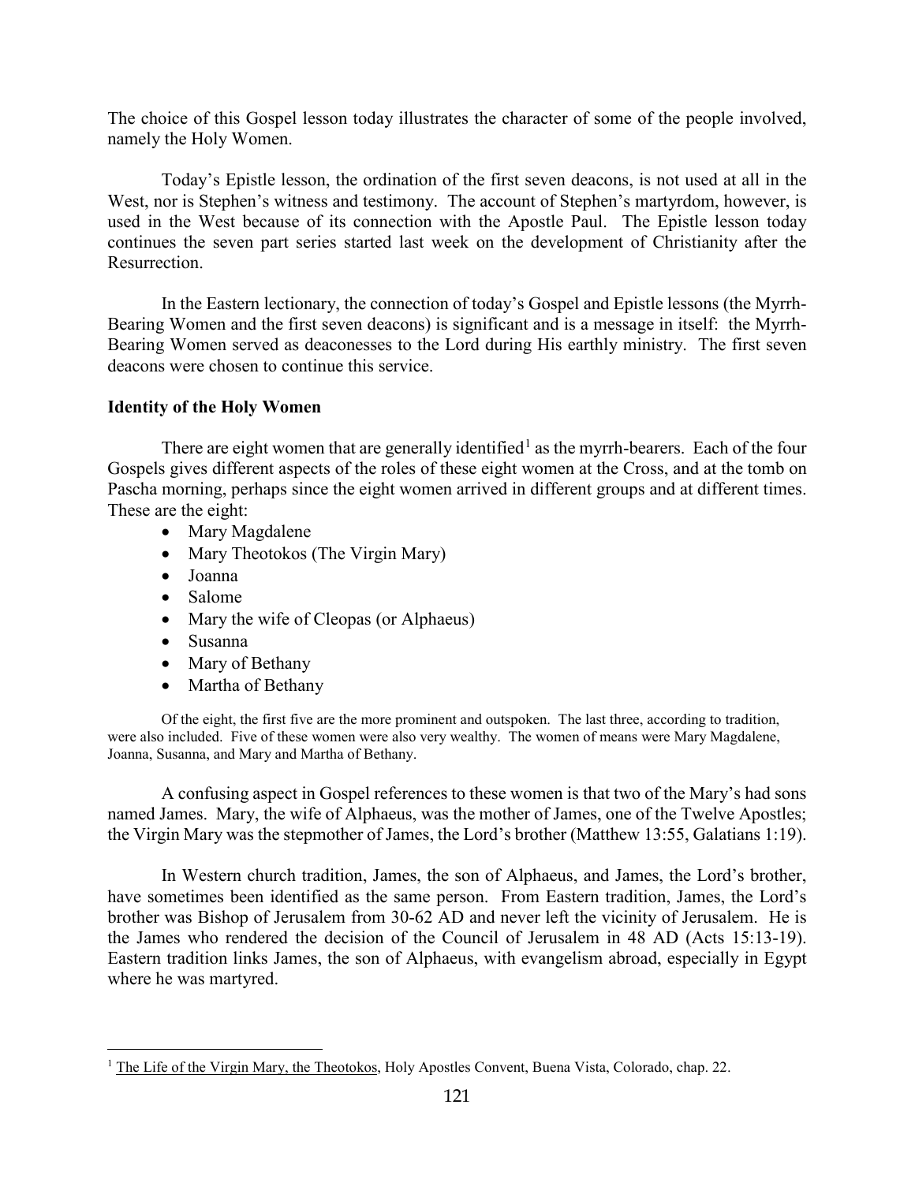The choice of this Gospel lesson today illustrates the character of some of the people involved, namely the Holy Women.

Today's Epistle lesson, the ordination of the first seven deacons, is not used at all in the West, nor is Stephen's witness and testimony. The account of Stephen's martyrdom, however, is used in the West because of its connection with the Apostle Paul. The Epistle lesson today continues the seven part series started last week on the development of Christianity after the Resurrection.

In the Eastern lectionary, the connection of today's Gospel and Epistle lessons (the Myrrh-Bearing Women and the first seven deacons) is significant and is a message in itself: the Myrrh-Bearing Women served as deaconesses to the Lord during His earthly ministry. The first seven deacons were chosen to continue this service.

**Identity of the Holy Women**

There are eight women that are generally identified[1] as the myrrh-bearers. Each of the four Gospels gives different aspects of the roles of these eight women at the Cross, and at the tomb on Pascha morning, perhaps since the eight women arrived in different groups and at different times. These are the eight:

- Mary Magdalene
- Mary Theotokos (The Virgin Mary)
- Joanna
- Salome
- Mary the wife of Cleopas (or Alphaeus)
- Susanna
- Mary of Bethany
- Martha of Bethany

Of the eight, the first five are the more prominent and outspoken. The last three, according to tradition, were also included. Five of these women were also very wealthy. The women of means were Mary Magdalene, Joanna, Susanna, and Mary and Martha of Bethany.

A confusing aspect in Gospel references to these women is that two of the Mary's had sons named James. Mary, the wife of Alphaeus, was the mother of James, one of the Twelve Apostles; the Virgin Mary was the stepmother of James, the Lord's brother (Matthew 13:55, Galatians 1:19).

In Western church tradition, James, the son of Alphaeus, and James, the Lord's brother, have sometimes been identified as the same person. From Eastern tradition, James, the Lord's brother was Bishop of Jerusalem from 30-62 AD and never left the vicinity of Jerusalem. He is the James who rendered the decision of the Council of Jerusalem in 48 AD (Acts 15:13-19). Eastern tradition links James, the son of Alphaeus, with evangelism abroad, especially in Egypt where he was martyred.

---

[1] The Life of the Virgin Mary, the Theotokos, Holy Apostles Convent, Buena Vista, Colorado, chap. 22.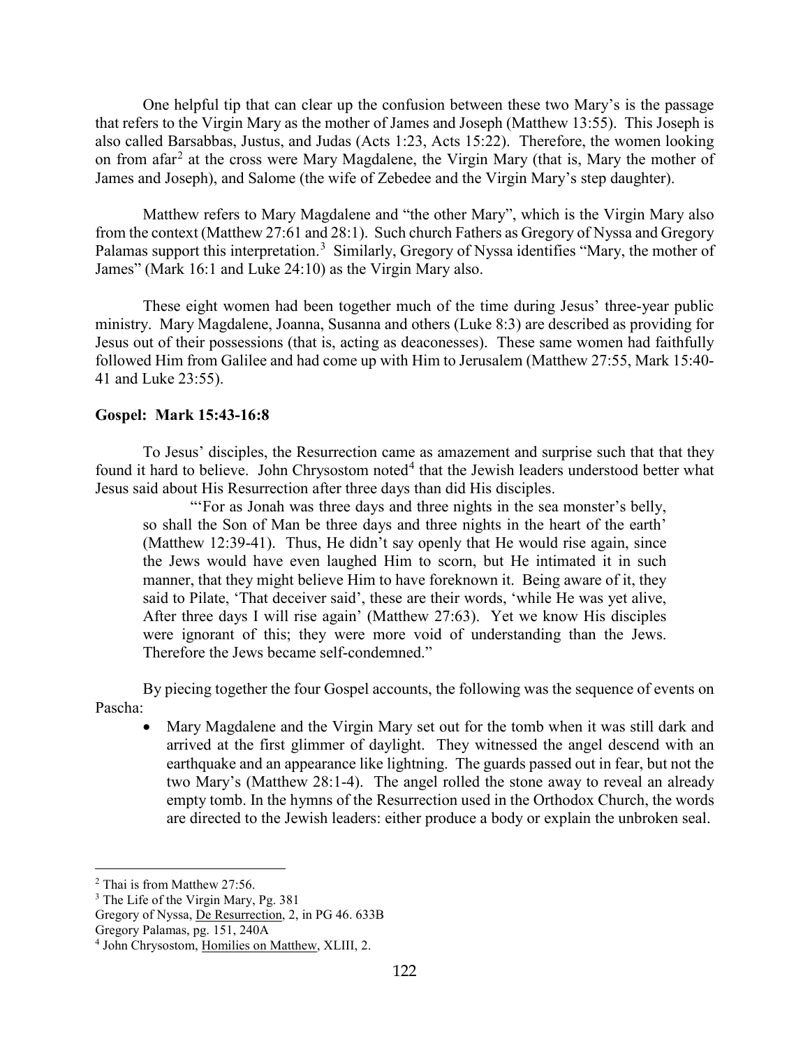One helpful tip that can clear up the confusion between these two Mary's is the passage that refers to the Virgin Mary as the mother of James and Joseph (Matthew 13:55). This Joseph is also called Barsabbas, Justus, and Judas (Acts 1:23, Acts 15:22). Therefore, the women looking on from afar[2] at the cross were Mary Magdalene, the Virgin Mary (that is, Mary the mother of James and Joseph), and Salome (the wife of Zebedee and the Virgin Mary's step daughter).

Matthew refers to Mary Magdalene and "the other Mary", which is the Virgin Mary also from the context (Matthew 27:61 and 28:1). Such church Fathers as Gregory of Nyssa and Gregory Palamas support this interpretation.[3] Similarly, Gregory of Nyssa identifies "Mary, the mother of James" (Mark 16:1 and Luke 24:10) as the Virgin Mary also.

These eight women had been together much of the time during Jesus' three-year public ministry. Mary Magdalene, Joanna, Susanna and others (Luke 8:3) are described as providing for Jesus out of their possessions (that is, acting as deaconesses). These same women had faithfully followed Him from Galilee and had come up with Him to Jerusalem (Matthew 27:55, Mark 15:40-41 and Luke 23:55).

**Gospel: Mark 15:43-16:8**

To Jesus' disciples, the Resurrection came as amazement and surprise such that that they found it hard to believe. John Chrysostom noted[4] that the Jewish leaders understood better what Jesus said about His Resurrection after three days than did His disciples.

> "'For as Jonah was three days and three nights in the sea monster's belly, so shall the Son of Man be three days and three nights in the heart of the earth' (Matthew 12:39-41). Thus, He didn't say openly that He would rise again, since the Jews would have even laughed Him to scorn, but He intimated it in such manner, that they might believe Him to have foreknown it. Being aware of it, they said to Pilate, 'That deceiver said', these are their words, 'while He was yet alive, After three days I will rise again' (Matthew 27:63). Yet we know His disciples were ignorant of this; they were more void of understanding than the Jews. Therefore the Jews became self-condemned."

By piecing together the four Gospel accounts, the following was the sequence of events on Pascha:

- Mary Magdalene and the Virgin Mary set out for the tomb when it was still dark and arrived at the first glimmer of daylight. They witnessed the angel descend with an earthquake and an appearance like lightning. The guards passed out in fear, but not the two Mary's (Matthew 28:1-4). The angel rolled the stone away to reveal an already empty tomb. In the hymns of the Resurrection used in the Orthodox Church, the words are directed to the Jewish leaders: either produce a body or explain the unbroken seal.

---

[2] Thai is from Matthew 27:56.

[3] The Life of the Virgin Mary, Pg. 381
Gregory of Nyssa, De Resurrection, 2, in PG 46. 633B
Gregory Palamas, pg. 151, 240A

[4] John Chrysostom, Homilies on Matthew, XLIII, 2.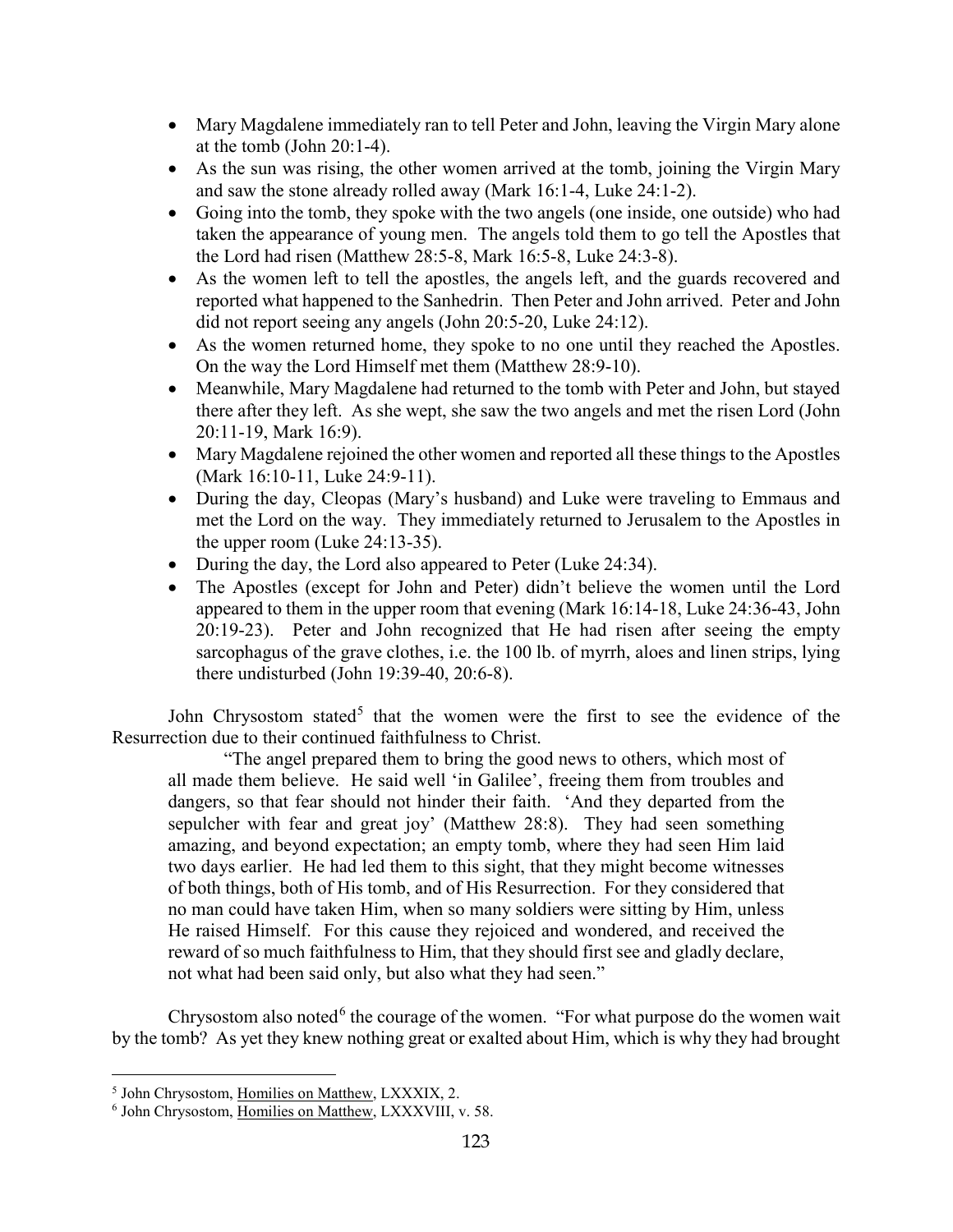- Mary Magdalene immediately ran to tell Peter and John, leaving the Virgin Mary alone at the tomb (John 20:1-4).
- As the sun was rising, the other women arrived at the tomb, joining the Virgin Mary and saw the stone already rolled away (Mark 16:1-4, Luke 24:1-2).
- Going into the tomb, they spoke with the two angels (one inside, one outside) who had taken the appearance of young men. The angels told them to go tell the Apostles that the Lord had risen (Matthew 28:5-8, Mark 16:5-8, Luke 24:3-8).
- As the women left to tell the apostles, the angels left, and the guards recovered and reported what happened to the Sanhedrin. Then Peter and John arrived. Peter and John did not report seeing any angels (John 20:5-20, Luke 24:12).
- As the women returned home, they spoke to no one until they reached the Apostles. On the way the Lord Himself met them (Matthew 28:9-10).
- Meanwhile, Mary Magdalene had returned to the tomb with Peter and John, but stayed there after they left. As she wept, she saw the two angels and met the risen Lord (John 20:11-19, Mark 16:9).
- Mary Magdalene rejoined the other women and reported all these things to the Apostles (Mark 16:10-11, Luke 24:9-11).
- During the day, Cleopas (Mary's husband) and Luke were traveling to Emmaus and met the Lord on the way. They immediately returned to Jerusalem to the Apostles in the upper room (Luke 24:13-35).
- During the day, the Lord also appeared to Peter (Luke 24:34).
- The Apostles (except for John and Peter) didn't believe the women until the Lord appeared to them in the upper room that evening (Mark 16:14-18, Luke 24:36-43, John 20:19-23). Peter and John recognized that He had risen after seeing the empty sarcophagus of the grave clothes, i.e. the 100 lb. of myrrh, aloes and linen strips, lying there undisturbed (John 19:39-40, 20:6-8).

John Chrysostom stated[5] that the women were the first to see the evidence of the Resurrection due to their continued faithfulness to Christ.

> "The angel prepared them to bring the good news to others, which most of all made them believe. He said well 'in Galilee', freeing them from troubles and dangers, so that fear should not hinder their faith. 'And they departed from the sepulcher with fear and great joy' (Matthew 28:8). They had seen something amazing, and beyond expectation; an empty tomb, where they had seen Him laid two days earlier. He had led them to this sight, that they might become witnesses of both things, both of His tomb, and of His Resurrection. For they considered that no man could have taken Him, when so many soldiers were sitting by Him, unless He raised Himself. For this cause they rejoiced and wondered, and received the reward of so much faithfulness to Him, that they should first see and gladly declare, not what had been said only, but also what they had seen."

Chrysostom also noted[6] the courage of the women. "For what purpose do the women wait by the tomb? As yet they knew nothing great or exalted about Him, which is why they had brought

---

[5] John Chrysostom, Homilies on Matthew, LXXXIX, 2.

[6] John Chrysostom, Homilies on Matthew, LXXXVIII, v. 58.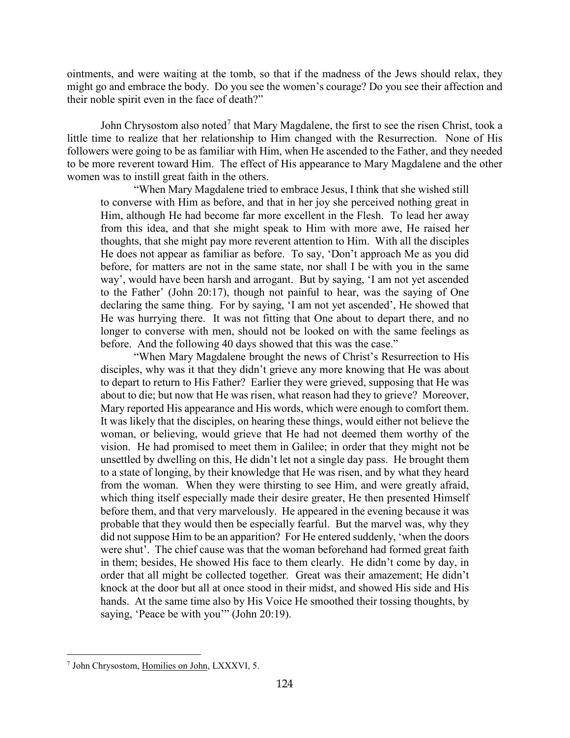ointments, and were waiting at the tomb, so that if the madness of the Jews should relax, they might go and embrace the body. Do you see the women's courage? Do you see their affection and their noble spirit even in the face of death?"

John Chrysostom also noted[7] that Mary Magdalene, the first to see the risen Christ, took a little time to realize that her relationship to Him changed with the Resurrection. None of His followers were going to be as familiar with Him, when He ascended to the Father, and they needed to be more reverent toward Him. The effect of His appearance to Mary Magdalene and the other women was to instill great faith in the others.

> "When Mary Magdalene tried to embrace Jesus, I think that she wished still to converse with Him as before, and that in her joy she perceived nothing great in Him, although He had become far more excellent in the Flesh. To lead her away from this idea, and that she might speak to Him with more awe, He raised her thoughts, that she might pay more reverent attention to Him. With all the disciples He does not appear as familiar as before. To say, 'Don't approach Me as you did before, for matters are not in the same state, nor shall I be with you in the same way', would have been harsh and arrogant. But by saying, 'I am not yet ascended to the Father' (John 20:17), though not painful to hear, was the saying of One declaring the same thing. For by saying, 'I am not yet ascended', He showed that He was hurrying there. It was not fitting that One about to depart there, and no longer to converse with men, should not be looked on with the same feelings as before. And the following 40 days showed that this was the case."
>
> "When Mary Magdalene brought the news of Christ's Resurrection to His disciples, why was it that they didn't grieve any more knowing that He was about to depart to return to His Father? Earlier they were grieved, supposing that He was about to die; but now that He was risen, what reason had they to grieve? Moreover, Mary reported His appearance and His words, which were enough to comfort them. It was likely that the disciples, on hearing these things, would either not believe the woman, or believing, would grieve that He had not deemed them worthy of the vision. He had promised to meet them in Galilee; in order that they might not be unsettled by dwelling on this, He didn't let not a single day pass. He brought them to a state of longing, by their knowledge that He was risen, and by what they heard from the woman. When they were thirsting to see Him, and were greatly afraid, which thing itself especially made their desire greater, He then presented Himself before them, and that very marvelously. He appeared in the evening because it was probable that they would then be especially fearful. But the marvel was, why they did not suppose Him to be an apparition? For He entered suddenly, 'when the doors were shut'. The chief cause was that the woman beforehand had formed great faith in them; besides, He showed His face to them clearly. He didn't come by day, in order that all might be collected together. Great was their amazement; He didn't knock at the door but all at once stood in their midst, and showed His side and His hands. At the same time also by His Voice He smoothed their tossing thoughts, by saying, 'Peace be with you'" (John 20:19).

---

[7] John Chrysostom, Homilies on John, LXXXVI, 5.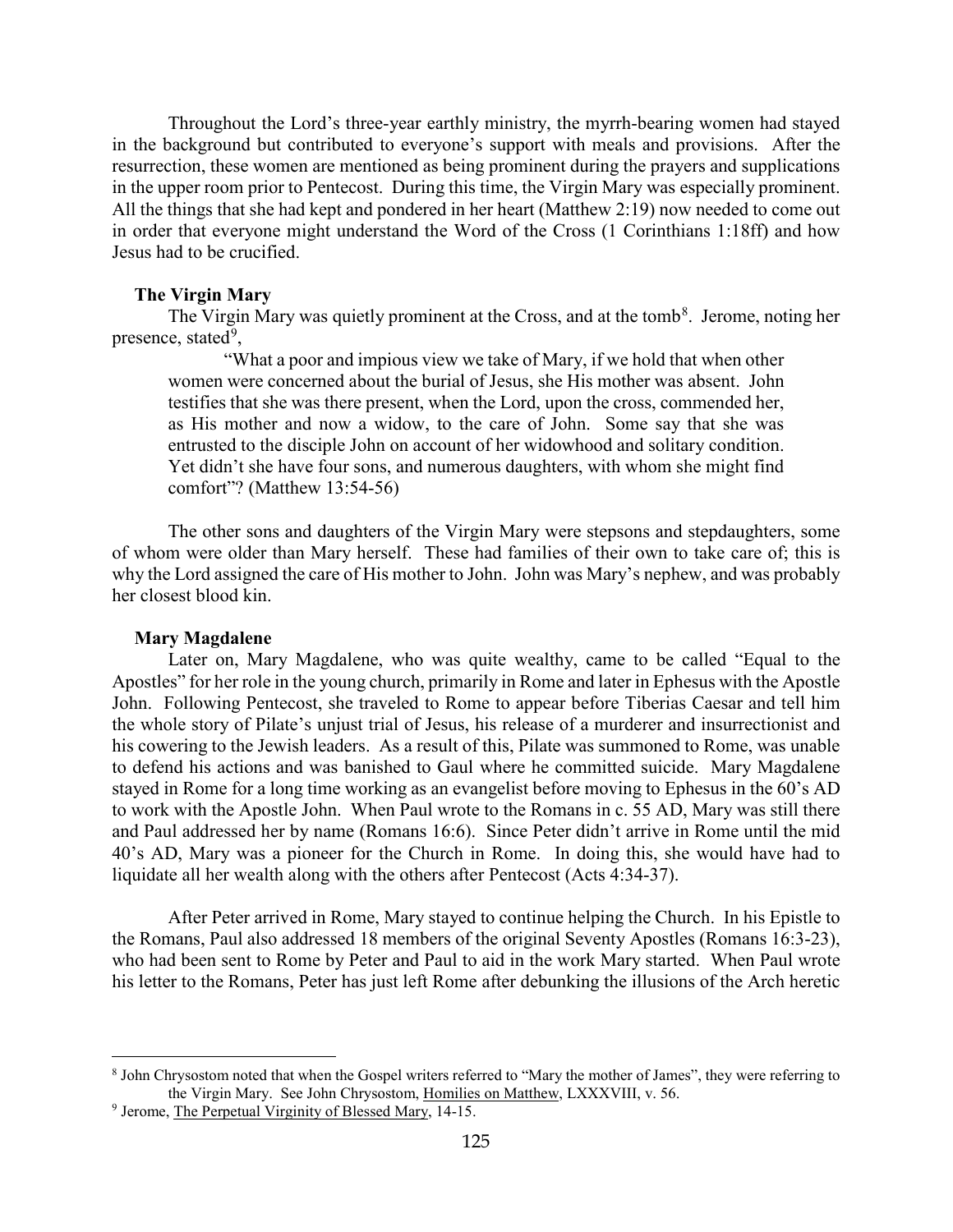Throughout the Lord's three-year earthly ministry, the myrrh-bearing women had stayed in the background but contributed to everyone's support with meals and provisions. After the resurrection, these women are mentioned as being prominent during the prayers and supplications in the upper room prior to Pentecost. During this time, the Virgin Mary was especially prominent. All the things that she had kept and pondered in her heart (Matthew 2:19) now needed to come out in order that everyone might understand the Word of the Cross (1 Corinthians 1:18ff) and how Jesus had to be crucified.

### The Virgin Mary

The Virgin Mary was quietly prominent at the Cross, and at the tomb[8]. Jerome, noting her presence, stated[9],

> "What a poor and impious view we take of Mary, if we hold that when other women were concerned about the burial of Jesus, she His mother was absent. John testifies that she was there present, when the Lord, upon the cross, commended her, as His mother and now a widow, to the care of John. Some say that she was entrusted to the disciple John on account of her widowhood and solitary condition. Yet didn't she have four sons, and numerous daughters, with whom she might find comfort"? (Matthew 13:54-56)

The other sons and daughters of the Virgin Mary were stepsons and stepdaughters, some of whom were older than Mary herself. These had families of their own to take care of; this is why the Lord assigned the care of His mother to John. John was Mary's nephew, and was probably her closest blood kin.

### Mary Magdalene

Later on, Mary Magdalene, who was quite wealthy, came to be called "Equal to the Apostles" for her role in the young church, primarily in Rome and later in Ephesus with the Apostle John. Following Pentecost, she traveled to Rome to appear before Tiberias Caesar and tell him the whole story of Pilate's unjust trial of Jesus, his release of a murderer and insurrectionist and his cowering to the Jewish leaders. As a result of this, Pilate was summoned to Rome, was unable to defend his actions and was banished to Gaul where he committed suicide. Mary Magdalene stayed in Rome for a long time working as an evangelist before moving to Ephesus in the 60's AD to work with the Apostle John. When Paul wrote to the Romans in c. 55 AD, Mary was still there and Paul addressed her by name (Romans 16:6). Since Peter didn't arrive in Rome until the mid 40's AD, Mary was a pioneer for the Church in Rome. In doing this, she would have had to liquidate all her wealth along with the others after Pentecost (Acts 4:34-37).

After Peter arrived in Rome, Mary stayed to continue helping the Church. In his Epistle to the Romans, Paul also addressed 18 members of the original Seventy Apostles (Romans 16:3-23), who had been sent to Rome by Peter and Paul to aid in the work Mary started. When Paul wrote his letter to the Romans, Peter has just left Rome after debunking the illusions of the Arch heretic

---

[8] John Chrysostom noted that when the Gospel writers referred to "Mary the mother of James", they were referring to the Virgin Mary. See John Chrysostom, Homilies on Matthew, LXXXVIII, v. 56.

[9] Jerome, The Perpetual Virginity of Blessed Mary, 14-15.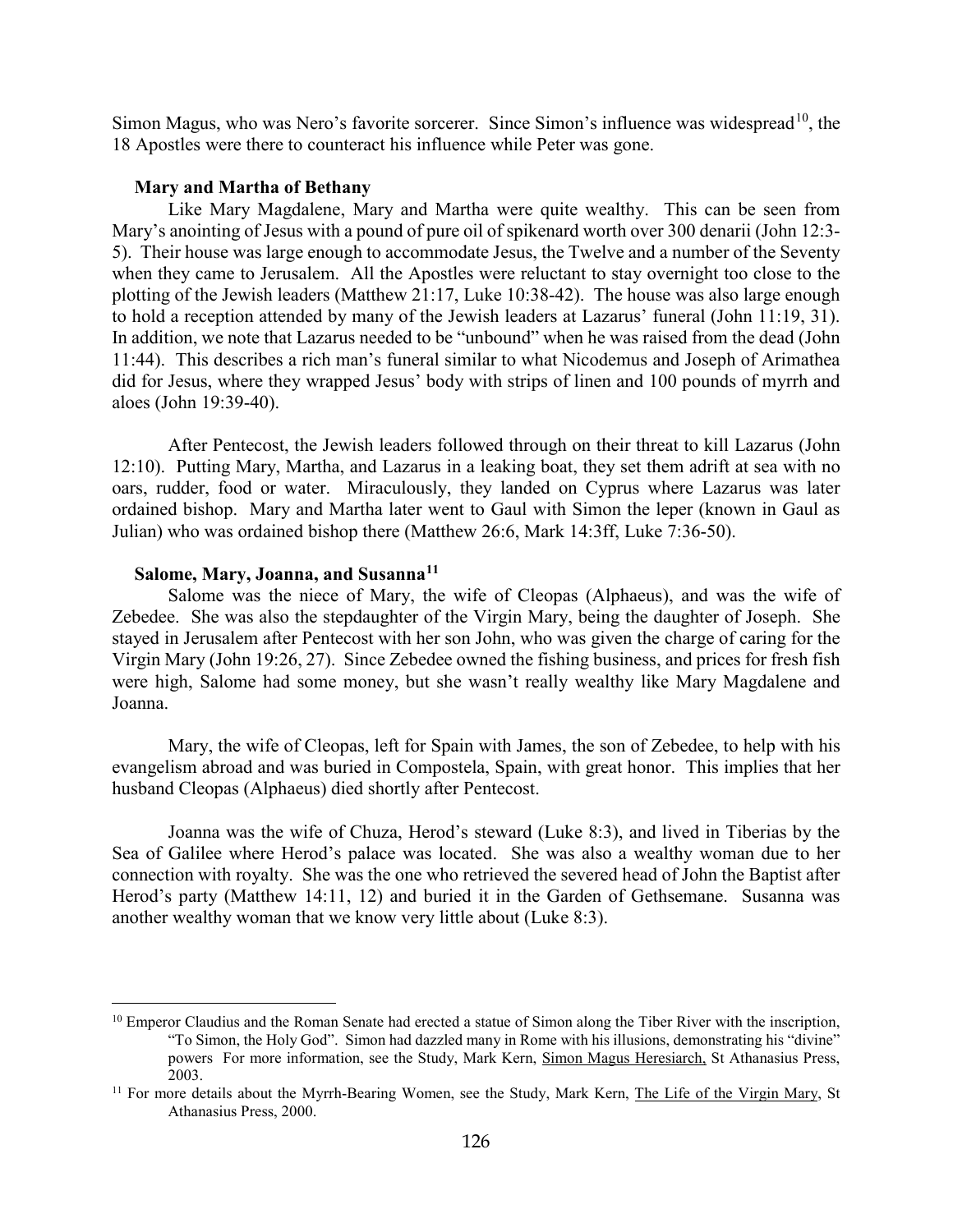Simon Magus, who was Nero's favorite sorcerer. Since Simon's influence was widespread[10], the 18 Apostles were there to counteract his influence while Peter was gone.

### Mary and Martha of Bethany

Like Mary Magdalene, Mary and Martha were quite wealthy. This can be seen from Mary's anointing of Jesus with a pound of pure oil of spikenard worth over 300 denarii (John 12:3-5). Their house was large enough to accommodate Jesus, the Twelve and a number of the Seventy when they came to Jerusalem. All the Apostles were reluctant to stay overnight too close to the plotting of the Jewish leaders (Matthew 21:17, Luke 10:38-42). The house was also large enough to hold a reception attended by many of the Jewish leaders at Lazarus' funeral (John 11:19, 31). In addition, we note that Lazarus needed to be "unbound" when he was raised from the dead (John 11:44). This describes a rich man's funeral similar to what Nicodemus and Joseph of Arimathea did for Jesus, where they wrapped Jesus' body with strips of linen and 100 pounds of myrrh and aloes (John 19:39-40).

After Pentecost, the Jewish leaders followed through on their threat to kill Lazarus (John 12:10). Putting Mary, Martha, and Lazarus in a leaking boat, they set them adrift at sea with no oars, rudder, food or water. Miraculously, they landed on Cyprus where Lazarus was later ordained bishop. Mary and Martha later went to Gaul with Simon the leper (known in Gaul as Julian) who was ordained bishop there (Matthew 26:6, Mark 14:3ff, Luke 7:36-50).

### Salome, Mary, Joanna, and Susanna[11]

Salome was the niece of Mary, the wife of Cleopas (Alphaeus), and was the wife of Zebedee. She was also the stepdaughter of the Virgin Mary, being the daughter of Joseph. She stayed in Jerusalem after Pentecost with her son John, who was given the charge of caring for the Virgin Mary (John 19:26, 27). Since Zebedee owned the fishing business, and prices for fresh fish were high, Salome had some money, but she wasn't really wealthy like Mary Magdalene and Joanna.

Mary, the wife of Cleopas, left for Spain with James, the son of Zebedee, to help with his evangelism abroad and was buried in Compostela, Spain, with great honor. This implies that her husband Cleopas (Alphaeus) died shortly after Pentecost.

Joanna was the wife of Chuza, Herod's steward (Luke 8:3), and lived in Tiberias by the Sea of Galilee where Herod's palace was located. She was also a wealthy woman due to her connection with royalty. She was the one who retrieved the severed head of John the Baptist after Herod's party (Matthew 14:11, 12) and buried it in the Garden of Gethsemane. Susanna was another wealthy woman that we know very little about (Luke 8:3).

---

[10] Emperor Claudius and the Roman Senate had erected a statue of Simon along the Tiber River with the inscription, "To Simon, the Holy God". Simon had dazzled many in Rome with his illusions, demonstrating his "divine" powers For more information, see the Study, Mark Kern, Simon Magus Heresiarch, St Athanasius Press, 2003.

[11] For more details about the Myrrh-Bearing Women, see the Study, Mark Kern, The Life of the Virgin Mary, St Athanasius Press, 2000.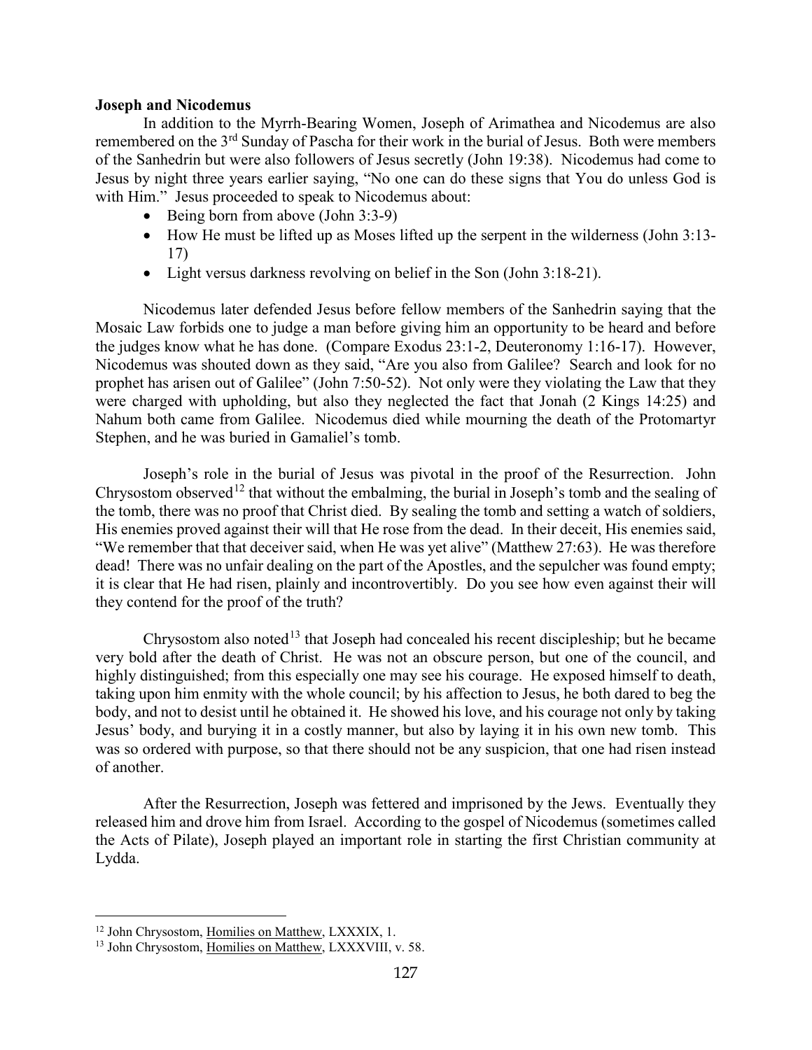**Joseph and Nicodemus**

In addition to the Myrrh-Bearing Women, Joseph of Arimathea and Nicodemus are also remembered on the 3rd Sunday of Pascha for their work in the burial of Jesus. Both were members of the Sanhedrin but were also followers of Jesus secretly (John 19:38). Nicodemus had come to Jesus by night three years earlier saying, "No one can do these signs that You do unless God is with Him." Jesus proceeded to speak to Nicodemus about:

- Being born from above (John 3:3-9)
- How He must be lifted up as Moses lifted up the serpent in the wilderness (John 3:13-17)
- Light versus darkness revolving on belief in the Son (John 3:18-21).

Nicodemus later defended Jesus before fellow members of the Sanhedrin saying that the Mosaic Law forbids one to judge a man before giving him an opportunity to be heard and before the judges know what he has done. (Compare Exodus 23:1-2, Deuteronomy 1:16-17). However, Nicodemus was shouted down as they said, "Are you also from Galilee? Search and look for no prophet has arisen out of Galilee" (John 7:50-52). Not only were they violating the Law that they were charged with upholding, but also they neglected the fact that Jonah (2 Kings 14:25) and Nahum both came from Galilee. Nicodemus died while mourning the death of the Protomartyr Stephen, and he was buried in Gamaliel's tomb.

Joseph's role in the burial of Jesus was pivotal in the proof of the Resurrection. John Chrysostom observed[12] that without the embalming, the burial in Joseph's tomb and the sealing of the tomb, there was no proof that Christ died. By sealing the tomb and setting a watch of soldiers, His enemies proved against their will that He rose from the dead. In their deceit, His enemies said, "We remember that that deceiver said, when He was yet alive" (Matthew 27:63). He was therefore dead! There was no unfair dealing on the part of the Apostles, and the sepulcher was found empty; it is clear that He had risen, plainly and incontrovertibly. Do you see how even against their will they contend for the proof of the truth?

Chrysostom also noted[13] that Joseph had concealed his recent discipleship; but he became very bold after the death of Christ. He was not an obscure person, but one of the council, and highly distinguished; from this especially one may see his courage. He exposed himself to death, taking upon him enmity with the whole council; by his affection to Jesus, he both dared to beg the body, and not to desist until he obtained it. He showed his love, and his courage not only by taking Jesus' body, and burying it in a costly manner, but also by laying it in his own new tomb. This was so ordered with purpose, so that there should not be any suspicion, that one had risen instead of another.

After the Resurrection, Joseph was fettered and imprisoned by the Jews. Eventually they released him and drove him from Israel. According to the gospel of Nicodemus (sometimes called the Acts of Pilate), Joseph played an important role in starting the first Christian community at Lydda.

---

[12] John Chrysostom, Homilies on Matthew, LXXXIX, 1.

[13] John Chrysostom, Homilies on Matthew, LXXXVIII, v. 58.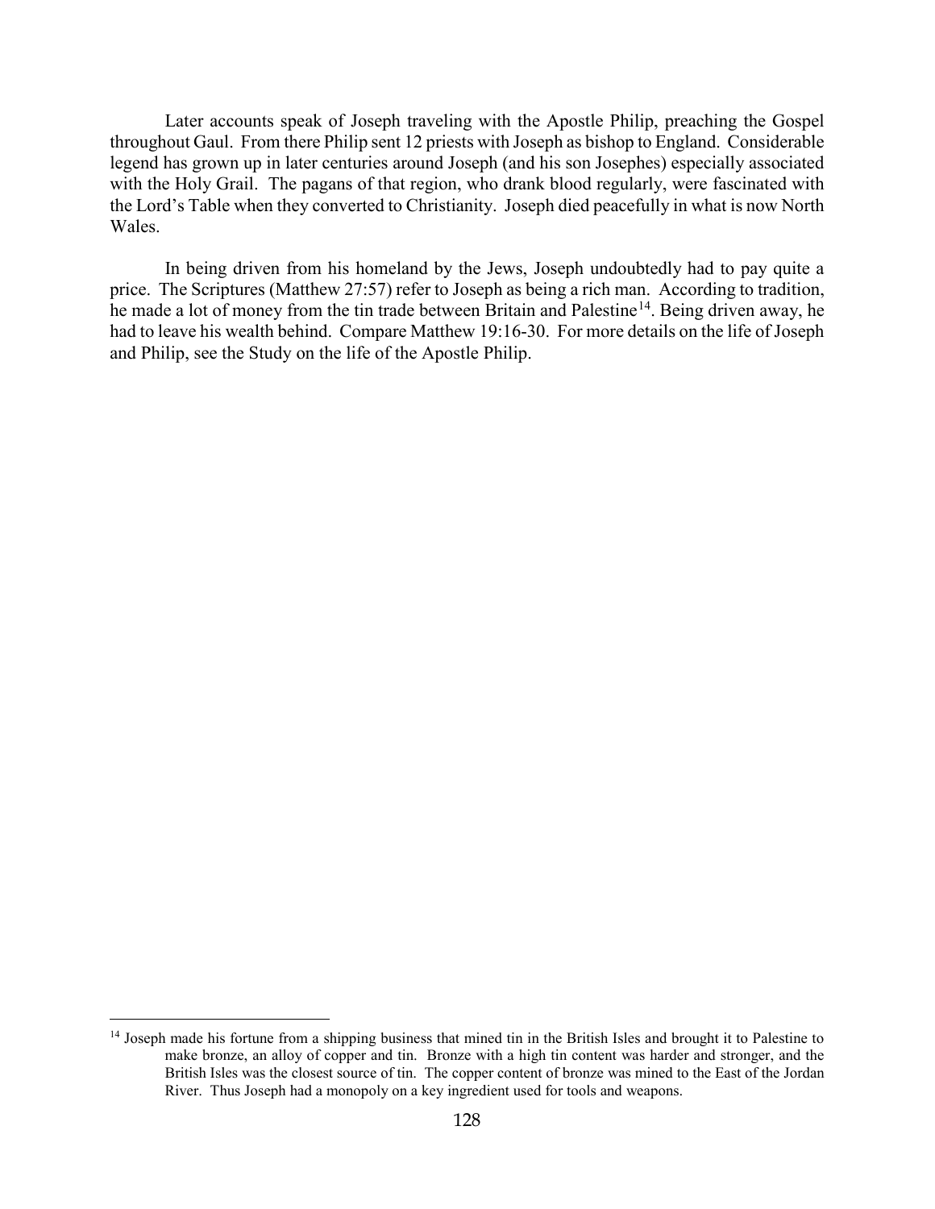Later accounts speak of Joseph traveling with the Apostle Philip, preaching the Gospel throughout Gaul. From there Philip sent 12 priests with Joseph as bishop to England. Considerable legend has grown up in later centuries around Joseph (and his son Josephes) especially associated with the Holy Grail. The pagans of that region, who drank blood regularly, were fascinated with the Lord's Table when they converted to Christianity. Joseph died peacefully in what is now North Wales.

In being driven from his homeland by the Jews, Joseph undoubtedly had to pay quite a price. The Scriptures (Matthew 27:57) refer to Joseph as being a rich man. According to tradition, he made a lot of money from the tin trade between Britain and Palestine[14]. Being driven away, he had to leave his wealth behind. Compare Matthew 19:16-30. For more details on the life of Joseph and Philip, see the Study on the life of the Apostle Philip.

---

[14] Joseph made his fortune from a shipping business that mined tin in the British Isles and brought it to Palestine to make bronze, an alloy of copper and tin. Bronze with a high tin content was harder and stronger, and the British Isles was the closest source of tin. The copper content of bronze was mined to the East of the Jordan River. Thus Joseph had a monopoly on a key ingredient used for tools and weapons.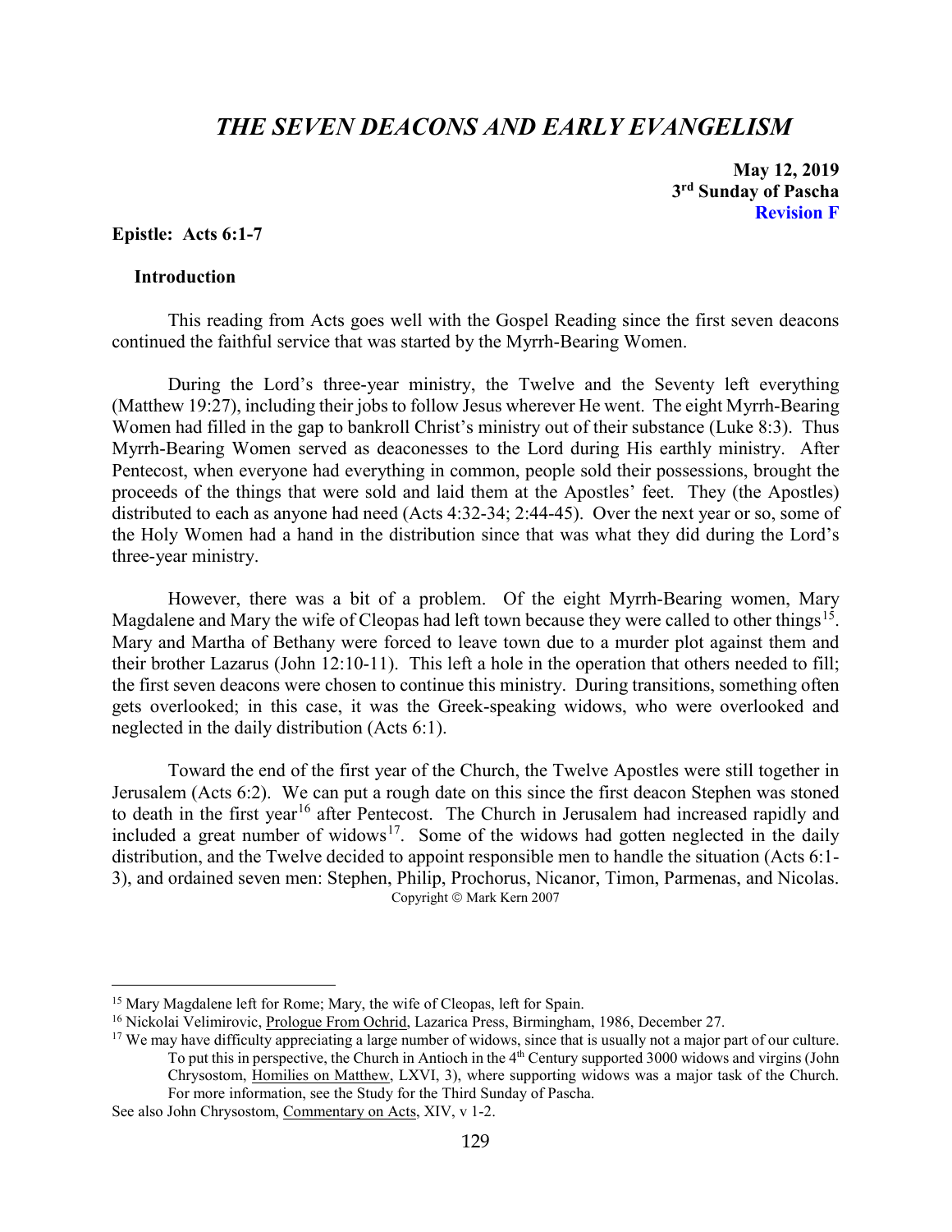# *THE SEVEN DEACONS AND EARLY EVANGELISM*

**May 12, 2019**
**3rd Sunday of Pascha**
**Revision F**

**Epistle: Acts 6:1-7**

**Introduction**

This reading from Acts goes well with the Gospel Reading since the first seven deacons continued the faithful service that was started by the Myrrh-Bearing Women.

During the Lord's three-year ministry, the Twelve and the Seventy left everything (Matthew 19:27), including their jobs to follow Jesus wherever He went. The eight Myrrh-Bearing Women had filled in the gap to bankroll Christ's ministry out of their substance (Luke 8:3). Thus Myrrh-Bearing Women served as deaconesses to the Lord during His earthly ministry. After Pentecost, when everyone had everything in common, people sold their possessions, brought the proceeds of the things that were sold and laid them at the Apostles' feet. They (the Apostles) distributed to each as anyone had need (Acts 4:32-34; 2:44-45). Over the next year or so, some of the Holy Women had a hand in the distribution since that was what they did during the Lord's three-year ministry.

However, there was a bit of a problem. Of the eight Myrrh-Bearing women, Mary Magdalene and Mary the wife of Cleopas had left town because they were called to other things[15]. Mary and Martha of Bethany were forced to leave town due to a murder plot against them and their brother Lazarus (John 12:10-11). This left a hole in the operation that others needed to fill; the first seven deacons were chosen to continue this ministry. During transitions, something often gets overlooked; in this case, it was the Greek-speaking widows, who were overlooked and neglected in the daily distribution (Acts 6:1).

Toward the end of the first year of the Church, the Twelve Apostles were still together in Jerusalem (Acts 6:2). We can put a rough date on this since the first deacon Stephen was stoned to death in the first year[16] after Pentecost. The Church in Jerusalem had increased rapidly and included a great number of widows[17]. Some of the widows had gotten neglected in the daily distribution, and the Twelve decided to appoint responsible men to handle the situation (Acts 6:1-3), and ordained seven men: Stephen, Philip, Prochorus, Nicanor, Timon, Parmenas, and Nicolas.

Copyright © Mark Kern 2007

---

[15] Mary Magdalene left for Rome; Mary, the wife of Cleopas, left for Spain.

[16] Nickolai Velimirovic, Prologue From Ochrid, Lazarica Press, Birmingham, 1986, December 27.

[17] We may have difficulty appreciating a large number of widows, since that is usually not a major part of our culture. To put this in perspective, the Church in Antioch in the 4th Century supported 3000 widows and virgins (John Chrysostom, Homilies on Matthew, LXVI, 3), where supporting widows was a major task of the Church. For more information, see the Study for the Third Sunday of Pascha.

See also John Chrysostom, Commentary on Acts, XIV, v 1-2.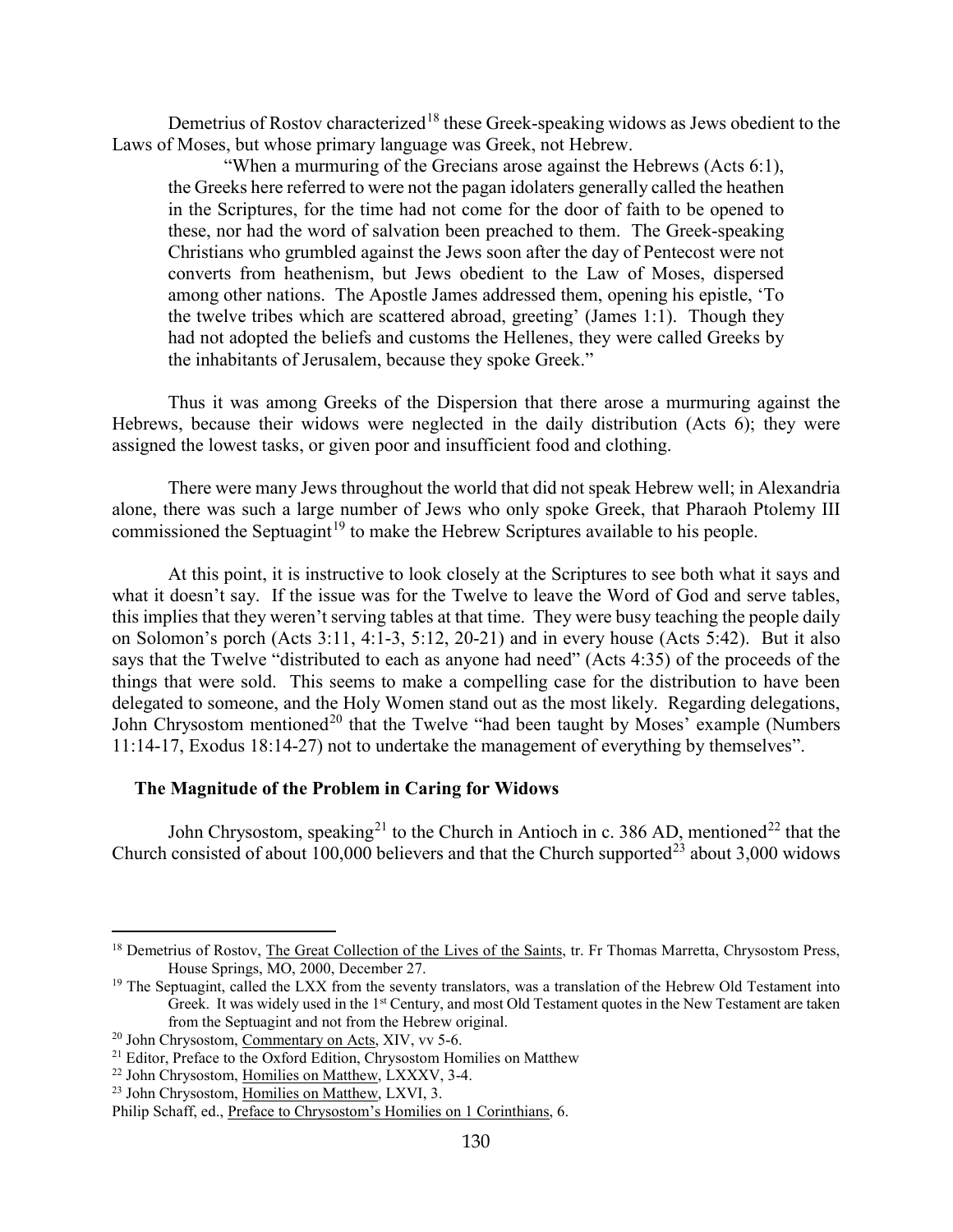Demetrius of Rostov characterized[18] these Greek-speaking widows as Jews obedient to the Laws of Moses, but whose primary language was Greek, not Hebrew.

> "When a murmuring of the Grecians arose against the Hebrews (Acts 6:1), the Greeks here referred to were not the pagan idolaters generally called the heathen in the Scriptures, for the time had not come for the door of faith to be opened to these, nor had the word of salvation been preached to them. The Greek-speaking Christians who grumbled against the Jews soon after the day of Pentecost were not converts from heathenism, but Jews obedient to the Law of Moses, dispersed among other nations. The Apostle James addressed them, opening his epistle, 'To the twelve tribes which are scattered abroad, greeting' (James 1:1). Though they had not adopted the beliefs and customs the Hellenes, they were called Greeks by the inhabitants of Jerusalem, because they spoke Greek."

Thus it was among Greeks of the Dispersion that there arose a murmuring against the Hebrews, because their widows were neglected in the daily distribution (Acts 6); they were assigned the lowest tasks, or given poor and insufficient food and clothing.

There were many Jews throughout the world that did not speak Hebrew well; in Alexandria alone, there was such a large number of Jews who only spoke Greek, that Pharaoh Ptolemy III commissioned the Septuagint[19] to make the Hebrew Scriptures available to his people.

At this point, it is instructive to look closely at the Scriptures to see both what it says and what it doesn't say. If the issue was for the Twelve to leave the Word of God and serve tables, this implies that they weren't serving tables at that time. They were busy teaching the people daily on Solomon's porch (Acts 3:11, 4:1-3, 5:12, 20-21) and in every house (Acts 5:42). But it also says that the Twelve "distributed to each as anyone had need" (Acts 4:35) of the proceeds of the things that were sold. This seems to make a compelling case for the distribution to have been delegated to someone, and the Holy Women stand out as the most likely. Regarding delegations, John Chrysostom mentioned[20] that the Twelve "had been taught by Moses' example (Numbers 11:14-17, Exodus 18:14-27) not to undertake the management of everything by themselves".

### The Magnitude of the Problem in Caring for Widows

John Chrysostom, speaking[21] to the Church in Antioch in c. 386 AD, mentioned[22] that the Church consisted of about 100,000 believers and that the Church supported[23] about 3,000 widows

---

[18] Demetrius of Rostov, The Great Collection of the Lives of the Saints, tr. Fr Thomas Marretta, Chrysostom Press, House Springs, MO, 2000, December 27.

[19] The Septuagint, called the LXX from the seventy translators, was a translation of the Hebrew Old Testament into Greek. It was widely used in the 1st Century, and most Old Testament quotes in the New Testament are taken from the Septuagint and not from the Hebrew original.

[20] John Chrysostom, Commentary on Acts, XIV, vv 5-6.

[21] Editor, Preface to the Oxford Edition, Chrysostom Homilies on Matthew

[22] John Chrysostom, Homilies on Matthew, LXXXV, 3-4.

[23] John Chrysostom, Homilies on Matthew, LXVI, 3.
Philip Schaff, ed., Preface to Chrysostom's Homilies on 1 Corinthians, 6.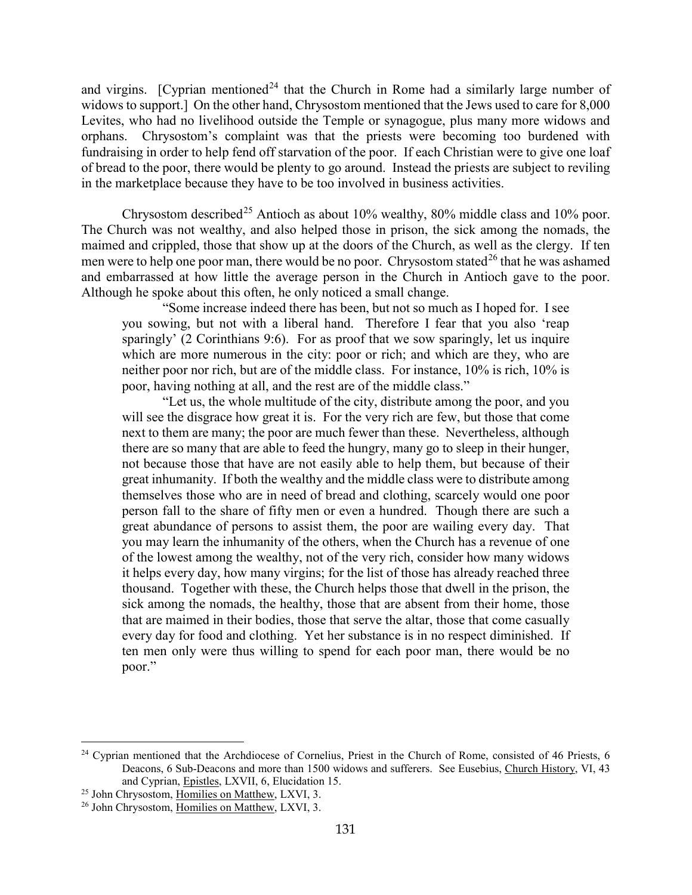and virgins. [Cyprian mentioned[24] that the Church in Rome had a similarly large number of widows to support.] On the other hand, Chrysostom mentioned that the Jews used to care for 8,000 Levites, who had no livelihood outside the Temple or synagogue, plus many more widows and orphans. Chrysostom's complaint was that the priests were becoming too burdened with fundraising in order to help fend off starvation of the poor. If each Christian were to give one loaf of bread to the poor, there would be plenty to go around. Instead the priests are subject to reviling in the marketplace because they have to be too involved in business activities.

Chrysostom described[25] Antioch as about 10% wealthy, 80% middle class and 10% poor. The Church was not wealthy, and also helped those in prison, the sick among the nomads, the maimed and crippled, those that show up at the doors of the Church, as well as the clergy. If ten men were to help one poor man, there would be no poor. Chrysostom stated[26] that he was ashamed and embarrassed at how little the average person in the Church in Antioch gave to the poor. Although he spoke about this often, he only noticed a small change.

> "Some increase indeed there has been, but not so much as I hoped for. I see you sowing, but not with a liberal hand. Therefore I fear that you also 'reap sparingly' (2 Corinthians 9:6). For as proof that we sow sparingly, let us inquire which are more numerous in the city: poor or rich; and which are they, who are neither poor nor rich, but are of the middle class. For instance, 10% is rich, 10% is poor, having nothing at all, and the rest are of the middle class."
>
> "Let us, the whole multitude of the city, distribute among the poor, and you will see the disgrace how great it is. For the very rich are few, but those that come next to them are many; the poor are much fewer than these. Nevertheless, although there are so many that are able to feed the hungry, many go to sleep in their hunger, not because those that have are not easily able to help them, but because of their great inhumanity. If both the wealthy and the middle class were to distribute among themselves those who are in need of bread and clothing, scarcely would one poor person fall to the share of fifty men or even a hundred. Though there are such a great abundance of persons to assist them, the poor are wailing every day. That you may learn the inhumanity of the others, when the Church has a revenue of one of the lowest among the wealthy, not of the very rich, consider how many widows it helps every day, how many virgins; for the list of those has already reached three thousand. Together with these, the Church helps those that dwell in the prison, the sick among the nomads, the healthy, those that are absent from their home, those that are maimed in their bodies, those that serve the altar, those that come casually every day for food and clothing. Yet her substance is in no respect diminished. If ten men only were thus willing to spend for each poor man, there would be no poor."

---

[24] Cyprian mentioned that the Archdiocese of Cornelius, Priest in the Church of Rome, consisted of 46 Priests, 6 Deacons, 6 Sub-Deacons and more than 1500 widows and sufferers. See Eusebius, Church History, VI, 43 and Cyprian, Epistles, LXVII, 6, Elucidation 15.

[25] John Chrysostom, Homilies on Matthew, LXVI, 3.

[26] John Chrysostom, Homilies on Matthew, LXVI, 3.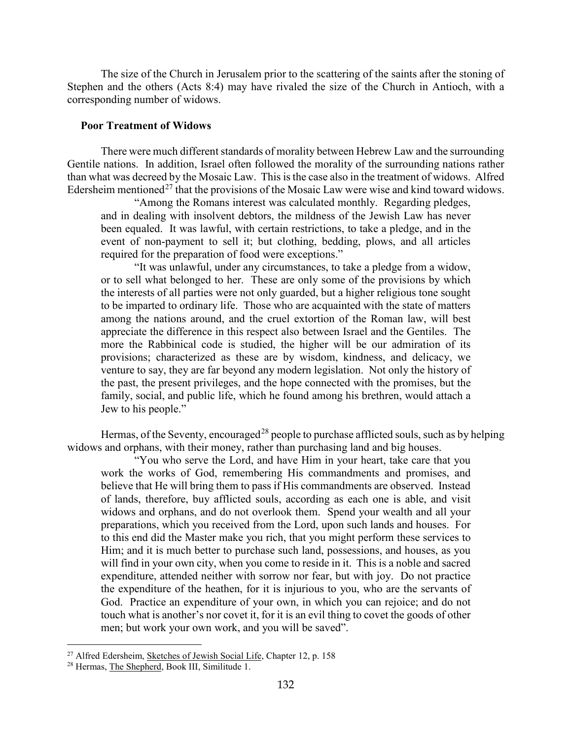The size of the Church in Jerusalem prior to the scattering of the saints after the stoning of Stephen and the others (Acts 8:4) may have rivaled the size of the Church in Antioch, with a corresponding number of widows.

### Poor Treatment of Widows

There were much different standards of morality between Hebrew Law and the surrounding Gentile nations. In addition, Israel often followed the morality of the surrounding nations rather than what was decreed by the Mosaic Law. This is the case also in the treatment of widows. Alfred Edersheim mentioned[27] that the provisions of the Mosaic Law were wise and kind toward widows.

> "Among the Romans interest was calculated monthly. Regarding pledges, and in dealing with insolvent debtors, the mildness of the Jewish Law has never been equaled. It was lawful, with certain restrictions, to take a pledge, and in the event of non-payment to sell it; but clothing, bedding, plows, and all articles required for the preparation of food were exceptions."
>
> "It was unlawful, under any circumstances, to take a pledge from a widow, or to sell what belonged to her. These are only some of the provisions by which the interests of all parties were not only guarded, but a higher religious tone sought to be imparted to ordinary life. Those who are acquainted with the state of matters among the nations around, and the cruel extortion of the Roman law, will best appreciate the difference in this respect also between Israel and the Gentiles. The more the Rabbinical code is studied, the higher will be our admiration of its provisions; characterized as these are by wisdom, kindness, and delicacy, we venture to say, they are far beyond any modern legislation. Not only the history of the past, the present privileges, and the hope connected with the promises, but the family, social, and public life, which he found among his brethren, would attach a Jew to his people."

Hermas, of the Seventy, encouraged[28] people to purchase afflicted souls, such as by helping widows and orphans, with their money, rather than purchasing land and big houses.

> "You who serve the Lord, and have Him in your heart, take care that you work the works of God, remembering His commandments and promises, and believe that He will bring them to pass if His commandments are observed. Instead of lands, therefore, buy afflicted souls, according as each one is able, and visit widows and orphans, and do not overlook them. Spend your wealth and all your preparations, which you received from the Lord, upon such lands and houses. For to this end did the Master make you rich, that you might perform these services to Him; and it is much better to purchase such land, possessions, and houses, as you will find in your own city, when you come to reside in it. This is a noble and sacred expenditure, attended neither with sorrow nor fear, but with joy. Do not practice the expenditure of the heathen, for it is injurious to you, who are the servants of God. Practice an expenditure of your own, in which you can rejoice; and do not touch what is another's nor covet it, for it is an evil thing to covet the goods of other men; but work your own work, and you will be saved".

---

[27] Alfred Edersheim, Sketches of Jewish Social Life, Chapter 12, p. 158

[28] Hermas, The Shepherd, Book III, Similitude 1.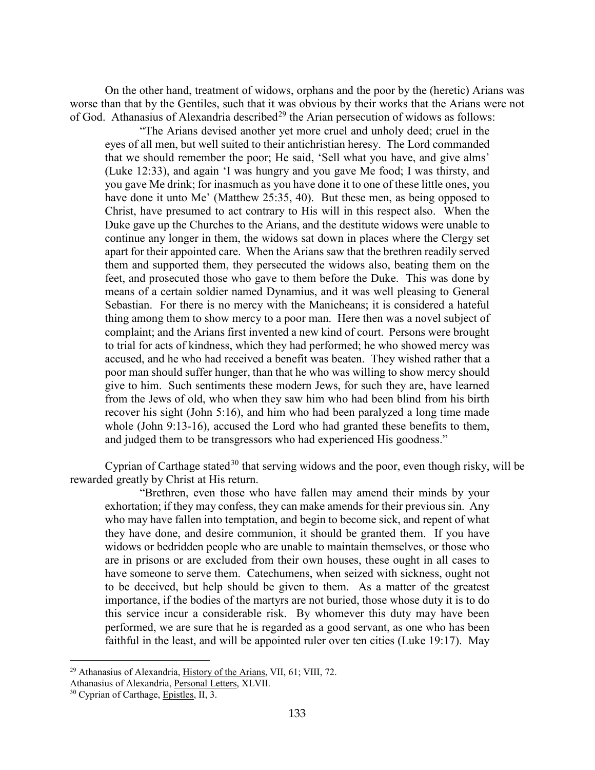On the other hand, treatment of widows, orphans and the poor by the (heretic) Arians was worse than that by the Gentiles, such that it was obvious by their works that the Arians were not of God. Athanasius of Alexandria described[29] the Arian persecution of widows as follows:

> "The Arians devised another yet more cruel and unholy deed; cruel in the eyes of all men, but well suited to their antichristian heresy. The Lord commanded that we should remember the poor; He said, 'Sell what you have, and give alms' (Luke 12:33), and again 'I was hungry and you gave Me food; I was thirsty, and you gave Me drink; for inasmuch as you have done it to one of these little ones, you have done it unto Me' (Matthew 25:35, 40). But these men, as being opposed to Christ, have presumed to act contrary to His will in this respect also. When the Duke gave up the Churches to the Arians, and the destitute widows were unable to continue any longer in them, the widows sat down in places where the Clergy set apart for their appointed care. When the Arians saw that the brethren readily served them and supported them, they persecuted the widows also, beating them on the feet, and prosecuted those who gave to them before the Duke. This was done by means of a certain soldier named Dynamius, and it was well pleasing to General Sebastian. For there is no mercy with the Manicheans; it is considered a hateful thing among them to show mercy to a poor man. Here then was a novel subject of complaint; and the Arians first invented a new kind of court. Persons were brought to trial for acts of kindness, which they had performed; he who showed mercy was accused, and he who had received a benefit was beaten. They wished rather that a poor man should suffer hunger, than that he who was willing to show mercy should give to him. Such sentiments these modern Jews, for such they are, have learned from the Jews of old, who when they saw him who had been blind from his birth recover his sight (John 5:16), and him who had been paralyzed a long time made whole (John 9:13-16), accused the Lord who had granted these benefits to them, and judged them to be transgressors who had experienced His goodness."

Cyprian of Carthage stated[30] that serving widows and the poor, even though risky, will be rewarded greatly by Christ at His return.

> "Brethren, even those who have fallen may amend their minds by your exhortation; if they may confess, they can make amends for their previous sin. Any who may have fallen into temptation, and begin to become sick, and repent of what they have done, and desire communion, it should be granted them. If you have widows or bedridden people who are unable to maintain themselves, or those who are in prisons or are excluded from their own houses, these ought in all cases to have someone to serve them. Catechumens, when seized with sickness, ought not to be deceived, but help should be given to them. As a matter of the greatest importance, if the bodies of the martyrs are not buried, those whose duty it is to do this service incur a considerable risk. By whomever this duty may have been performed, we are sure that he is regarded as a good servant, as one who has been faithful in the least, and will be appointed ruler over ten cities (Luke 19:17). May

---

[29] Athanasius of Alexandria, History of the Arians, VII, 61; VIII, 72.
Athanasius of Alexandria, Personal Letters, XLVII.

[30] Cyprian of Carthage, Epistles, II, 3.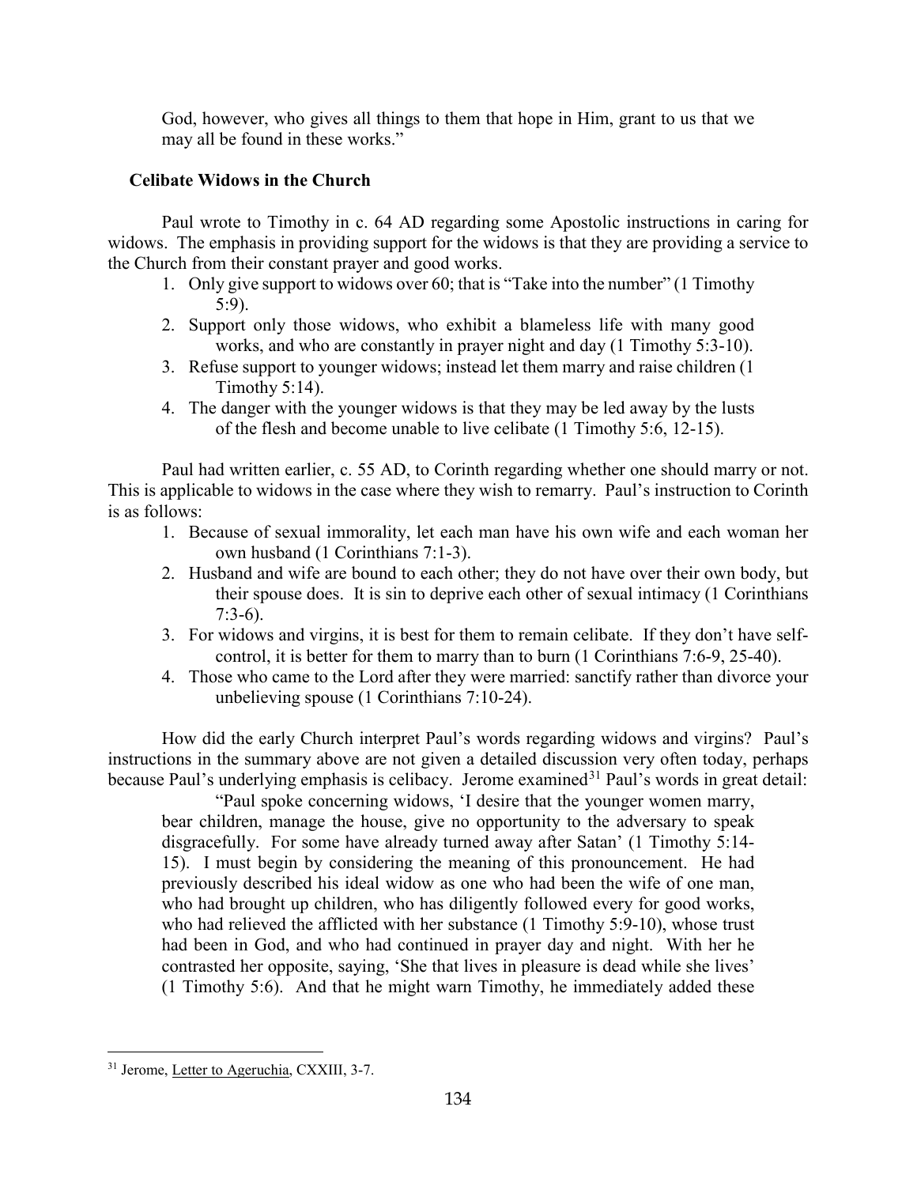God, however, who gives all things to them that hope in Him, grant to us that we may all be found in these works."

### Celibate Widows in the Church

Paul wrote to Timothy in c. 64 AD regarding some Apostolic instructions in caring for widows. The emphasis in providing support for the widows is that they are providing a service to the Church from their constant prayer and good works.

1. Only give support to widows over 60; that is "Take into the number" (1 Timothy 5:9).
2. Support only those widows, who exhibit a blameless life with many good works, and who are constantly in prayer night and day (1 Timothy 5:3-10).
3. Refuse support to younger widows; instead let them marry and raise children (1 Timothy 5:14).
4. The danger with the younger widows is that they may be led away by the lusts of the flesh and become unable to live celibate (1 Timothy 5:6, 12-15).

Paul had written earlier, c. 55 AD, to Corinth regarding whether one should marry or not. This is applicable to widows in the case where they wish to remarry. Paul's instruction to Corinth is as follows:

1. Because of sexual immorality, let each man have his own wife and each woman her own husband (1 Corinthians 7:1-3).
2. Husband and wife are bound to each other; they do not have over their own body, but their spouse does. It is sin to deprive each other of sexual intimacy (1 Corinthians 7:3-6).
3. For widows and virgins, it is best for them to remain celibate. If they don't have self-control, it is better for them to marry than to burn (1 Corinthians 7:6-9, 25-40).
4. Those who came to the Lord after they were married: sanctify rather than divorce your unbelieving spouse (1 Corinthians 7:10-24).

How did the early Church interpret Paul's words regarding widows and virgins? Paul's instructions in the summary above are not given a detailed discussion very often today, perhaps because Paul's underlying emphasis is celibacy. Jerome examined[31] Paul's words in great detail:

> "Paul spoke concerning widows, 'I desire that the younger women marry, bear children, manage the house, give no opportunity to the adversary to speak disgracefully. For some have already turned away after Satan' (1 Timothy 5:14-15). I must begin by considering the meaning of this pronouncement. He had previously described his ideal widow as one who had been the wife of one man, who had brought up children, who has diligently followed every for good works, who had relieved the afflicted with her substance (1 Timothy 5:9-10), whose trust had been in God, and who had continued in prayer day and night. With her he contrasted her opposite, saying, 'She that lives in pleasure is dead while she lives' (1 Timothy 5:6). And that he might warn Timothy, he immediately added these

---

[31] Jerome, Letter to Ageruchia, CXXIII, 3-7.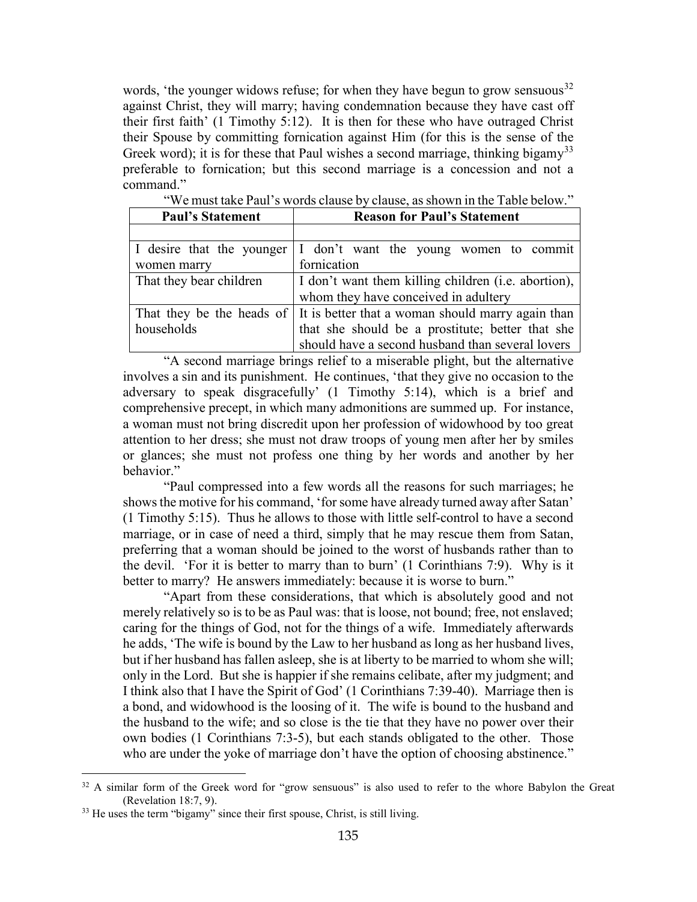words, 'the younger widows refuse; for when they have begun to grow sensuous[32] against Christ, they will marry; having condemnation because they have cast off their first faith' (1 Timothy 5:12). It is then for these who have outraged Christ their Spouse by committing fornication against Him (for this is the sense of the Greek word); it is for these that Paul wishes a second marriage, thinking bigamy[33] preferable to fornication; but this second marriage is a concession and not a command."

"We must take Paul's words clause by clause, as shown in the Table below."

| Paul's Statement | Reason for Paul's Statement |
|---|---|
| | |
| I desire that the younger women marry | I don't want the young women to commit fornication |
| That they bear children | I don't want them killing children (i.e. abortion), whom they have conceived in adultery |
| That they be the heads of households | It is better that a woman should marry again than that she should be a prostitute; better that she should have a second husband than several lovers |

"A second marriage brings relief to a miserable plight, but the alternative involves a sin and its punishment. He continues, 'that they give no occasion to the adversary to speak disgracefully' (1 Timothy 5:14), which is a brief and comprehensive precept, in which many admonitions are summed up. For instance, a woman must not bring discredit upon her profession of widowhood by too great attention to her dress; she must not draw troops of young men after her by smiles or glances; she must not profess one thing by her words and another by her behavior."

"Paul compressed into a few words all the reasons for such marriages; he shows the motive for his command, 'for some have already turned away after Satan' (1 Timothy 5:15). Thus he allows to those with little self-control to have a second marriage, or in case of need a third, simply that he may rescue them from Satan, preferring that a woman should be joined to the worst of husbands rather than to the devil. 'For it is better to marry than to burn' (1 Corinthians 7:9). Why is it better to marry? He answers immediately: because it is worse to burn."

"Apart from these considerations, that which is absolutely good and not merely relatively so is to be as Paul was: that is loose, not bound; free, not enslaved; caring for the things of God, not for the things of a wife. Immediately afterwards he adds, 'The wife is bound by the Law to her husband as long as her husband lives, but if her husband has fallen asleep, she is at liberty to be married to whom she will; only in the Lord. But she is happier if she remains celibate, after my judgment; and I think also that I have the Spirit of God' (1 Corinthians 7:39-40). Marriage then is a bond, and widowhood is the loosing of it. The wife is bound to the husband and the husband to the wife; and so close is the tie that they have no power over their own bodies (1 Corinthians 7:3-5), but each stands obligated to the other. Those who are under the yoke of marriage don't have the option of choosing abstinence."

[32] A similar form of the Greek word for "grow sensuous" is also used to refer to the whore Babylon the Great (Revelation 18:7, 9).

[33] He uses the term "bigamy" since their first spouse, Christ, is still living.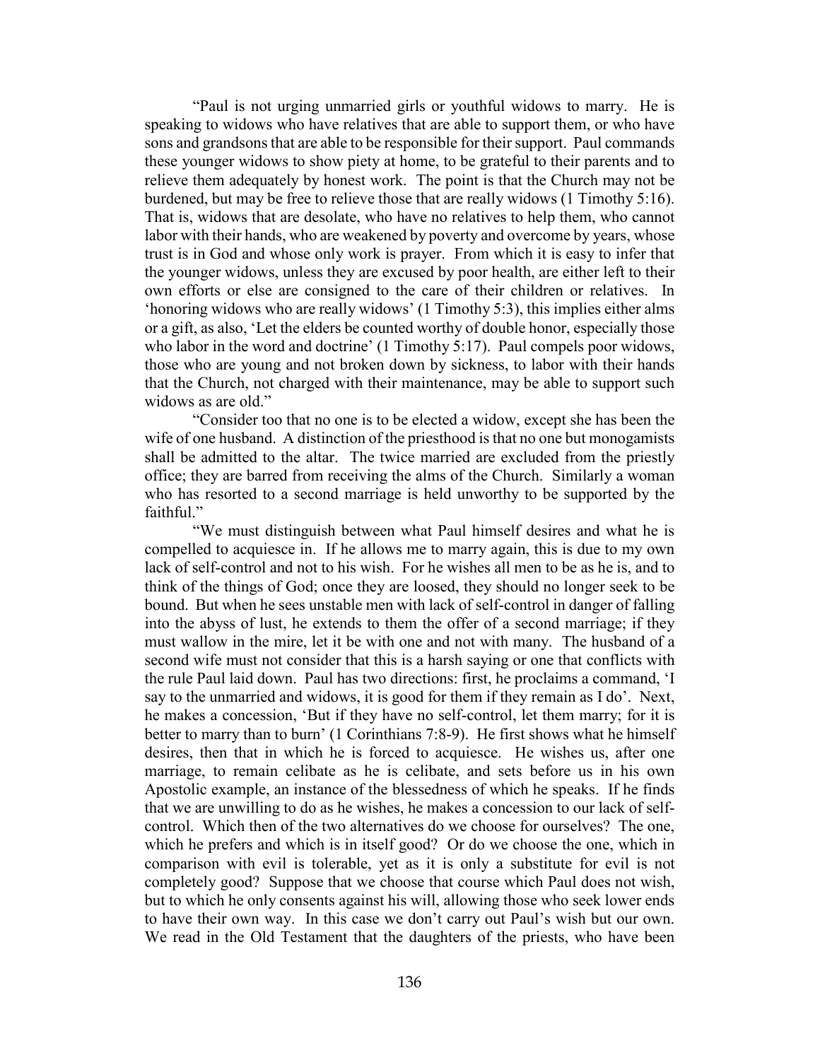"Paul is not urging unmarried girls or youthful widows to marry. He is speaking to widows who have relatives that are able to support them, or who have sons and grandsons that are able to be responsible for their support. Paul commands these younger widows to show piety at home, to be grateful to their parents and to relieve them adequately by honest work. The point is that the Church may not be burdened, but may be free to relieve those that are really widows (1 Timothy 5:16). That is, widows that are desolate, who have no relatives to help them, who cannot labor with their hands, who are weakened by poverty and overcome by years, whose trust is in God and whose only work is prayer. From which it is easy to infer that the younger widows, unless they are excused by poor health, are either left to their own efforts or else are consigned to the care of their children or relatives. In 'honoring widows who are really widows' (1 Timothy 5:3), this implies either alms or a gift, as also, 'Let the elders be counted worthy of double honor, especially those who labor in the word and doctrine' (1 Timothy 5:17). Paul compels poor widows, those who are young and not broken down by sickness, to labor with their hands that the Church, not charged with their maintenance, may be able to support such widows as are old."

"Consider too that no one is to be elected a widow, except she has been the wife of one husband. A distinction of the priesthood is that no one but monogamists shall be admitted to the altar. The twice married are excluded from the priestly office; they are barred from receiving the alms of the Church. Similarly a woman who has resorted to a second marriage is held unworthy to be supported by the faithful."

"We must distinguish between what Paul himself desires and what he is compelled to acquiesce in. If he allows me to marry again, this is due to my own lack of self-control and not to his wish. For he wishes all men to be as he is, and to think of the things of God; once they are loosed, they should no longer seek to be bound. But when he sees unstable men with lack of self-control in danger of falling into the abyss of lust, he extends to them the offer of a second marriage; if they must wallow in the mire, let it be with one and not with many. The husband of a second wife must not consider that this is a harsh saying or one that conflicts with the rule Paul laid down. Paul has two directions: first, he proclaims a command, 'I say to the unmarried and widows, it is good for them if they remain as I do'. Next, he makes a concession, 'But if they have no self-control, let them marry; for it is better to marry than to burn' (1 Corinthians 7:8-9). He first shows what he himself desires, then that in which he is forced to acquiesce. He wishes us, after one marriage, to remain celibate as he is celibate, and sets before us in his own Apostolic example, an instance of the blessedness of which he speaks. If he finds that we are unwilling to do as he wishes, he makes a concession to our lack of self-control. Which then of the two alternatives do we choose for ourselves? The one, which he prefers and which is in itself good? Or do we choose the one, which in comparison with evil is tolerable, yet as it is only a substitute for evil is not completely good? Suppose that we choose that course which Paul does not wish, but to which he only consents against his will, allowing those who seek lower ends to have their own way. In this case we don't carry out Paul's wish but our own. We read in the Old Testament that the daughters of the priests, who have been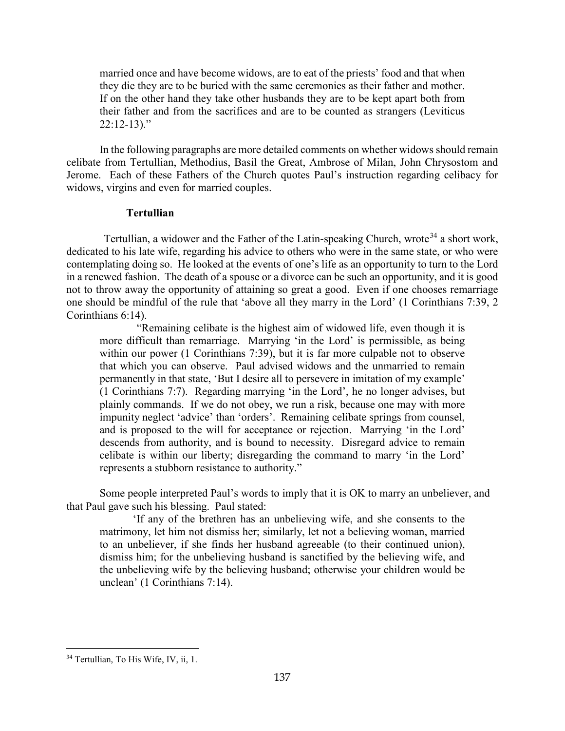> married once and have become widows, are to eat of the priests' food and that when they die they are to be buried with the same ceremonies as their father and mother. If on the other hand they take other husbands they are to be kept apart both from their father and from the sacrifices and are to be counted as strangers (Leviticus 22:12-13)."

In the following paragraphs are more detailed comments on whether widows should remain celibate from Tertullian, Methodius, Basil the Great, Ambrose of Milan, John Chrysostom and Jerome. Each of these Fathers of the Church quotes Paul's instruction regarding celibacy for widows, virgins and even for married couples.

### Tertullian

Tertullian, a widower and the Father of the Latin-speaking Church, wrote[34] a short work, dedicated to his late wife, regarding his advice to others who were in the same state, or who were contemplating doing so. He looked at the events of one's life as an opportunity to turn to the Lord in a renewed fashion. The death of a spouse or a divorce can be such an opportunity, and it is good not to throw away the opportunity of attaining so great a good. Even if one chooses remarriage one should be mindful of the rule that 'above all they marry in the Lord' (1 Corinthians 7:39, 2 Corinthians 6:14).

> "Remaining celibate is the highest aim of widowed life, even though it is more difficult than remarriage. Marrying 'in the Lord' is permissible, as being within our power (1 Corinthians 7:39), but it is far more culpable not to observe that which you can observe. Paul advised widows and the unmarried to remain permanently in that state, 'But I desire all to persevere in imitation of my example' (1 Corinthians 7:7). Regarding marrying 'in the Lord', he no longer advises, but plainly commands. If we do not obey, we run a risk, because one may with more impunity neglect 'advice' than 'orders'. Remaining celibate springs from counsel, and is proposed to the will for acceptance or rejection. Marrying 'in the Lord' descends from authority, and is bound to necessity. Disregard advice to remain celibate is within our liberty; disregarding the command to marry 'in the Lord' represents a stubborn resistance to authority."

Some people interpreted Paul's words to imply that it is OK to marry an unbeliever, and that Paul gave such his blessing. Paul stated:

> 'If any of the brethren has an unbelieving wife, and she consents to the matrimony, let him not dismiss her; similarly, let not a believing woman, married to an unbeliever, if she finds her husband agreeable (to their continued union), dismiss him; for the unbelieving husband is sanctified by the believing wife, and the unbelieving wife by the believing husband; otherwise your children would be unclean' (1 Corinthians 7:14).

---

[34] Tertullian, To His Wife, IV, ii, 1.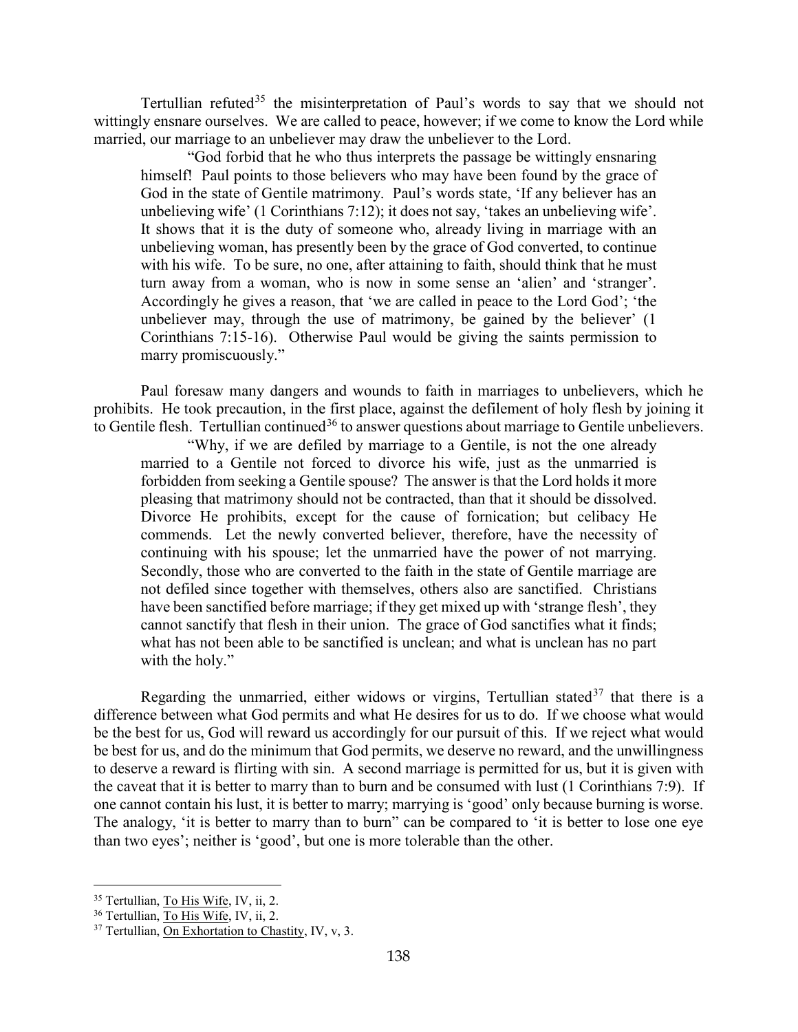Tertullian refuted[35] the misinterpretation of Paul's words to say that we should not wittingly ensnare ourselves. We are called to peace, however; if we come to know the Lord while married, our marriage to an unbeliever may draw the unbeliever to the Lord.

> "God forbid that he who thus interprets the passage be wittingly ensnaring himself! Paul points to those believers who may have been found by the grace of God in the state of Gentile matrimony. Paul's words state, 'If any believer has an unbelieving wife' (1 Corinthians 7:12); it does not say, 'takes an unbelieving wife'. It shows that it is the duty of someone who, already living in marriage with an unbelieving woman, has presently been by the grace of God converted, to continue with his wife. To be sure, no one, after attaining to faith, should think that he must turn away from a woman, who is now in some sense an 'alien' and 'stranger'. Accordingly he gives a reason, that 'we are called in peace to the Lord God'; 'the unbeliever may, through the use of matrimony, be gained by the believer' (1 Corinthians 7:15-16). Otherwise Paul would be giving the saints permission to marry promiscuously."

Paul foresaw many dangers and wounds to faith in marriages to unbelievers, which he prohibits. He took precaution, in the first place, against the defilement of holy flesh by joining it to Gentile flesh. Tertullian continued[36] to answer questions about marriage to Gentile unbelievers.

> "Why, if we are defiled by marriage to a Gentile, is not the one already married to a Gentile not forced to divorce his wife, just as the unmarried is forbidden from seeking a Gentile spouse? The answer is that the Lord holds it more pleasing that matrimony should not be contracted, than that it should be dissolved. Divorce He prohibits, except for the cause of fornication; but celibacy He commends. Let the newly converted believer, therefore, have the necessity of continuing with his spouse; let the unmarried have the power of not marrying. Secondly, those who are converted to the faith in the state of Gentile marriage are not defiled since together with themselves, others also are sanctified. Christians have been sanctified before marriage; if they get mixed up with 'strange flesh', they cannot sanctify that flesh in their union. The grace of God sanctifies what it finds; what has not been able to be sanctified is unclean; and what is unclean has no part with the holy."

Regarding the unmarried, either widows or virgins, Tertullian stated[37] that there is a difference between what God permits and what He desires for us to do. If we choose what would be the best for us, God will reward us accordingly for our pursuit of this. If we reject what would be best for us, and do the minimum that God permits, we deserve no reward, and the unwillingness to deserve a reward is flirting with sin. A second marriage is permitted for us, but it is given with the caveat that it is better to marry than to burn and be consumed with lust (1 Corinthians 7:9). If one cannot contain his lust, it is better to marry; marrying is 'good' only because burning is worse. The analogy, 'it is better to marry than to burn" can be compared to 'it is better to lose one eye than two eyes'; neither is 'good', but one is more tolerable than the other.

---

[35] Tertullian, To His Wife, IV, ii, 2.

[36] Tertullian, To His Wife, IV, ii, 2.

[37] Tertullian, On Exhortation to Chastity, IV, v, 3.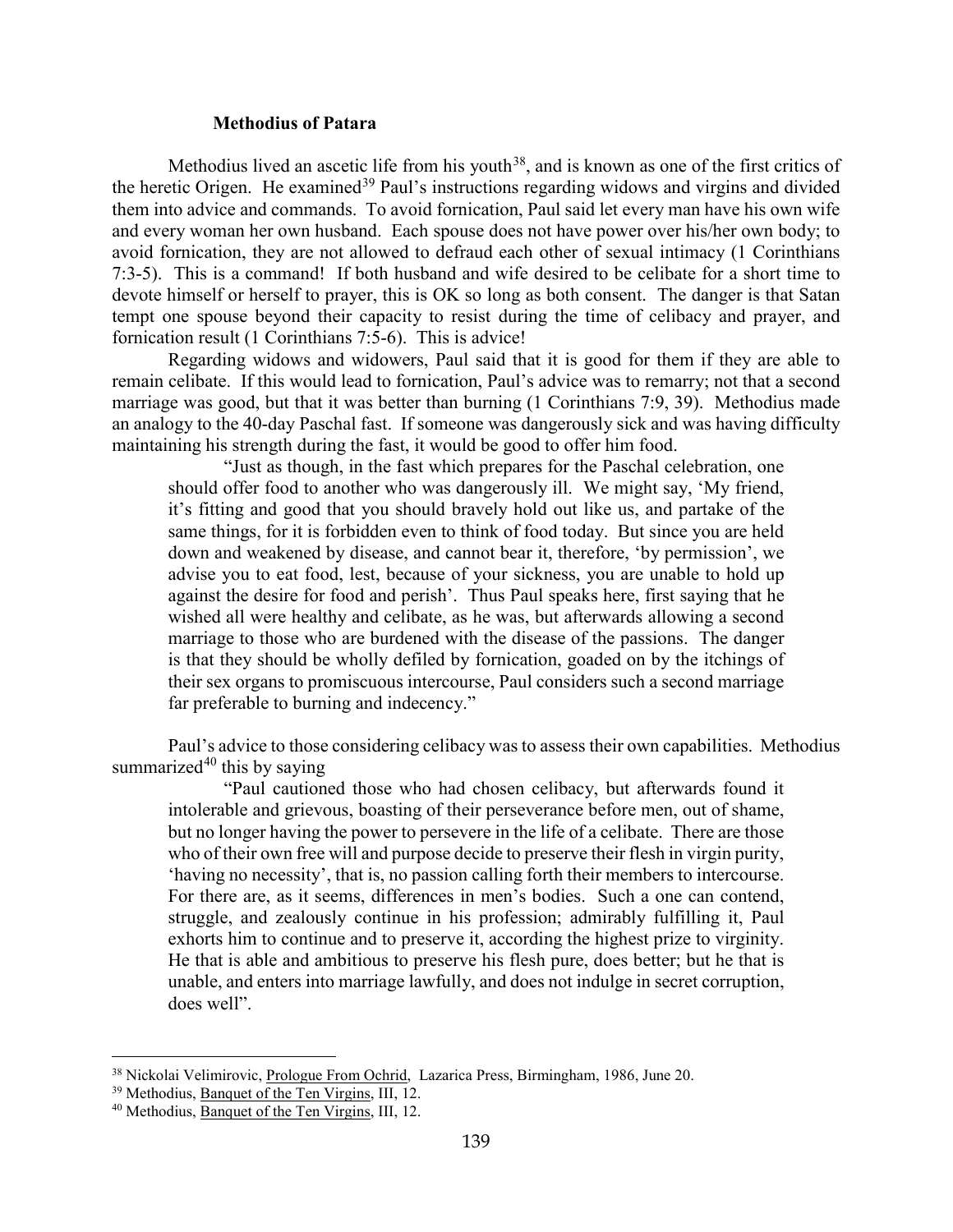### Methodius of Patara

Methodius lived an ascetic life from his youth[38], and is known as one of the first critics of the heretic Origen. He examined[39] Paul's instructions regarding widows and virgins and divided them into advice and commands. To avoid fornication, Paul said let every man have his own wife and every woman her own husband. Each spouse does not have power over his/her own body; to avoid fornication, they are not allowed to defraud each other of sexual intimacy (1 Corinthians 7:3-5). This is a command! If both husband and wife desired to be celibate for a short time to devote himself or herself to prayer, this is OK so long as both consent. The danger is that Satan tempt one spouse beyond their capacity to resist during the time of celibacy and prayer, and fornication result (1 Corinthians 7:5-6). This is advice!

Regarding widows and widowers, Paul said that it is good for them if they are able to remain celibate. If this would lead to fornication, Paul's advice was to remarry; not that a second marriage was good, but that it was better than burning (1 Corinthians 7:9, 39). Methodius made an analogy to the 40-day Paschal fast. If someone was dangerously sick and was having difficulty maintaining his strength during the fast, it would be good to offer him food.

> "Just as though, in the fast which prepares for the Paschal celebration, one should offer food to another who was dangerously ill. We might say, 'My friend, it's fitting and good that you should bravely hold out like us, and partake of the same things, for it is forbidden even to think of food today. But since you are held down and weakened by disease, and cannot bear it, therefore, 'by permission', we advise you to eat food, lest, because of your sickness, you are unable to hold up against the desire for food and perish'. Thus Paul speaks here, first saying that he wished all were healthy and celibate, as he was, but afterwards allowing a second marriage to those who are burdened with the disease of the passions. The danger is that they should be wholly defiled by fornication, goaded on by the itchings of their sex organs to promiscuous intercourse, Paul considers such a second marriage far preferable to burning and indecency."

Paul's advice to those considering celibacy was to assess their own capabilities. Methodius summarized[40] this by saying

> "Paul cautioned those who had chosen celibacy, but afterwards found it intolerable and grievous, boasting of their perseverance before men, out of shame, but no longer having the power to persevere in the life of a celibate. There are those who of their own free will and purpose decide to preserve their flesh in virgin purity, 'having no necessity', that is, no passion calling forth their members to intercourse. For there are, as it seems, differences in men's bodies. Such a one can contend, struggle, and zealously continue in his profession; admirably fulfilling it, Paul exhorts him to continue and to preserve it, according the highest prize to virginity. He that is able and ambitious to preserve his flesh pure, does better; but he that is unable, and enters into marriage lawfully, and does not indulge in secret corruption, does well".

---

[38] Nickolai Velimirovic, Prologue From Ochrid, Lazarica Press, Birmingham, 1986, June 20.

[39] Methodius, Banquet of the Ten Virgins, III, 12.

[40] Methodius, Banquet of the Ten Virgins, III, 12.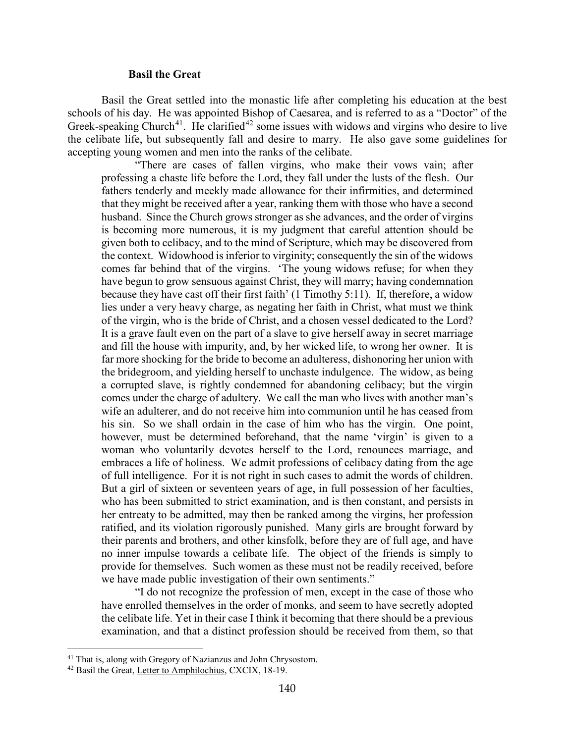### Basil the Great

Basil the Great settled into the monastic life after completing his education at the best schools of his day. He was appointed Bishop of Caesarea, and is referred to as a "Doctor" of the Greek-speaking Church[41]. He clarified[42] some issues with widows and virgins who desire to live the celibate life, but subsequently fall and desire to marry. He also gave some guidelines for accepting young women and men into the ranks of the celibate.

> "There are cases of fallen virgins, who make their vows vain; after professing a chaste life before the Lord, they fall under the lusts of the flesh. Our fathers tenderly and meekly made allowance for their infirmities, and determined that they might be received after a year, ranking them with those who have a second husband. Since the Church grows stronger as she advances, and the order of virgins is becoming more numerous, it is my judgment that careful attention should be given both to celibacy, and to the mind of Scripture, which may be discovered from the context. Widowhood is inferior to virginity; consequently the sin of the widows comes far behind that of the virgins. 'The young widows refuse; for when they have begun to grow sensuous against Christ, they will marry; having condemnation because they have cast off their first faith' (1 Timothy 5:11). If, therefore, a widow lies under a very heavy charge, as negating her faith in Christ, what must we think of the virgin, who is the bride of Christ, and a chosen vessel dedicated to the Lord? It is a grave fault even on the part of a slave to give herself away in secret marriage and fill the house with impurity, and, by her wicked life, to wrong her owner. It is far more shocking for the bride to become an adulteress, dishonoring her union with the bridegroom, and yielding herself to unchaste indulgence. The widow, as being a corrupted slave, is rightly condemned for abandoning celibacy; but the virgin comes under the charge of adultery. We call the man who lives with another man's wife an adulterer, and do not receive him into communion until he has ceased from his sin. So we shall ordain in the case of him who has the virgin. One point, however, must be determined beforehand, that the name 'virgin' is given to a woman who voluntarily devotes herself to the Lord, renounces marriage, and embraces a life of holiness. We admit professions of celibacy dating from the age of full intelligence. For it is not right in such cases to admit the words of children. But a girl of sixteen or seventeen years of age, in full possession of her faculties, who has been submitted to strict examination, and is then constant, and persists in her entreaty to be admitted, may then be ranked among the virgins, her profession ratified, and its violation rigorously punished. Many girls are brought forward by their parents and brothers, and other kinsfolk, before they are of full age, and have no inner impulse towards a celibate life. The object of the friends is simply to provide for themselves. Such women as these must not be readily received, before we have made public investigation of their own sentiments."
>
> "I do not recognize the profession of men, except in the case of those who have enrolled themselves in the order of monks, and seem to have secretly adopted the celibate life. Yet in their case I think it becoming that there should be a previous examination, and that a distinct profession should be received from them, so that

---

[41] That is, along with Gregory of Nazianzus and John Chrysostom.

[42] Basil the Great, Letter to Amphilochius, CXCIX, 18-19.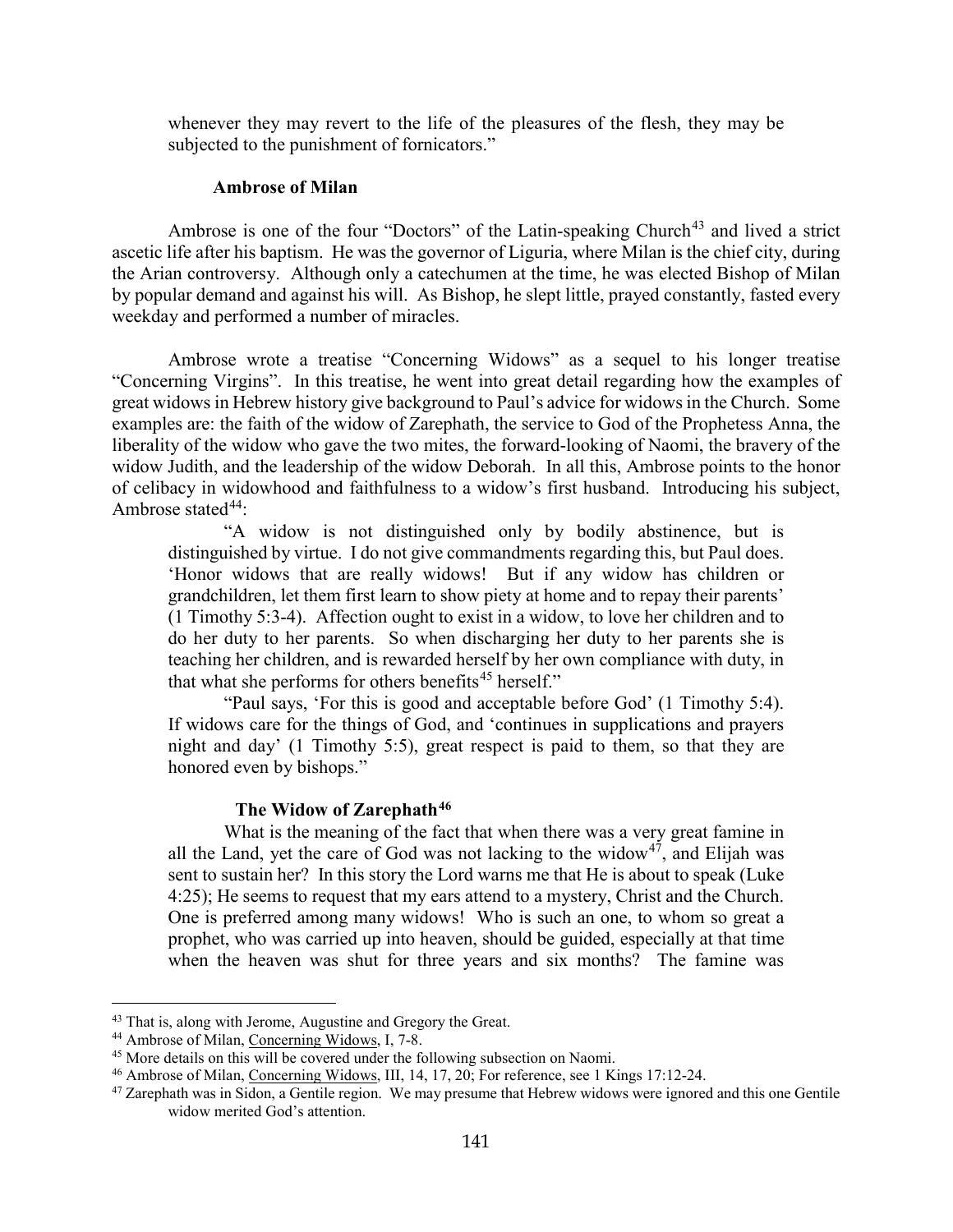> whenever they may revert to the life of the pleasures of the flesh, they may be subjected to the punishment of fornicators."

### Ambrose of Milan

Ambrose is one of the four "Doctors" of the Latin-speaking Church[43] and lived a strict ascetic life after his baptism. He was the governor of Liguria, where Milan is the chief city, during the Arian controversy. Although only a catechumen at the time, he was elected Bishop of Milan by popular demand and against his will. As Bishop, he slept little, prayed constantly, fasted every weekday and performed a number of miracles.

Ambrose wrote a treatise "Concerning Widows" as a sequel to his longer treatise "Concerning Virgins". In this treatise, he went into great detail regarding how the examples of great widows in Hebrew history give background to Paul's advice for widows in the Church. Some examples are: the faith of the widow of Zarephath, the service to God of the Prophetess Anna, the liberality of the widow who gave the two mites, the forward-looking of Naomi, the bravery of the widow Judith, and the leadership of the widow Deborah. In all this, Ambrose points to the honor of celibacy in widowhood and faithfulness to a widow's first husband. Introducing his subject, Ambrose stated[44]:

> "A widow is not distinguished only by bodily abstinence, but is distinguished by virtue. I do not give commandments regarding this, but Paul does. 'Honor widows that are really widows! But if any widow has children or grandchildren, let them first learn to show piety at home and to repay their parents' (1 Timothy 5:3-4). Affection ought to exist in a widow, to love her children and to do her duty to her parents. So when discharging her duty to her parents she is teaching her children, and is rewarded herself by her own compliance with duty, in that what she performs for others benefits[45] herself."
>
> "Paul says, 'For this is good and acceptable before God' (1 Timothy 5:4). If widows care for the things of God, and 'continues in supplications and prayers night and day' (1 Timothy 5:5), great respect is paid to them, so that they are honored even by bishops."
>
> **The Widow of Zarephath[46]**
>
> What is the meaning of the fact that when there was a very great famine in all the Land, yet the care of God was not lacking to the widow[47], and Elijah was sent to sustain her? In this story the Lord warns me that He is about to speak (Luke 4:25); He seems to request that my ears attend to a mystery, Christ and the Church. One is preferred among many widows! Who is such an one, to whom so great a prophet, who was carried up into heaven, should be guided, especially at that time when the heaven was shut for three years and six months? The famine was

---

[43] That is, along with Jerome, Augustine and Gregory the Great.

[44] Ambrose of Milan, Concerning Widows, I, 7-8.

[45] More details on this will be covered under the following subsection on Naomi.

[46] Ambrose of Milan, Concerning Widows, III, 14, 17, 20; For reference, see 1 Kings 17:12-24.

[47] Zarephath was in Sidon, a Gentile region. We may presume that Hebrew widows were ignored and this one Gentile widow merited God's attention.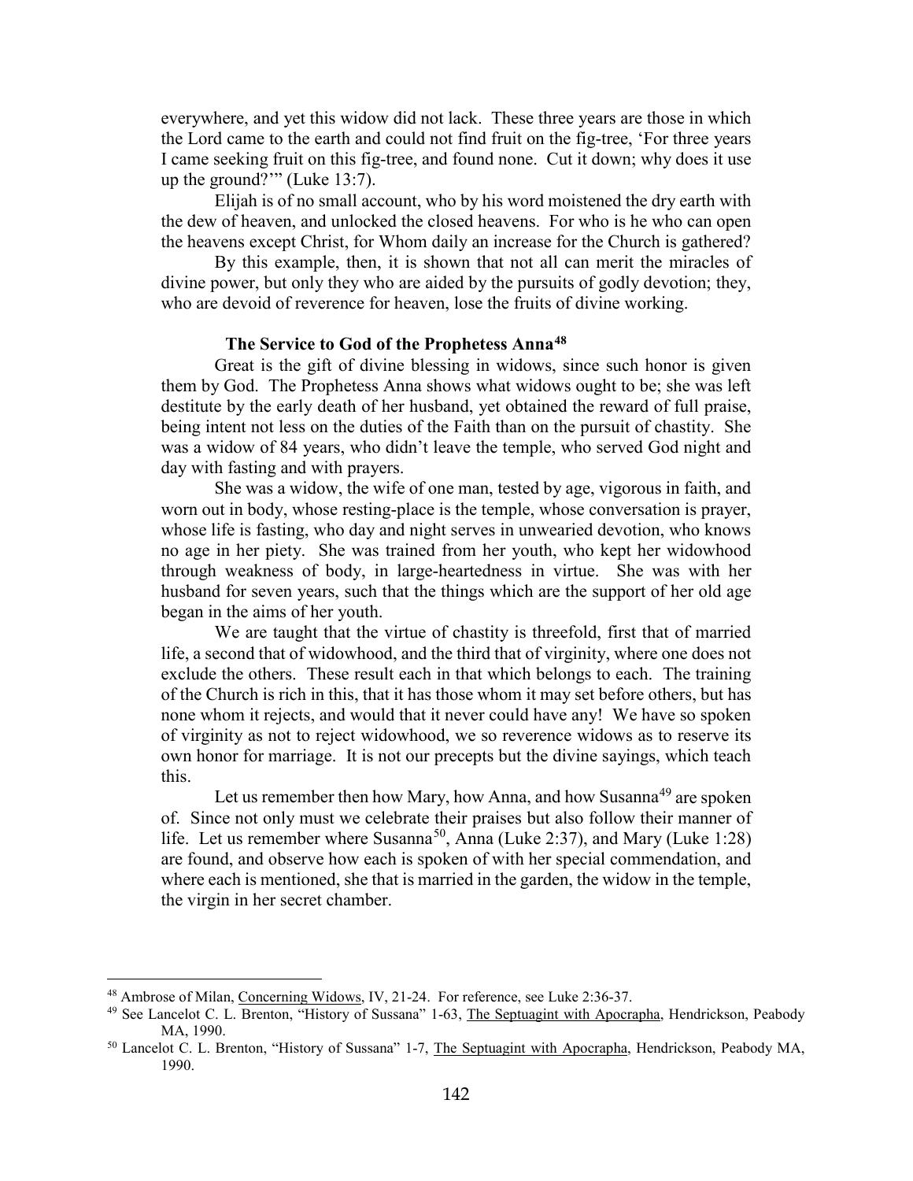everywhere, and yet this widow did not lack. These three years are those in which the Lord came to the earth and could not find fruit on the fig-tree, 'For three years I came seeking fruit on this fig-tree, and found none. Cut it down; why does it use up the ground?'" (Luke 13:7).

Elijah is of no small account, who by his word moistened the dry earth with the dew of heaven, and unlocked the closed heavens. For who is he who can open the heavens except Christ, for Whom daily an increase for the Church is gathered?

By this example, then, it is shown that not all can merit the miracles of divine power, but only they who are aided by the pursuits of godly devotion; they, who are devoid of reverence for heaven, lose the fruits of divine working.

### The Service to God of the Prophetess Anna[48]

Great is the gift of divine blessing in widows, since such honor is given them by God. The Prophetess Anna shows what widows ought to be; she was left destitute by the early death of her husband, yet obtained the reward of full praise, being intent not less on the duties of the Faith than on the pursuit of chastity. She was a widow of 84 years, who didn't leave the temple, who served God night and day with fasting and with prayers.

She was a widow, the wife of one man, tested by age, vigorous in faith, and worn out in body, whose resting-place is the temple, whose conversation is prayer, whose life is fasting, who day and night serves in unwearied devotion, who knows no age in her piety. She was trained from her youth, who kept her widowhood through weakness of body, in large-heartedness in virtue. She was with her husband for seven years, such that the things which are the support of her old age began in the aims of her youth.

We are taught that the virtue of chastity is threefold, first that of married life, a second that of widowhood, and the third that of virginity, where one does not exclude the others. These result each in that which belongs to each. The training of the Church is rich in this, that it has those whom it may set before others, but has none whom it rejects, and would that it never could have any! We have so spoken of virginity as not to reject widowhood, we so reverence widows as to reserve its own honor for marriage. It is not our precepts but the divine sayings, which teach this.

Let us remember then how Mary, how Anna, and how Susanna[49] are spoken of. Since not only must we celebrate their praises but also follow their manner of life. Let us remember where Susanna[50], Anna (Luke 2:37), and Mary (Luke 1:28) are found, and observe how each is spoken of with her special commendation, and where each is mentioned, she that is married in the garden, the widow in the temple, the virgin in her secret chamber.

---

[48] Ambrose of Milan, Concerning Widows, IV, 21-24. For reference, see Luke 2:36-37.

[49] See Lancelot C. L. Brenton, "History of Sussana" 1-63, The Septuagint with Apocrapha, Hendrickson, Peabody MA, 1990.

[50] Lancelot C. L. Brenton, "History of Sussana" 1-7, The Septuagint with Apocrapha, Hendrickson, Peabody MA, 1990.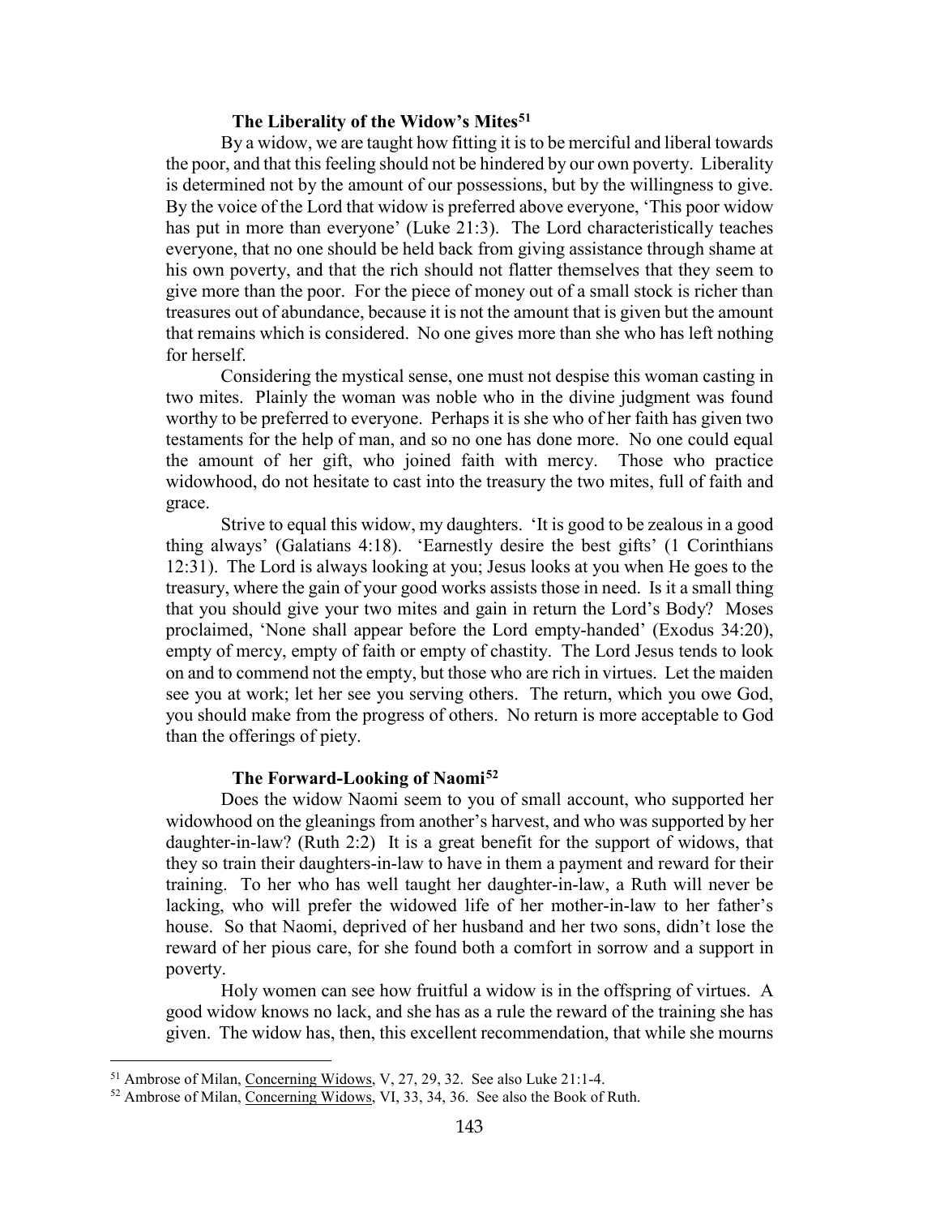### The Liberality of the Widow's Mites[51]

By a widow, we are taught how fitting it is to be merciful and liberal towards the poor, and that this feeling should not be hindered by our own poverty. Liberality is determined not by the amount of our possessions, but by the willingness to give. By the voice of the Lord that widow is preferred above everyone, 'This poor widow has put in more than everyone' (Luke 21:3). The Lord characteristically teaches everyone, that no one should be held back from giving assistance through shame at his own poverty, and that the rich should not flatter themselves that they seem to give more than the poor. For the piece of money out of a small stock is richer than treasures out of abundance, because it is not the amount that is given but the amount that remains which is considered. No one gives more than she who has left nothing for herself.

Considering the mystical sense, one must not despise this woman casting in two mites. Plainly the woman was noble who in the divine judgment was found worthy to be preferred to everyone. Perhaps it is she who of her faith has given two testaments for the help of man, and so no one has done more. No one could equal the amount of her gift, who joined faith with mercy. Those who practice widowhood, do not hesitate to cast into the treasury the two mites, full of faith and grace.

Strive to equal this widow, my daughters. 'It is good to be zealous in a good thing always' (Galatians 4:18). 'Earnestly desire the best gifts' (1 Corinthians 12:31). The Lord is always looking at you; Jesus looks at you when He goes to the treasury, where the gain of your good works assists those in need. Is it a small thing that you should give your two mites and gain in return the Lord's Body? Moses proclaimed, 'None shall appear before the Lord empty-handed' (Exodus 34:20), empty of mercy, empty of faith or empty of chastity. The Lord Jesus tends to look on and to commend not the empty, but those who are rich in virtues. Let the maiden see you at work; let her see you serving others. The return, which you owe God, you should make from the progress of others. No return is more acceptable to God than the offerings of piety.

### The Forward-Looking of Naomi[52]

Does the widow Naomi seem to you of small account, who supported her widowhood on the gleanings from another's harvest, and who was supported by her daughter-in-law? (Ruth 2:2) It is a great benefit for the support of widows, that they so train their daughters-in-law to have in them a payment and reward for their training. To her who has well taught her daughter-in-law, a Ruth will never be lacking, who will prefer the widowed life of her mother-in-law to her father's house. So that Naomi, deprived of her husband and her two sons, didn't lose the reward of her pious care, for she found both a comfort in sorrow and a support in poverty.

Holy women can see how fruitful a widow is in the offspring of virtues. A good widow knows no lack, and she has as a rule the reward of the training she has given. The widow has, then, this excellent recommendation, that while she mourns

---

[51] Ambrose of Milan, Concerning Widows, V, 27, 29, 32. See also Luke 21:1-4.

[52] Ambrose of Milan, Concerning Widows, VI, 33, 34, 36. See also the Book of Ruth.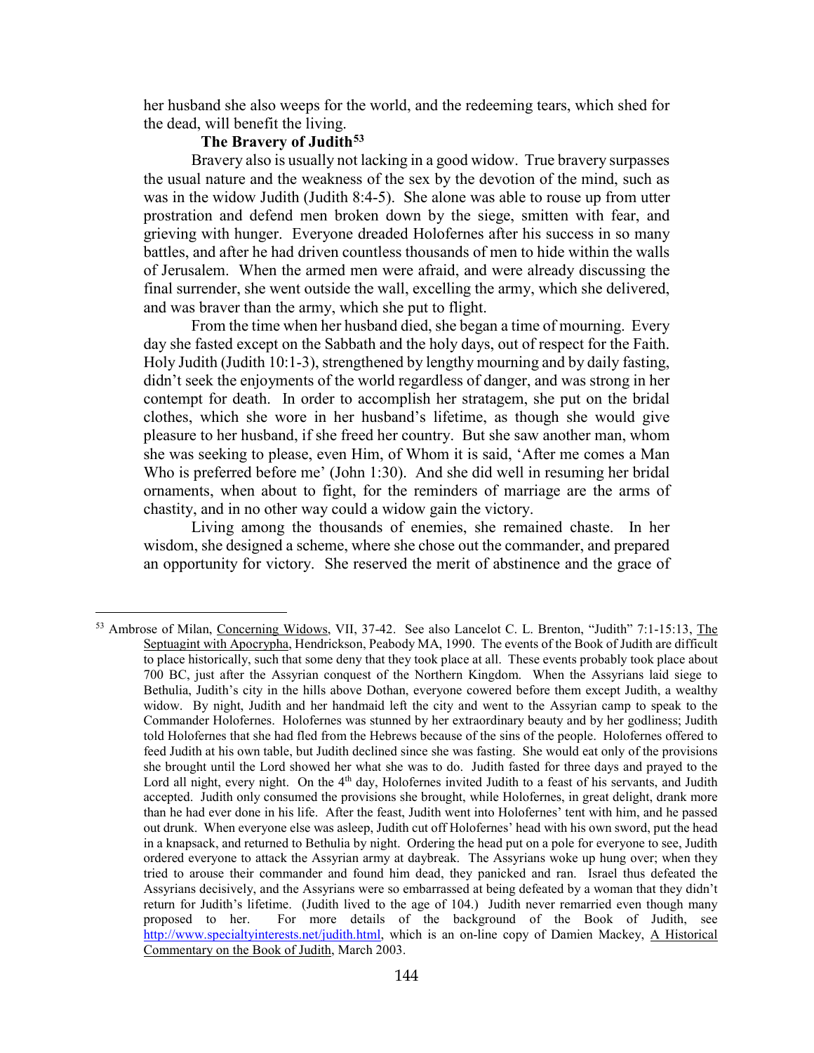her husband she also weeps for the world, and the redeeming tears, which shed for the dead, will benefit the living.

### The Bravery of Judith[53]

Bravery also is usually not lacking in a good widow. True bravery surpasses the usual nature and the weakness of the sex by the devotion of the mind, such as was in the widow Judith (Judith 8:4-5). She alone was able to rouse up from utter prostration and defend men broken down by the siege, smitten with fear, and grieving with hunger. Everyone dreaded Holofernes after his success in so many battles, and after he had driven countless thousands of men to hide within the walls of Jerusalem. When the armed men were afraid, and were already discussing the final surrender, she went outside the wall, excelling the army, which she delivered, and was braver than the army, which she put to flight.

From the time when her husband died, she began a time of mourning. Every day she fasted except on the Sabbath and the holy days, out of respect for the Faith. Holy Judith (Judith 10:1-3), strengthened by lengthy mourning and by daily fasting, didn't seek the enjoyments of the world regardless of danger, and was strong in her contempt for death. In order to accomplish her stratagem, she put on the bridal clothes, which she wore in her husband's lifetime, as though she would give pleasure to her husband, if she freed her country. But she saw another man, whom she was seeking to please, even Him, of Whom it is said, 'After me comes a Man Who is preferred before me' (John 1:30). And she did well in resuming her bridal ornaments, when about to fight, for the reminders of marriage are the arms of chastity, and in no other way could a widow gain the victory.

Living among the thousands of enemies, she remained chaste. In her wisdom, she designed a scheme, where she chose out the commander, and prepared an opportunity for victory. She reserved the merit of abstinence and the grace of

---

[53] Ambrose of Milan, Concerning Widows, VII, 37-42. See also Lancelot C. L. Brenton, "Judith" 7:1-15:13, The Septuagint with Apocrypha, Hendrickson, Peabody MA, 1990. The events of the Book of Judith are difficult to place historically, such that some deny that they took place at all. These events probably took place about 700 BC, just after the Assyrian conquest of the Northern Kingdom. When the Assyrians laid siege to Bethulia, Judith's city in the hills above Dothan, everyone cowered before them except Judith, a wealthy widow. By night, Judith and her handmaid left the city and went to the Assyrian camp to speak to the Commander Holofernes. Holofernes was stunned by her extraordinary beauty and by her godliness; Judith told Holofernes that she had fled from the Hebrews because of the sins of the people. Holofernes offered to feed Judith at his own table, but Judith declined since she was fasting. She would eat only of the provisions she brought until the Lord showed her what she was to do. Judith fasted for three days and prayed to the Lord all night, every night. On the 4th day, Holofernes invited Judith to a feast of his servants, and Judith accepted. Judith only consumed the provisions she brought, while Holofernes, in great delight, drank more than he had ever done in his life. After the feast, Judith went into Holofernes' tent with him, and he passed out drunk. When everyone else was asleep, Judith cut off Holofernes' head with his own sword, put the head in a knapsack, and returned to Bethulia by night. Ordering the head put on a pole for everyone to see, Judith ordered everyone to attack the Assyrian army at daybreak. The Assyrians woke up hung over; when they tried to arouse their commander and found him dead, they panicked and ran. Israel thus defeated the Assyrians decisively, and the Assyrians were so embarrassed at being defeated by a woman that they didn't return for Judith's lifetime. (Judith lived to the age of 104.) Judith never remarried even though many proposed to her. For more details of the background of the Book of Judith, see http://www.specialtyinterests.net/judith.html, which is an on-line copy of Damien Mackey, A Historical Commentary on the Book of Judith, March 2003.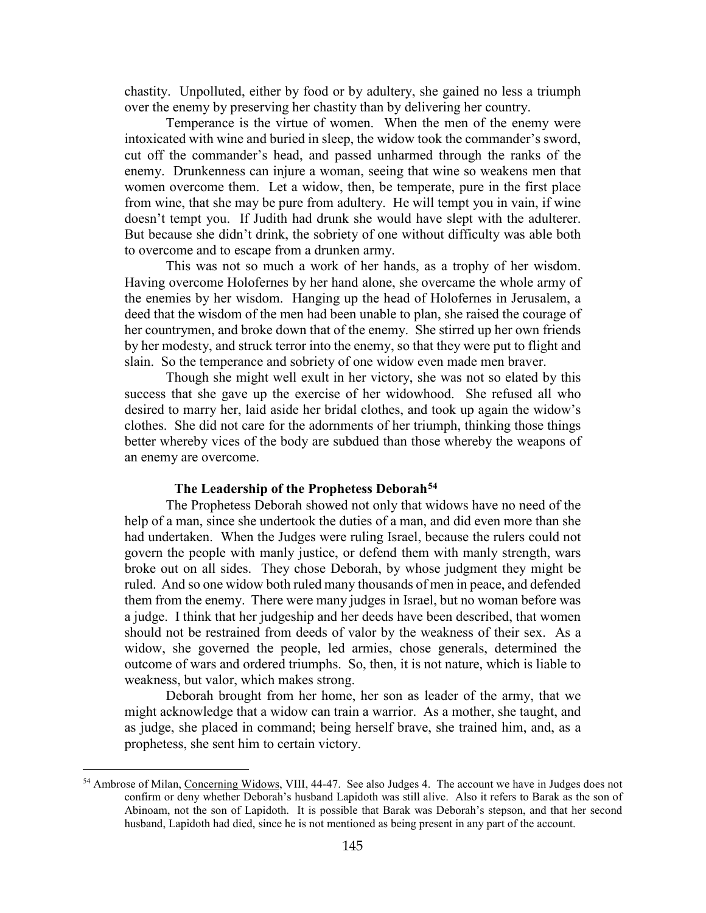chastity. Unpolluted, either by food or by adultery, she gained no less a triumph over the enemy by preserving her chastity than by delivering her country.

Temperance is the virtue of women. When the men of the enemy were intoxicated with wine and buried in sleep, the widow took the commander's sword, cut off the commander's head, and passed unharmed through the ranks of the enemy. Drunkenness can injure a woman, seeing that wine so weakens men that women overcome them. Let a widow, then, be temperate, pure in the first place from wine, that she may be pure from adultery. He will tempt you in vain, if wine doesn't tempt you. If Judith had drunk she would have slept with the adulterer. But because she didn't drink, the sobriety of one without difficulty was able both to overcome and to escape from a drunken army.

This was not so much a work of her hands, as a trophy of her wisdom. Having overcome Holofernes by her hand alone, she overcame the whole army of the enemies by her wisdom. Hanging up the head of Holofernes in Jerusalem, a deed that the wisdom of the men had been unable to plan, she raised the courage of her countrymen, and broke down that of the enemy. She stirred up her own friends by her modesty, and struck terror into the enemy, so that they were put to flight and slain. So the temperance and sobriety of one widow even made men braver.

Though she might well exult in her victory, she was not so elated by this success that she gave up the exercise of her widowhood. She refused all who desired to marry her, laid aside her bridal clothes, and took up again the widow's clothes. She did not care for the adornments of her triumph, thinking those things better whereby vices of the body are subdued than those whereby the weapons of an enemy are overcome.

### The Leadership of the Prophetess Deborah[54]

The Prophetess Deborah showed not only that widows have no need of the help of a man, since she undertook the duties of a man, and did even more than she had undertaken. When the Judges were ruling Israel, because the rulers could not govern the people with manly justice, or defend them with manly strength, wars broke out on all sides. They chose Deborah, by whose judgment they might be ruled. And so one widow both ruled many thousands of men in peace, and defended them from the enemy. There were many judges in Israel, but no woman before was a judge. I think that her judgeship and her deeds have been described, that women should not be restrained from deeds of valor by the weakness of their sex. As a widow, she governed the people, led armies, chose generals, determined the outcome of wars and ordered triumphs. So, then, it is not nature, which is liable to weakness, but valor, which makes strong.

Deborah brought from her home, her son as leader of the army, that we might acknowledge that a widow can train a warrior. As a mother, she taught, and as judge, she placed in command; being herself brave, she trained him, and, as a prophetess, she sent him to certain victory.

---

[54] Ambrose of Milan, Concerning Widows, VIII, 44-47. See also Judges 4. The account we have in Judges does not confirm or deny whether Deborah's husband Lapidoth was still alive. Also it refers to Barak as the son of Abinoam, not the son of Lapidoth. It is possible that Barak was Deborah's stepson, and that her second husband, Lapidoth had died, since he is not mentioned as being present in any part of the account.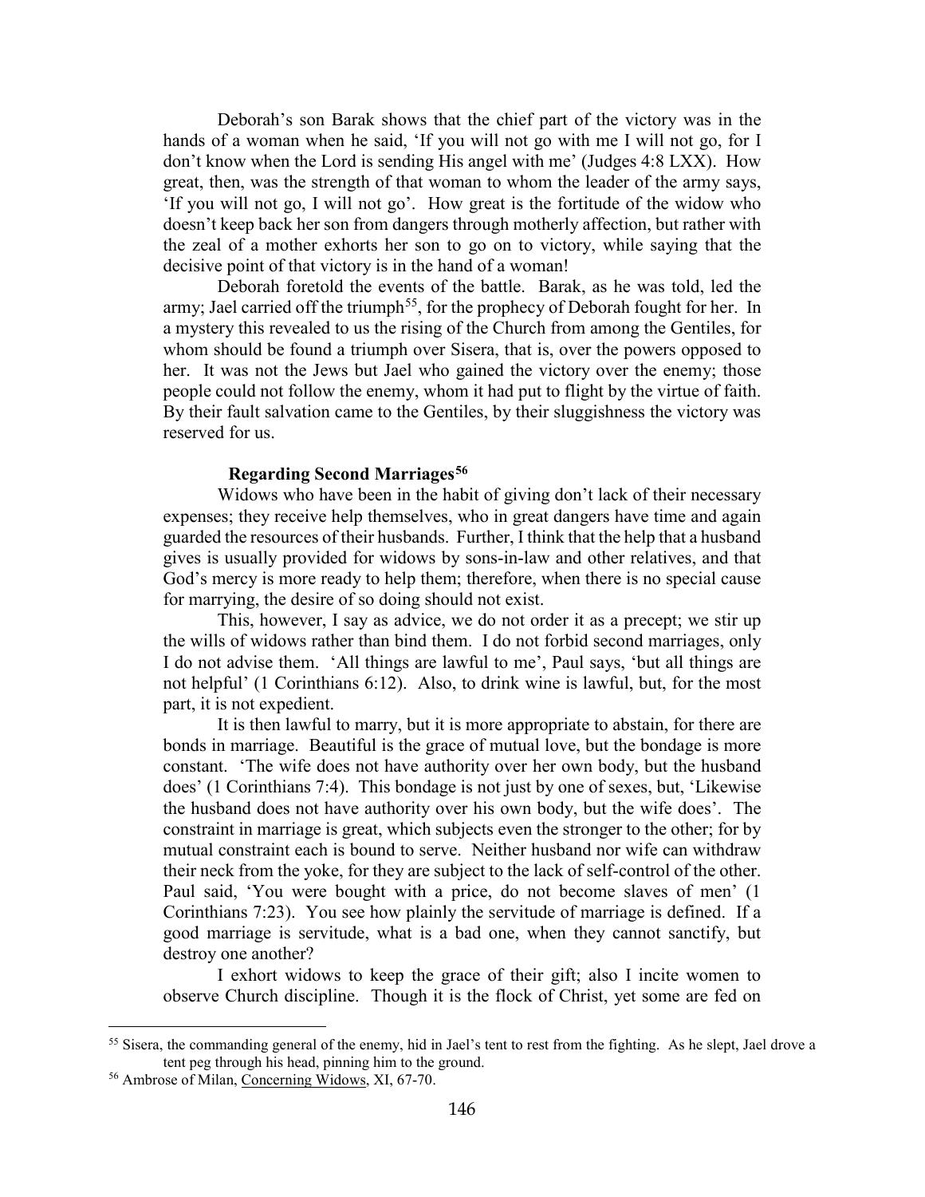Deborah's son Barak shows that the chief part of the victory was in the hands of a woman when he said, 'If you will not go with me I will not go, for I don't know when the Lord is sending His angel with me' (Judges 4:8 LXX). How great, then, was the strength of that woman to whom the leader of the army says, 'If you will not go, I will not go'. How great is the fortitude of the widow who doesn't keep back her son from dangers through motherly affection, but rather with the zeal of a mother exhorts her son to go on to victory, while saying that the decisive point of that victory is in the hand of a woman!

Deborah foretold the events of the battle. Barak, as he was told, led the army; Jael carried off the triumph[55], for the prophecy of Deborah fought for her. In a mystery this revealed to us the rising of the Church from among the Gentiles, for whom should be found a triumph over Sisera, that is, over the powers opposed to her. It was not the Jews but Jael who gained the victory over the enemy; those people could not follow the enemy, whom it had put to flight by the virtue of faith. By their fault salvation came to the Gentiles, by their sluggishness the victory was reserved for us.

**Regarding Second Marriages[56]**

Widows who have been in the habit of giving don't lack of their necessary expenses; they receive help themselves, who in great dangers have time and again guarded the resources of their husbands. Further, I think that the help that a husband gives is usually provided for widows by sons-in-law and other relatives, and that God's mercy is more ready to help them; therefore, when there is no special cause for marrying, the desire of so doing should not exist.

This, however, I say as advice, we do not order it as a precept; we stir up the wills of widows rather than bind them. I do not forbid second marriages, only I do not advise them. 'All things are lawful to me', Paul says, 'but all things are not helpful' (1 Corinthians 6:12). Also, to drink wine is lawful, but, for the most part, it is not expedient.

It is then lawful to marry, but it is more appropriate to abstain, for there are bonds in marriage. Beautiful is the grace of mutual love, but the bondage is more constant. 'The wife does not have authority over her own body, but the husband does' (1 Corinthians 7:4). This bondage is not just by one of sexes, but, 'Likewise the husband does not have authority over his own body, but the wife does'. The constraint in marriage is great, which subjects even the stronger to the other; for by mutual constraint each is bound to serve. Neither husband nor wife can withdraw their neck from the yoke, for they are subject to the lack of self-control of the other. Paul said, 'You were bought with a price, do not become slaves of men' (1 Corinthians 7:23). You see how plainly the servitude of marriage is defined. If a good marriage is servitude, what is a bad one, when they cannot sanctify, but destroy one another?

I exhort widows to keep the grace of their gift; also I incite women to observe Church discipline. Though it is the flock of Christ, yet some are fed on

---

[55] Sisera, the commanding general of the enemy, hid in Jael's tent to rest from the fighting. As he slept, Jael drove a tent peg through his head, pinning him to the ground.

[56] Ambrose of Milan, Concerning Widows, XI, 67-70.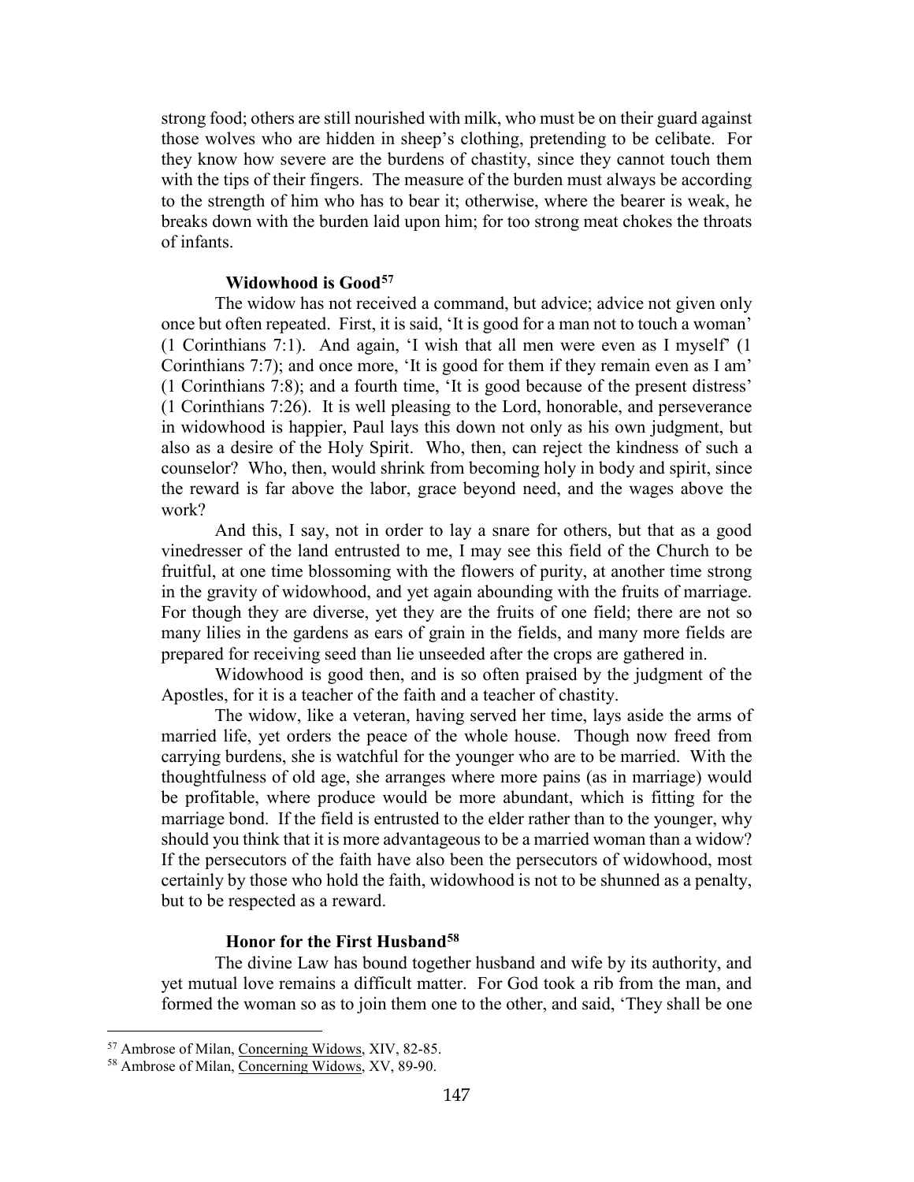strong food; others are still nourished with milk, who must be on their guard against those wolves who are hidden in sheep's clothing, pretending to be celibate. For they know how severe are the burdens of chastity, since they cannot touch them with the tips of their fingers. The measure of the burden must always be according to the strength of him who has to bear it; otherwise, where the bearer is weak, he breaks down with the burden laid upon him; for too strong meat chokes the throats of infants.

### Widowhood is Good[57]

The widow has not received a command, but advice; advice not given only once but often repeated. First, it is said, 'It is good for a man not to touch a woman' (1 Corinthians 7:1). And again, 'I wish that all men were even as I myself' (1 Corinthians 7:7); and once more, 'It is good for them if they remain even as I am' (1 Corinthians 7:8); and a fourth time, 'It is good because of the present distress' (1 Corinthians 7:26). It is well pleasing to the Lord, honorable, and perseverance in widowhood is happier, Paul lays this down not only as his own judgment, but also as a desire of the Holy Spirit. Who, then, can reject the kindness of such a counselor? Who, then, would shrink from becoming holy in body and spirit, since the reward is far above the labor, grace beyond need, and the wages above the work?

And this, I say, not in order to lay a snare for others, but that as a good vinedresser of the land entrusted to me, I may see this field of the Church to be fruitful, at one time blossoming with the flowers of purity, at another time strong in the gravity of widowhood, and yet again abounding with the fruits of marriage. For though they are diverse, yet they are the fruits of one field; there are not so many lilies in the gardens as ears of grain in the fields, and many more fields are prepared for receiving seed than lie unseeded after the crops are gathered in.

Widowhood is good then, and is so often praised by the judgment of the Apostles, for it is a teacher of the faith and a teacher of chastity.

The widow, like a veteran, having served her time, lays aside the arms of married life, yet orders the peace of the whole house. Though now freed from carrying burdens, she is watchful for the younger who are to be married. With the thoughtfulness of old age, she arranges where more pains (as in marriage) would be profitable, where produce would be more abundant, which is fitting for the marriage bond. If the field is entrusted to the elder rather than to the younger, why should you think that it is more advantageous to be a married woman than a widow? If the persecutors of the faith have also been the persecutors of widowhood, most certainly by those who hold the faith, widowhood is not to be shunned as a penalty, but to be respected as a reward.

### Honor for the First Husband[58]

The divine Law has bound together husband and wife by its authority, and yet mutual love remains a difficult matter. For God took a rib from the man, and formed the woman so as to join them one to the other, and said, 'They shall be one

---

[57] Ambrose of Milan, Concerning Widows, XIV, 82-85.

[58] Ambrose of Milan, Concerning Widows, XV, 89-90.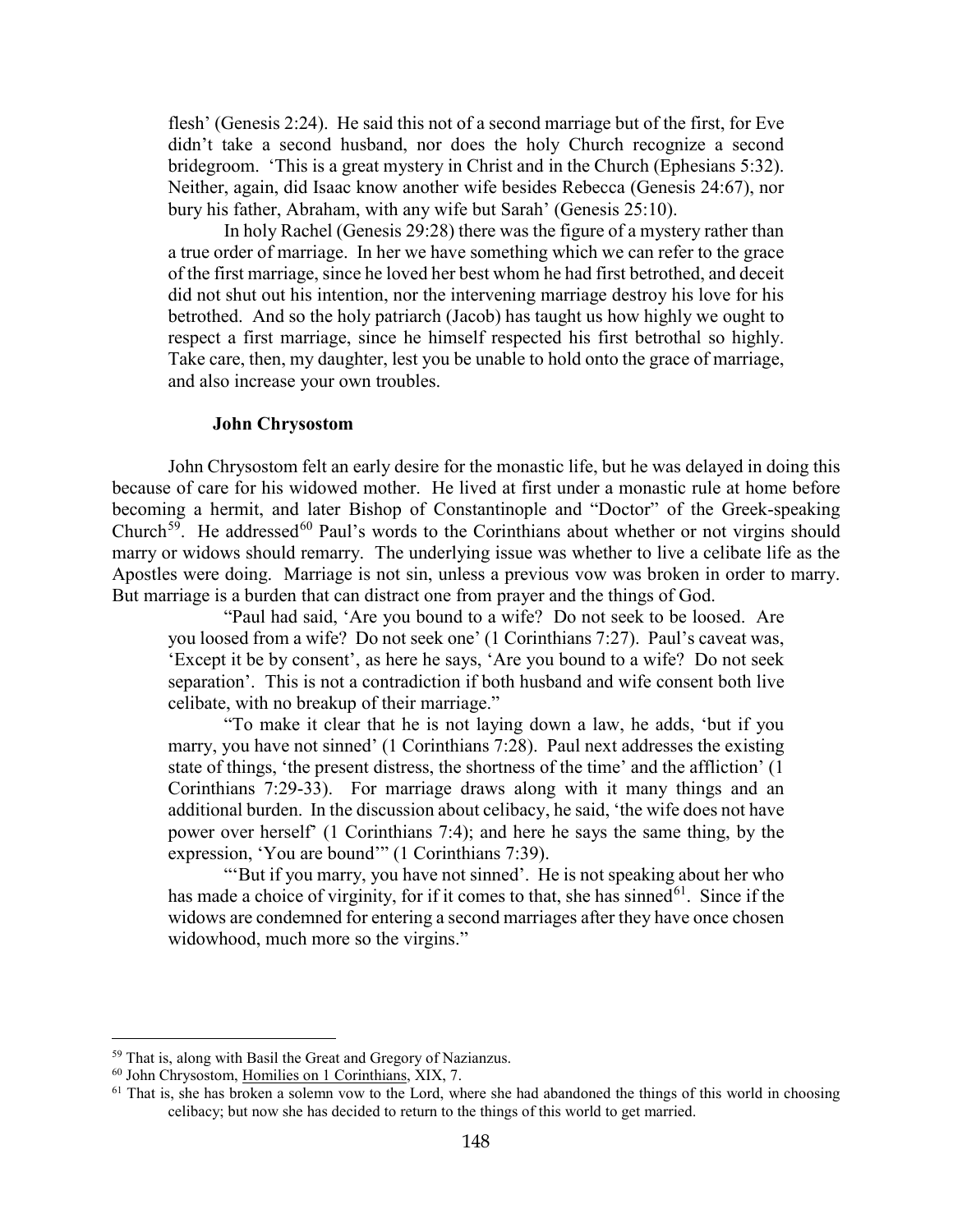flesh' (Genesis 2:24). He said this not of a second marriage but of the first, for Eve didn't take a second husband, nor does the holy Church recognize a second bridegroom. 'This is a great mystery in Christ and in the Church (Ephesians 5:32). Neither, again, did Isaac know another wife besides Rebecca (Genesis 24:67), nor bury his father, Abraham, with any wife but Sarah' (Genesis 25:10).

In holy Rachel (Genesis 29:28) there was the figure of a mystery rather than a true order of marriage. In her we have something which we can refer to the grace of the first marriage, since he loved her best whom he had first betrothed, and deceit did not shut out his intention, nor the intervening marriage destroy his love for his betrothed. And so the holy patriarch (Jacob) has taught us how highly we ought to respect a first marriage, since he himself respected his first betrothal so highly. Take care, then, my daughter, lest you be unable to hold onto the grace of marriage, and also increase your own troubles.

### John Chrysostom

John Chrysostom felt an early desire for the monastic life, but he was delayed in doing this because of care for his widowed mother. He lived at first under a monastic rule at home before becoming a hermit, and later Bishop of Constantinople and "Doctor" of the Greek-speaking Church[59]. He addressed[60] Paul's words to the Corinthians about whether or not virgins should marry or widows should remarry. The underlying issue was whether to live a celibate life as the Apostles were doing. Marriage is not sin, unless a previous vow was broken in order to marry. But marriage is a burden that can distract one from prayer and the things of God.

> "Paul had said, 'Are you bound to a wife? Do not seek to be loosed. Are you loosed from a wife? Do not seek one' (1 Corinthians 7:27). Paul's caveat was, 'Except it be by consent', as here he says, 'Are you bound to a wife? Do not seek separation'. This is not a contradiction if both husband and wife consent both live celibate, with no breakup of their marriage."
>
> "To make it clear that he is not laying down a law, he adds, 'but if you marry, you have not sinned' (1 Corinthians 7:28). Paul next addresses the existing state of things, 'the present distress, the shortness of the time' and the affliction' (1 Corinthians 7:29-33). For marriage draws along with it many things and an additional burden. In the discussion about celibacy, he said, 'the wife does not have power over herself' (1 Corinthians 7:4); and here he says the same thing, by the expression, 'You are bound'" (1 Corinthians 7:39).
>
> "'But if you marry, you have not sinned'. He is not speaking about her who has made a choice of virginity, for if it comes to that, she has sinned[61]. Since if the widows are condemned for entering a second marriages after they have once chosen widowhood, much more so the virgins."

---

[59] That is, along with Basil the Great and Gregory of Nazianzus.

[60] John Chrysostom, Homilies on 1 Corinthians, XIX, 7.

[61] That is, she has broken a solemn vow to the Lord, where she had abandoned the things of this world in choosing celibacy; but now she has decided to return to the things of this world to get married.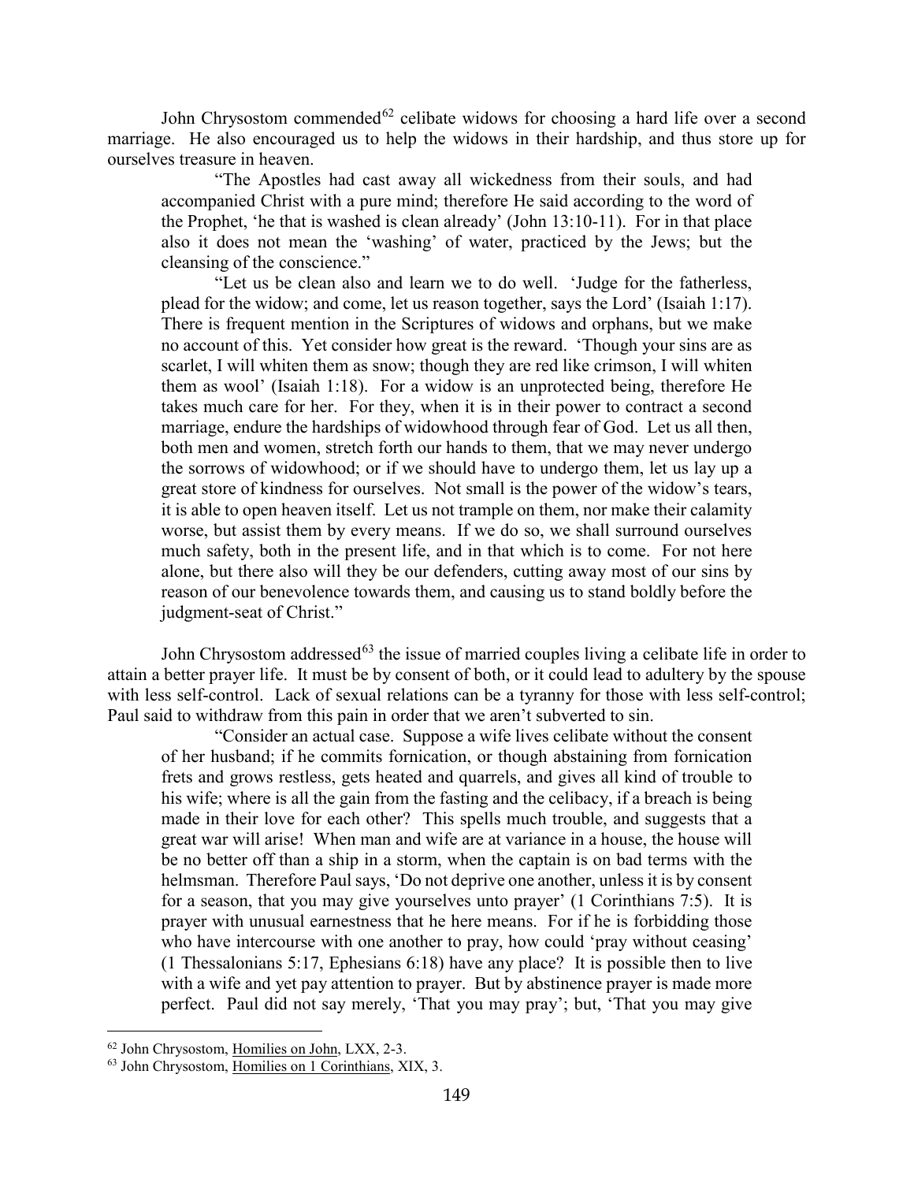John Chrysostom commended[62] celibate widows for choosing a hard life over a second marriage. He also encouraged us to help the widows in their hardship, and thus store up for ourselves treasure in heaven.

> "The Apostles had cast away all wickedness from their souls, and had accompanied Christ with a pure mind; therefore He said according to the word of the Prophet, 'he that is washed is clean already' (John 13:10-11). For in that place also it does not mean the 'washing' of water, practiced by the Jews; but the cleansing of the conscience."
>
> "Let us be clean also and learn we to do well. 'Judge for the fatherless, plead for the widow; and come, let us reason together, says the Lord' (Isaiah 1:17). There is frequent mention in the Scriptures of widows and orphans, but we make no account of this. Yet consider how great is the reward. 'Though your sins are as scarlet, I will whiten them as snow; though they are red like crimson, I will whiten them as wool' (Isaiah 1:18). For a widow is an unprotected being, therefore He takes much care for her. For they, when it is in their power to contract a second marriage, endure the hardships of widowhood through fear of God. Let us all then, both men and women, stretch forth our hands to them, that we may never undergo the sorrows of widowhood; or if we should have to undergo them, let us lay up a great store of kindness for ourselves. Not small is the power of the widow's tears, it is able to open heaven itself. Let us not trample on them, nor make their calamity worse, but assist them by every means. If we do so, we shall surround ourselves much safety, both in the present life, and in that which is to come. For not here alone, but there also will they be our defenders, cutting away most of our sins by reason of our benevolence towards them, and causing us to stand boldly before the judgment-seat of Christ."

John Chrysostom addressed[63] the issue of married couples living a celibate life in order to attain a better prayer life. It must be by consent of both, or it could lead to adultery by the spouse with less self-control. Lack of sexual relations can be a tyranny for those with less self-control; Paul said to withdraw from this pain in order that we aren't subverted to sin.

> "Consider an actual case. Suppose a wife lives celibate without the consent of her husband; if he commits fornication, or though abstaining from fornication frets and grows restless, gets heated and quarrels, and gives all kind of trouble to his wife; where is all the gain from the fasting and the celibacy, if a breach is being made in their love for each other? This spells much trouble, and suggests that a great war will arise! When man and wife are at variance in a house, the house will be no better off than a ship in a storm, when the captain is on bad terms with the helmsman. Therefore Paul says, 'Do not deprive one another, unless it is by consent for a season, that you may give yourselves unto prayer' (1 Corinthians 7:5). It is prayer with unusual earnestness that he here means. For if he is forbidding those who have intercourse with one another to pray, how could 'pray without ceasing' (1 Thessalonians 5:17, Ephesians 6:18) have any place? It is possible then to live with a wife and yet pay attention to prayer. But by abstinence prayer is made more perfect. Paul did not say merely, 'That you may pray'; but, 'That you may give

---

[62] John Chrysostom, Homilies on John, LXX, 2-3.

[63] John Chrysostom, Homilies on 1 Corinthians, XIX, 3.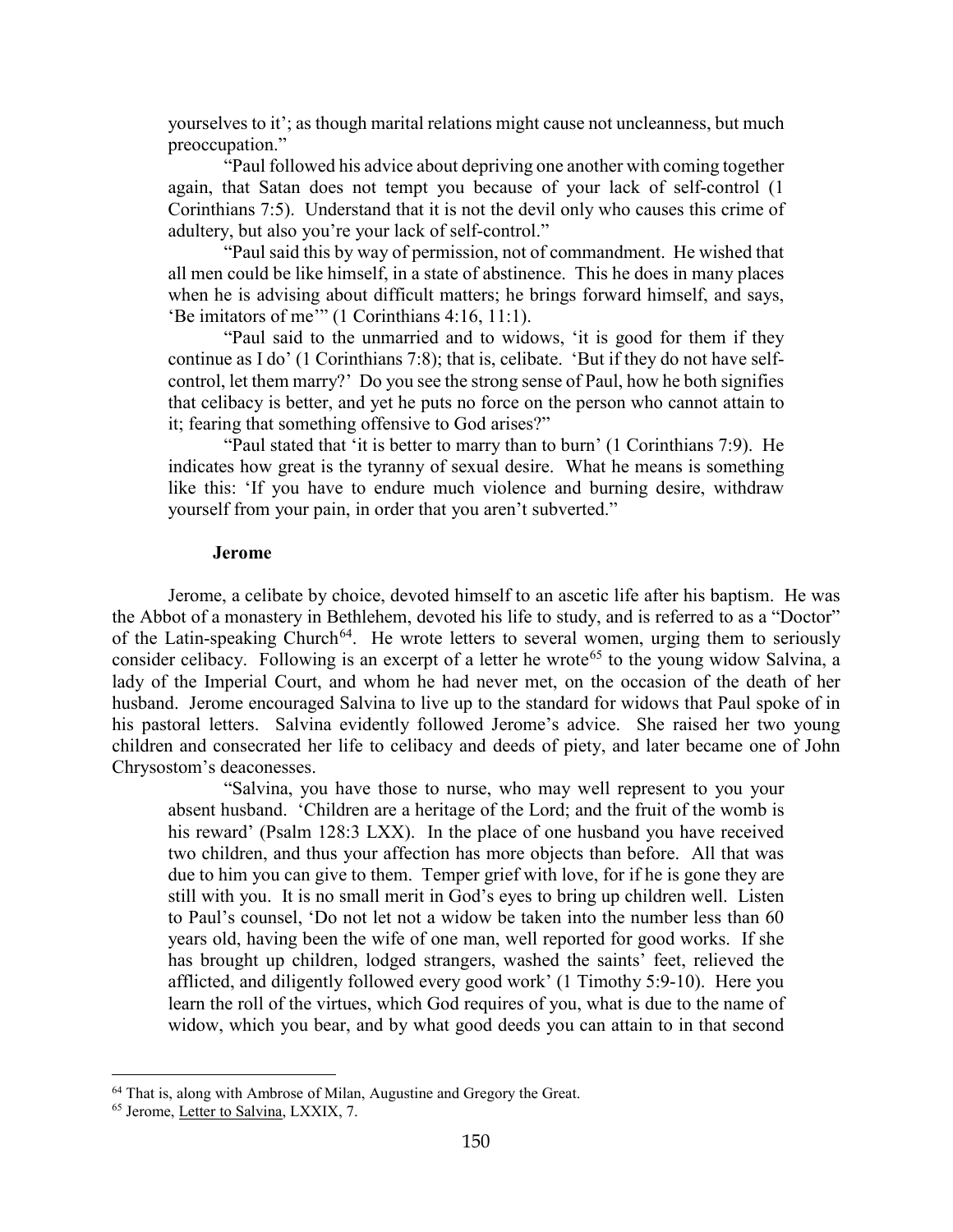yourselves to it'; as though marital relations might cause not uncleanness, but much preoccupation."

"Paul followed his advice about depriving one another with coming together again, that Satan does not tempt you because of your lack of self-control (1 Corinthians 7:5). Understand that it is not the devil only who causes this crime of adultery, but also you're your lack of self-control."

"Paul said this by way of permission, not of commandment. He wished that all men could be like himself, in a state of abstinence. This he does in many places when he is advising about difficult matters; he brings forward himself, and says, 'Be imitators of me'" (1 Corinthians 4:16, 11:1).

"Paul said to the unmarried and to widows, 'it is good for them if they continue as I do' (1 Corinthians 7:8); that is, celibate. 'But if they do not have self-control, let them marry?' Do you see the strong sense of Paul, how he both signifies that celibacy is better, and yet he puts no force on the person who cannot attain to it; fearing that something offensive to God arises?"

"Paul stated that 'it is better to marry than to burn' (1 Corinthians 7:9). He indicates how great is the tyranny of sexual desire. What he means is something like this: 'If you have to endure much violence and burning desire, withdraw yourself from your pain, in order that you aren't subverted."

**Jerome**

Jerome, a celibate by choice, devoted himself to an ascetic life after his baptism. He was the Abbot of a monastery in Bethlehem, devoted his life to study, and is referred to as a "Doctor" of the Latin-speaking Church[64]. He wrote letters to several women, urging them to seriously consider celibacy. Following is an excerpt of a letter he wrote[65] to the young widow Salvina, a lady of the Imperial Court, and whom he had never met, on the occasion of the death of her husband. Jerome encouraged Salvina to live up to the standard for widows that Paul spoke of in his pastoral letters. Salvina evidently followed Jerome's advice. She raised her two young children and consecrated her life to celibacy and deeds of piety, and later became one of John Chrysostom's deaconesses.

"Salvina, you have those to nurse, who may well represent to you your absent husband. 'Children are a heritage of the Lord; and the fruit of the womb is his reward' (Psalm 128:3 LXX). In the place of one husband you have received two children, and thus your affection has more objects than before. All that was due to him you can give to them. Temper grief with love, for if he is gone they are still with you. It is no small merit in God's eyes to bring up children well. Listen to Paul's counsel, 'Do not let not a widow be taken into the number less than 60 years old, having been the wife of one man, well reported for good works. If she has brought up children, lodged strangers, washed the saints' feet, relieved the afflicted, and diligently followed every good work' (1 Timothy 5:9-10). Here you learn the roll of the virtues, which God requires of you, what is due to the name of widow, which you bear, and by what good deeds you can attain to in that second

---

[64] That is, along with Ambrose of Milan, Augustine and Gregory the Great.

[65] Jerome, Letter to Salvina, LXXIX, 7.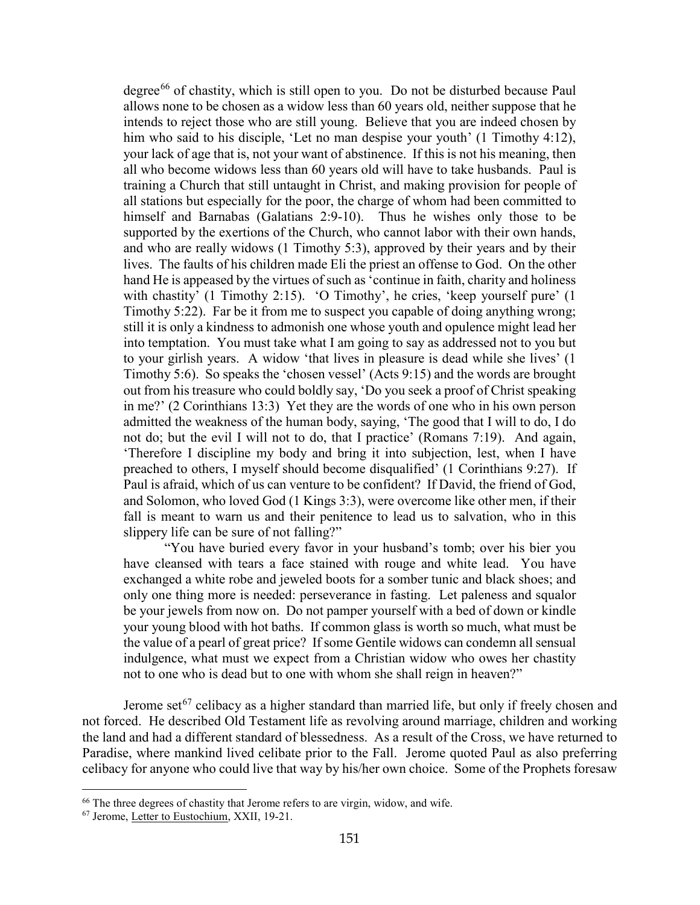degree[66] of chastity, which is still open to you. Do not be disturbed because Paul allows none to be chosen as a widow less than 60 years old, neither suppose that he intends to reject those who are still young. Believe that you are indeed chosen by him who said to his disciple, 'Let no man despise your youth' (1 Timothy 4:12), your lack of age that is, not your want of abstinence. If this is not his meaning, then all who become widows less than 60 years old will have to take husbands. Paul is training a Church that still untaught in Christ, and making provision for people of all stations but especially for the poor, the charge of whom had been committed to himself and Barnabas (Galatians 2:9-10). Thus he wishes only those to be supported by the exertions of the Church, who cannot labor with their own hands, and who are really widows (1 Timothy 5:3), approved by their years and by their lives. The faults of his children made Eli the priest an offense to God. On the other hand He is appeased by the virtues of such as 'continue in faith, charity and holiness with chastity' (1 Timothy 2:15). 'O Timothy', he cries, 'keep yourself pure' (1 Timothy 5:22). Far be it from me to suspect you capable of doing anything wrong; still it is only a kindness to admonish one whose youth and opulence might lead her into temptation. You must take what I am going to say as addressed not to you but to your girlish years. A widow 'that lives in pleasure is dead while she lives' (1 Timothy 5:6). So speaks the 'chosen vessel' (Acts 9:15) and the words are brought out from his treasure who could boldly say, 'Do you seek a proof of Christ speaking in me?' (2 Corinthians 13:3) Yet they are the words of one who in his own person admitted the weakness of the human body, saying, 'The good that I will to do, I do not do; but the evil I will not to do, that I practice' (Romans 7:19). And again, 'Therefore I discipline my body and bring it into subjection, lest, when I have preached to others, I myself should become disqualified' (1 Corinthians 9:27). If Paul is afraid, which of us can venture to be confident? If David, the friend of God, and Solomon, who loved God (1 Kings 3:3), were overcome like other men, if their fall is meant to warn us and their penitence to lead us to salvation, who in this slippery life can be sure of not falling?"

"You have buried every favor in your husband's tomb; over his bier you have cleansed with tears a face stained with rouge and white lead. You have exchanged a white robe and jeweled boots for a somber tunic and black shoes; and only one thing more is needed: perseverance in fasting. Let paleness and squalor be your jewels from now on. Do not pamper yourself with a bed of down or kindle your young blood with hot baths. If common glass is worth so much, what must be the value of a pearl of great price? If some Gentile widows can condemn all sensual indulgence, what must we expect from a Christian widow who owes her chastity not to one who is dead but to one with whom she shall reign in heaven?"

Jerome set[67] celibacy as a higher standard than married life, but only if freely chosen and not forced. He described Old Testament life as revolving around marriage, children and working the land and had a different standard of blessedness. As a result of the Cross, we have returned to Paradise, where mankind lived celibate prior to the Fall. Jerome quoted Paul as also preferring celibacy for anyone who could live that way by his/her own choice. Some of the Prophets foresaw

---

[66] The three degrees of chastity that Jerome refers to are virgin, widow, and wife.

[67] Jerome, Letter to Eustochium, XXII, 19-21.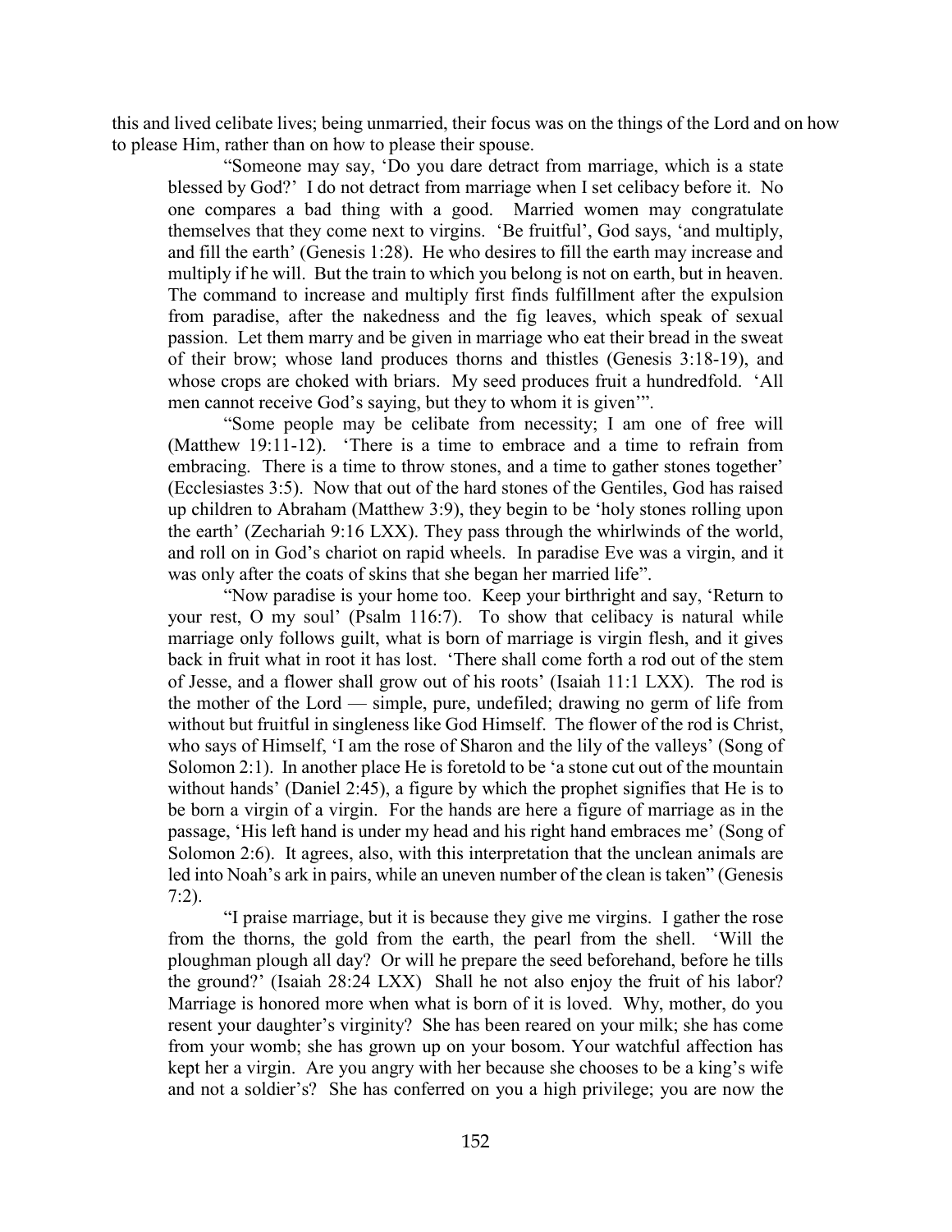this and lived celibate lives; being unmarried, their focus was on the things of the Lord and on how to please Him, rather than on how to please their spouse.

> "Someone may say, 'Do you dare detract from marriage, which is a state blessed by God?' I do not detract from marriage when I set celibacy before it. No one compares a bad thing with a good. Married women may congratulate themselves that they come next to virgins. 'Be fruitful', God says, 'and multiply, and fill the earth' (Genesis 1:28). He who desires to fill the earth may increase and multiply if he will. But the train to which you belong is not on earth, but in heaven. The command to increase and multiply first finds fulfillment after the expulsion from paradise, after the nakedness and the fig leaves, which speak of sexual passion. Let them marry and be given in marriage who eat their bread in the sweat of their brow; whose land produces thorns and thistles (Genesis 3:18-19), and whose crops are choked with briars. My seed produces fruit a hundredfold. 'All men cannot receive God's saying, but they to whom it is given'".
>
> "Some people may be celibate from necessity; I am one of free will (Matthew 19:11-12). 'There is a time to embrace and a time to refrain from embracing. There is a time to throw stones, and a time to gather stones together' (Ecclesiastes 3:5). Now that out of the hard stones of the Gentiles, God has raised up children to Abraham (Matthew 3:9), they begin to be 'holy stones rolling upon the earth' (Zechariah 9:16 LXX). They pass through the whirlwinds of the world, and roll on in God's chariot on rapid wheels. In paradise Eve was a virgin, and it was only after the coats of skins that she began her married life".
>
> "Now paradise is your home too. Keep your birthright and say, 'Return to your rest, O my soul' (Psalm 116:7). To show that celibacy is natural while marriage only follows guilt, what is born of marriage is virgin flesh, and it gives back in fruit what in root it has lost. 'There shall come forth a rod out of the stem of Jesse, and a flower shall grow out of his roots' (Isaiah 11:1 LXX). The rod is the mother of the Lord — simple, pure, undefiled; drawing no germ of life from without but fruitful in singleness like God Himself. The flower of the rod is Christ, who says of Himself, 'I am the rose of Sharon and the lily of the valleys' (Song of Solomon 2:1). In another place He is foretold to be 'a stone cut out of the mountain without hands' (Daniel 2:45), a figure by which the prophet signifies that He is to be born a virgin of a virgin. For the hands are here a figure of marriage as in the passage, 'His left hand is under my head and his right hand embraces me' (Song of Solomon 2:6). It agrees, also, with this interpretation that the unclean animals are led into Noah's ark in pairs, while an uneven number of the clean is taken" (Genesis 7:2).
>
> "I praise marriage, but it is because they give me virgins. I gather the rose from the thorns, the gold from the earth, the pearl from the shell. 'Will the ploughman plough all day? Or will he prepare the seed beforehand, before he tills the ground?' (Isaiah 28:24 LXX) Shall he not also enjoy the fruit of his labor? Marriage is honored more when what is born of it is loved. Why, mother, do you resent your daughter's virginity? She has been reared on your milk; she has come from your womb; she has grown up on your bosom. Your watchful affection has kept her a virgin. Are you angry with her because she chooses to be a king's wife and not a soldier's? She has conferred on you a high privilege; you are now the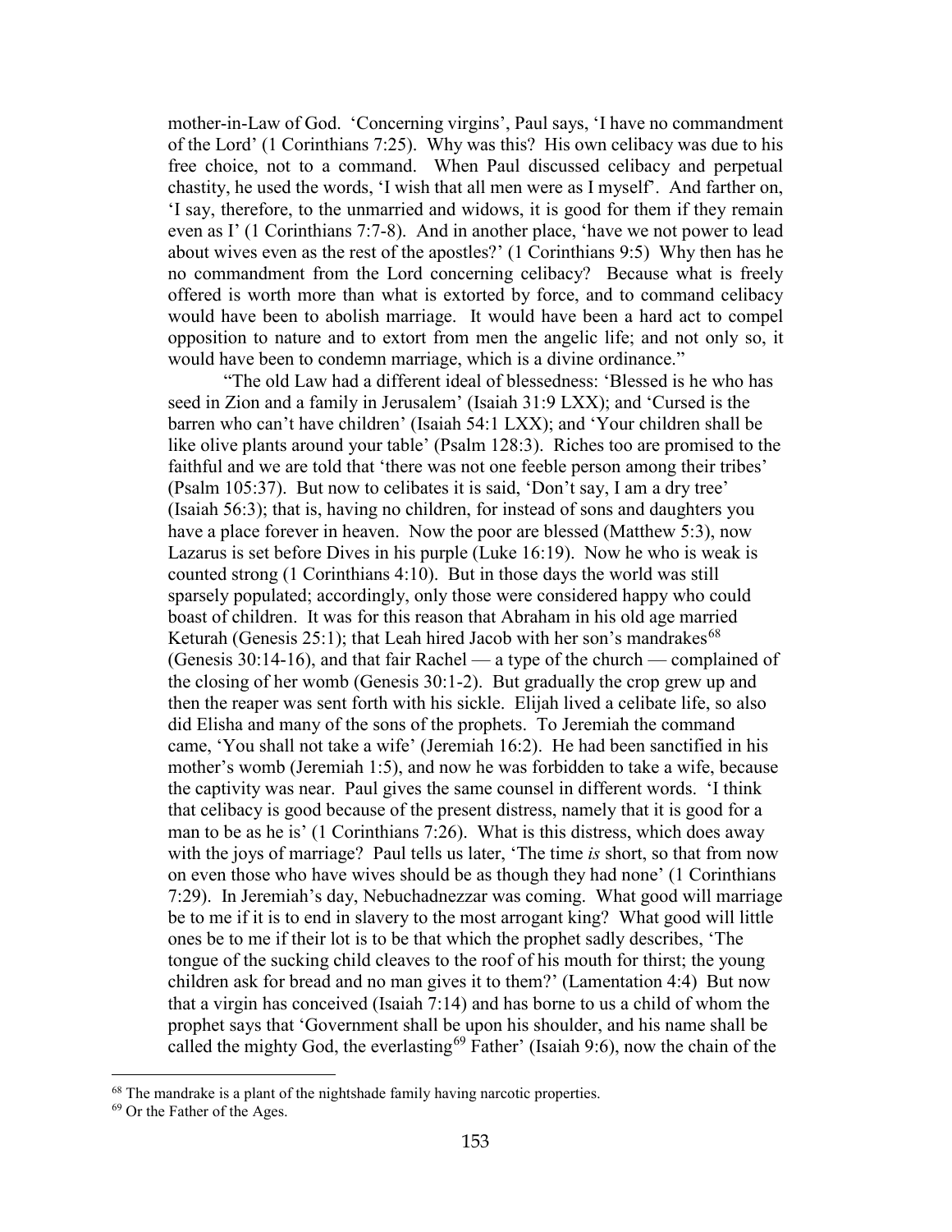mother-in-Law of God. ‘Concerning virgins’, Paul says, ‘I have no commandment of the Lord’ (1 Corinthians 7:25). Why was this? His own celibacy was due to his free choice, not to a command. When Paul discussed celibacy and perpetual chastity, he used the words, ‘I wish that all men were as I myself’. And farther on, ‘I say, therefore, to the unmarried and widows, it is good for them if they remain even as I’ (1 Corinthians 7:7-8). And in another place, ‘have we not power to lead about wives even as the rest of the apostles?’ (1 Corinthians 9:5) Why then has he no commandment from the Lord concerning celibacy? Because what is freely offered is worth more than what is extorted by force, and to command celibacy would have been to abolish marriage. It would have been a hard act to compel opposition to nature and to extort from men the angelic life; and not only so, it would have been to condemn marriage, which is a divine ordinance.”

“The old Law had a different ideal of blessedness: ‘Blessed is he who has seed in Zion and a family in Jerusalem’ (Isaiah 31:9 LXX); and ‘Cursed is the barren who can’t have children’ (Isaiah 54:1 LXX); and ‘Your children shall be like olive plants around your table’ (Psalm 128:3). Riches too are promised to the faithful and we are told that ‘there was not one feeble person among their tribes’ (Psalm 105:37). But now to celibates it is said, ‘Don’t say, I am a dry tree’ (Isaiah 56:3); that is, having no children, for instead of sons and daughters you have a place forever in heaven. Now the poor are blessed (Matthew 5:3), now Lazarus is set before Dives in his purple (Luke 16:19). Now he who is weak is counted strong (1 Corinthians 4:10). But in those days the world was still sparsely populated; accordingly, only those were considered happy who could boast of children. It was for this reason that Abraham in his old age married Keturah (Genesis 25:1); that Leah hired Jacob with her son’s mandrakes[68] (Genesis 30:14-16), and that fair Rachel — a type of the church — complained of the closing of her womb (Genesis 30:1-2). But gradually the crop grew up and then the reaper was sent forth with his sickle. Elijah lived a celibate life, so also did Elisha and many of the sons of the prophets. To Jeremiah the command came, ‘You shall not take a wife’ (Jeremiah 16:2). He had been sanctified in his mother’s womb (Jeremiah 1:5), and now he was forbidden to take a wife, because the captivity was near. Paul gives the same counsel in different words. ‘I think that celibacy is good because of the present distress, namely that it is good for a man to be as he is’ (1 Corinthians 7:26). What is this distress, which does away with the joys of marriage? Paul tells us later, ‘The time *is* short, so that from now on even those who have wives should be as though they had none’ (1 Corinthians 7:29). In Jeremiah’s day, Nebuchadnezzar was coming. What good will marriage be to me if it is to end in slavery to the most arrogant king? What good will little ones be to me if their lot is to be that which the prophet sadly describes, ‘The tongue of the sucking child cleaves to the roof of his mouth for thirst; the young children ask for bread and no man gives it to them?’ (Lamentation 4:4) But now that a virgin has conceived (Isaiah 7:14) and has borne to us a child of whom the prophet says that ‘Government shall be upon his shoulder, and his name shall be called the mighty God, the everlasting[69] Father’ (Isaiah 9:6), now the chain of the

[68] The mandrake is a plant of the nightshade family having narcotic properties.

[69] Or the Father of the Ages.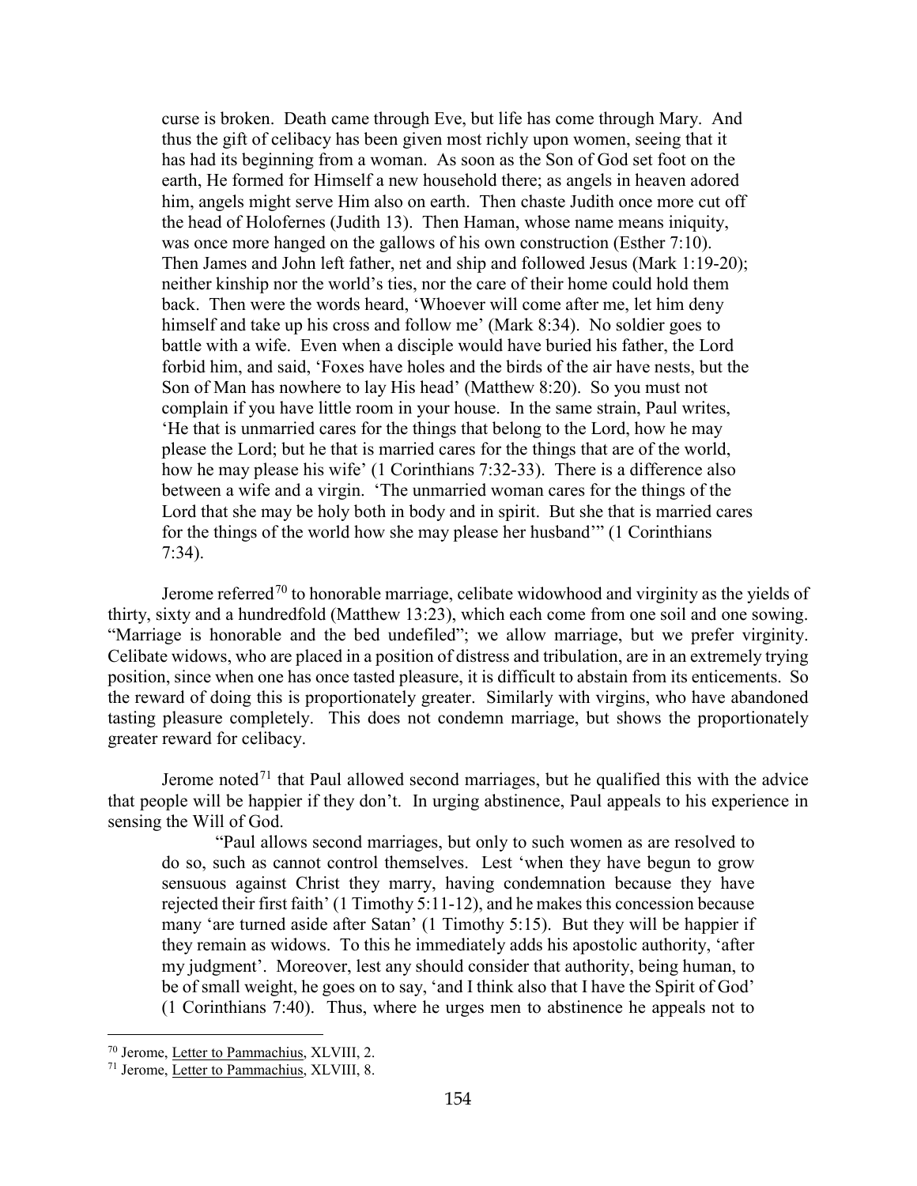curse is broken. Death came through Eve, but life has come through Mary. And thus the gift of celibacy has been given most richly upon women, seeing that it has had its beginning from a woman. As soon as the Son of God set foot on the earth, He formed for Himself a new household there; as angels in heaven adored him, angels might serve Him also on earth. Then chaste Judith once more cut off the head of Holofernes (Judith 13). Then Haman, whose name means iniquity, was once more hanged on the gallows of his own construction (Esther 7:10). Then James and John left father, net and ship and followed Jesus (Mark 1:19-20); neither kinship nor the world's ties, nor the care of their home could hold them back. Then were the words heard, 'Whoever will come after me, let him deny himself and take up his cross and follow me' (Mark 8:34). No soldier goes to battle with a wife. Even when a disciple would have buried his father, the Lord forbid him, and said, 'Foxes have holes and the birds of the air have nests, but the Son of Man has nowhere to lay His head' (Matthew 8:20). So you must not complain if you have little room in your house. In the same strain, Paul writes, 'He that is unmarried cares for the things that belong to the Lord, how he may please the Lord; but he that is married cares for the things that are of the world, how he may please his wife' (1 Corinthians 7:32-33). There is a difference also between a wife and a virgin. 'The unmarried woman cares for the things of the Lord that she may be holy both in body and in spirit. But she that is married cares for the things of the world how she may please her husband'" (1 Corinthians 7:34).

Jerome referred[70] to honorable marriage, celibate widowhood and virginity as the yields of thirty, sixty and a hundredfold (Matthew 13:23), which each come from one soil and one sowing. "Marriage is honorable and the bed undefiled"; we allow marriage, but we prefer virginity. Celibate widows, who are placed in a position of distress and tribulation, are in an extremely trying position, since when one has once tasted pleasure, it is difficult to abstain from its enticements. So the reward of doing this is proportionately greater. Similarly with virgins, who have abandoned tasting pleasure completely. This does not condemn marriage, but shows the proportionately greater reward for celibacy.

Jerome noted[71] that Paul allowed second marriages, but he qualified this with the advice that people will be happier if they don't. In urging abstinence, Paul appeals to his experience in sensing the Will of God.

> "Paul allows second marriages, but only to such women as are resolved to do so, such as cannot control themselves. Lest 'when they have begun to grow sensuous against Christ they marry, having condemnation because they have rejected their first faith' (1 Timothy 5:11-12), and he makes this concession because many 'are turned aside after Satan' (1 Timothy 5:15). But they will be happier if they remain as widows. To this he immediately adds his apostolic authority, 'after my judgment'. Moreover, lest any should consider that authority, being human, to be of small weight, he goes on to say, 'and I think also that I have the Spirit of God' (1 Corinthians 7:40). Thus, where he urges men to abstinence he appeals not to

---

[70] Jerome, Letter to Pammachius, XLVIII, 2.

[71] Jerome, Letter to Pammachius, XLVIII, 8.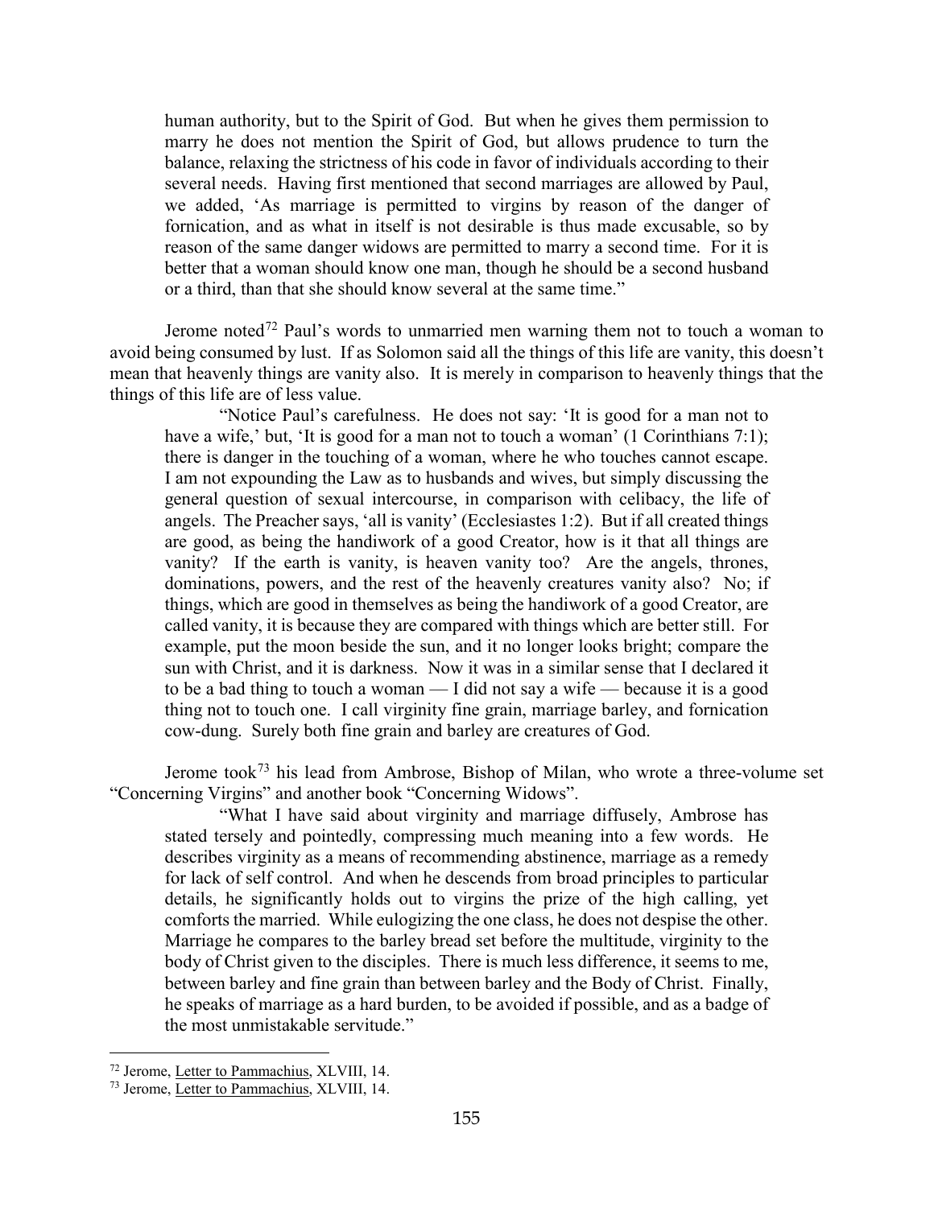human authority, but to the Spirit of God. But when he gives them permission to marry he does not mention the Spirit of God, but allows prudence to turn the balance, relaxing the strictness of his code in favor of individuals according to their several needs. Having first mentioned that second marriages are allowed by Paul, we added, 'As marriage is permitted to virgins by reason of the danger of fornication, and as what in itself is not desirable is thus made excusable, so by reason of the same danger widows are permitted to marry a second time. For it is better that a woman should know one man, though he should be a second husband or a third, than that she should know several at the same time."

Jerome noted[72] Paul's words to unmarried men warning them not to touch a woman to avoid being consumed by lust. If as Solomon said all the things of this life are vanity, this doesn't mean that heavenly things are vanity also. It is merely in comparison to heavenly things that the things of this life are of less value.

> "Notice Paul's carefulness. He does not say: 'It is good for a man not to have a wife,' but, 'It is good for a man not to touch a woman' (1 Corinthians 7:1); there is danger in the touching of a woman, where he who touches cannot escape. I am not expounding the Law as to husbands and wives, but simply discussing the general question of sexual intercourse, in comparison with celibacy, the life of angels. The Preacher says, 'all is vanity' (Ecclesiastes 1:2). But if all created things are good, as being the handiwork of a good Creator, how is it that all things are vanity? If the earth is vanity, is heaven vanity too? Are the angels, thrones, dominations, powers, and the rest of the heavenly creatures vanity also? No; if things, which are good in themselves as being the handiwork of a good Creator, are called vanity, it is because they are compared with things which are better still. For example, put the moon beside the sun, and it no longer looks bright; compare the sun with Christ, and it is darkness. Now it was in a similar sense that I declared it to be a bad thing to touch a woman — I did not say a wife — because it is a good thing not to touch one. I call virginity fine grain, marriage barley, and fornication cow-dung. Surely both fine grain and barley are creatures of God.

Jerome took[73] his lead from Ambrose, Bishop of Milan, who wrote a three-volume set "Concerning Virgins" and another book "Concerning Widows".

> "What I have said about virginity and marriage diffusely, Ambrose has stated tersely and pointedly, compressing much meaning into a few words. He describes virginity as a means of recommending abstinence, marriage as a remedy for lack of self control. And when he descends from broad principles to particular details, he significantly holds out to virgins the prize of the high calling, yet comforts the married. While eulogizing the one class, he does not despise the other. Marriage he compares to the barley bread set before the multitude, virginity to the body of Christ given to the disciples. There is much less difference, it seems to me, between barley and fine grain than between barley and the Body of Christ. Finally, he speaks of marriage as a hard burden, to be avoided if possible, and as a badge of the most unmistakable servitude."

---

[72] Jerome, Letter to Pammachius, XLVIII, 14.

[73] Jerome, Letter to Pammachius, XLVIII, 14.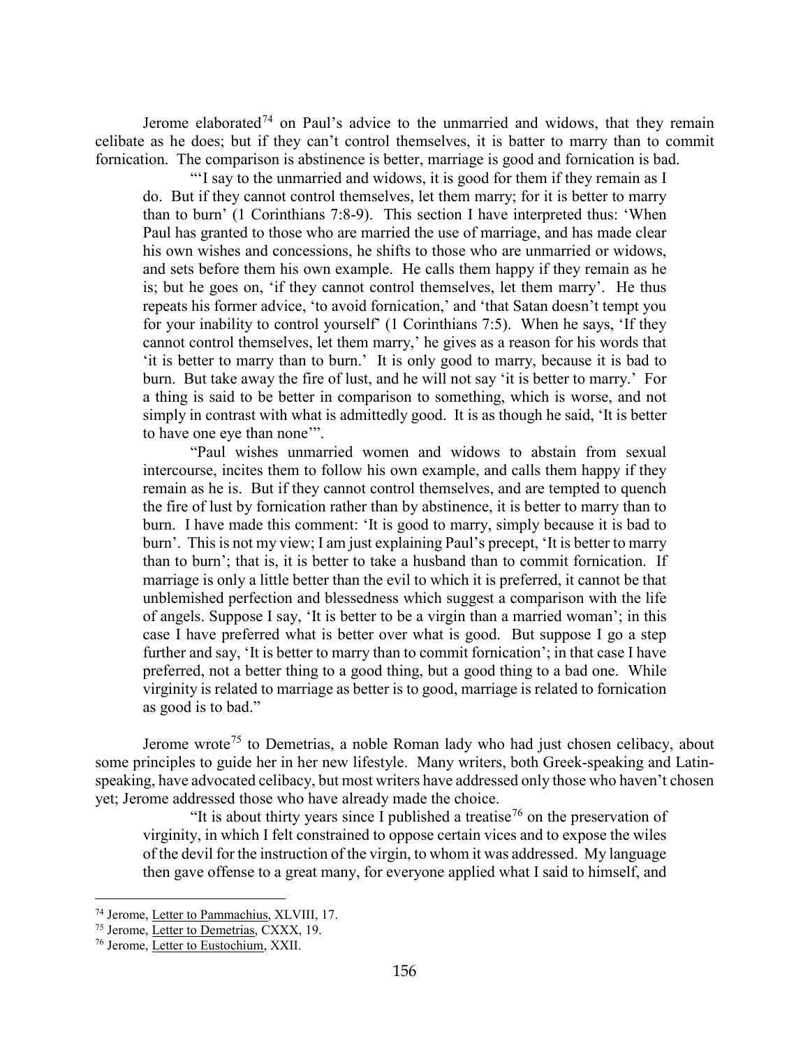Jerome elaborated[74] on Paul's advice to the unmarried and widows, that they remain celibate as he does; but if they can't control themselves, it is batter to marry than to commit fornication. The comparison is abstinence is better, marriage is good and fornication is bad.

> "'I say to the unmarried and widows, it is good for them if they remain as I do. But if they cannot control themselves, let them marry; for it is better to marry than to burn' (1 Corinthians 7:8-9). This section I have interpreted thus: 'When Paul has granted to those who are married the use of marriage, and has made clear his own wishes and concessions, he shifts to those who are unmarried or widows, and sets before them his own example. He calls them happy if they remain as he is; but he goes on, 'if they cannot control themselves, let them marry'. He thus repeats his former advice, 'to avoid fornication,' and 'that Satan doesn't tempt you for your inability to control yourself' (1 Corinthians 7:5). When he says, 'If they cannot control themselves, let them marry,' he gives as a reason for his words that 'it is better to marry than to burn.' It is only good to marry, because it is bad to burn. But take away the fire of lust, and he will not say 'it is better to marry.' For a thing is said to be better in comparison to something, which is worse, and not simply in contrast with what is admittedly good. It is as though he said, 'It is better to have one eye than none'".
>
> "Paul wishes unmarried women and widows to abstain from sexual intercourse, incites them to follow his own example, and calls them happy if they remain as he is. But if they cannot control themselves, and are tempted to quench the fire of lust by fornication rather than by abstinence, it is better to marry than to burn. I have made this comment: 'It is good to marry, simply because it is bad to burn'. This is not my view; I am just explaining Paul's precept, 'It is better to marry than to burn'; that is, it is better to take a husband than to commit fornication. If marriage is only a little better than the evil to which it is preferred, it cannot be that unblemished perfection and blessedness which suggest a comparison with the life of angels. Suppose I say, 'It is better to be a virgin than a married woman'; in this case I have preferred what is better over what is good. But suppose I go a step further and say, 'It is better to marry than to commit fornication'; in that case I have preferred, not a better thing to a good thing, but a good thing to a bad one. While virginity is related to marriage as better is to good, marriage is related to fornication as good is to bad."

Jerome wrote[75] to Demetrias, a noble Roman lady who had just chosen celibacy, about some principles to guide her in her new lifestyle. Many writers, both Greek-speaking and Latin-speaking, have advocated celibacy, but most writers have addressed only those who haven't chosen yet; Jerome addressed those who have already made the choice.

> "It is about thirty years since I published a treatise[76] on the preservation of virginity, in which I felt constrained to oppose certain vices and to expose the wiles of the devil for the instruction of the virgin, to whom it was addressed. My language then gave offense to a great many, for everyone applied what I said to himself, and

---

[74] Jerome, Letter to Pammachius, XLVIII, 17.

[75] Jerome, Letter to Demetrias, CXXX, 19.

[76] Jerome, Letter to Eustochium, XXII.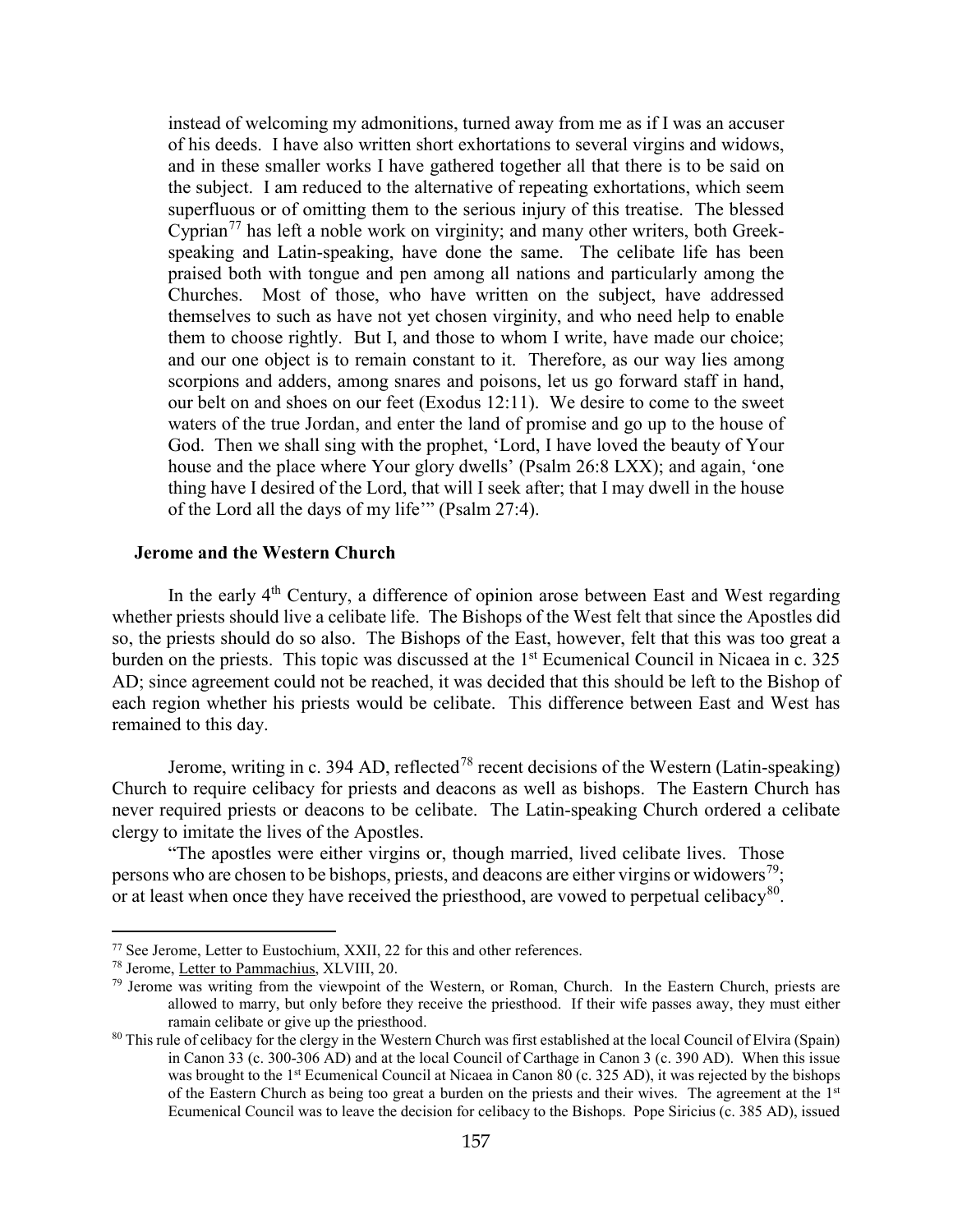instead of welcoming my admonitions, turned away from me as if I was an accuser of his deeds. I have also written short exhortations to several virgins and widows, and in these smaller works I have gathered together all that there is to be said on the subject. I am reduced to the alternative of repeating exhortations, which seem superfluous or of omitting them to the serious injury of this treatise. The blessed Cyprian[77] has left a noble work on virginity; and many other writers, both Greek-speaking and Latin-speaking, have done the same. The celibate life has been praised both with tongue and pen among all nations and particularly among the Churches. Most of those, who have written on the subject, have addressed themselves to such as have not yet chosen virginity, and who need help to enable them to choose rightly. But I, and those to whom I write, have made our choice; and our one object is to remain constant to it. Therefore, as our way lies among scorpions and adders, among snares and poisons, let us go forward staff in hand, our belt on and shoes on our feet (Exodus 12:11). We desire to come to the sweet waters of the true Jordan, and enter the land of promise and go up to the house of God. Then we shall sing with the prophet, 'Lord, I have loved the beauty of Your house and the place where Your glory dwells' (Psalm 26:8 LXX); and again, 'one thing have I desired of the Lord, that will I seek after; that I may dwell in the house of the Lord all the days of my life'" (Psalm 27:4).

### Jerome and the Western Church

In the early 4th Century, a difference of opinion arose between East and West regarding whether priests should live a celibate life. The Bishops of the West felt that since the Apostles did so, the priests should do so also. The Bishops of the East, however, felt that this was too great a burden on the priests. This topic was discussed at the 1st Ecumenical Council in Nicaea in c. 325 AD; since agreement could not be reached, it was decided that this should be left to the Bishop of each region whether his priests would be celibate. This difference between East and West has remained to this day.

Jerome, writing in c. 394 AD, reflected[78] recent decisions of the Western (Latin-speaking) Church to require celibacy for priests and deacons as well as bishops. The Eastern Church has never required priests or deacons to be celibate. The Latin-speaking Church ordered a celibate clergy to imitate the lives of the Apostles.

"The apostles were either virgins or, though married, lived celibate lives. Those persons who are chosen to be bishops, priests, and deacons are either virgins or widowers[79]; or at least when once they have received the priesthood, are vowed to perpetual celibacy[80].

---

[77] See Jerome, Letter to Eustochium, XXII, 22 for this and other references.

[78] Jerome, Letter to Pammachius, XLVIII, 20.

[79] Jerome was writing from the viewpoint of the Western, or Roman, Church. In the Eastern Church, priests are allowed to marry, but only before they receive the priesthood. If their wife passes away, they must either ramain celibate or give up the priesthood.

[80] This rule of celibacy for the clergy in the Western Church was first established at the local Council of Elvira (Spain) in Canon 33 (c. 300-306 AD) and at the local Council of Carthage in Canon 3 (c. 390 AD). When this issue was brought to the 1st Ecumenical Council at Nicaea in Canon 80 (c. 325 AD), it was rejected by the bishops of the Eastern Church as being too great a burden on the priests and their wives. The agreement at the 1st Ecumenical Council was to leave the decision for celibacy to the Bishops. Pope Siricius (c. 385 AD), issued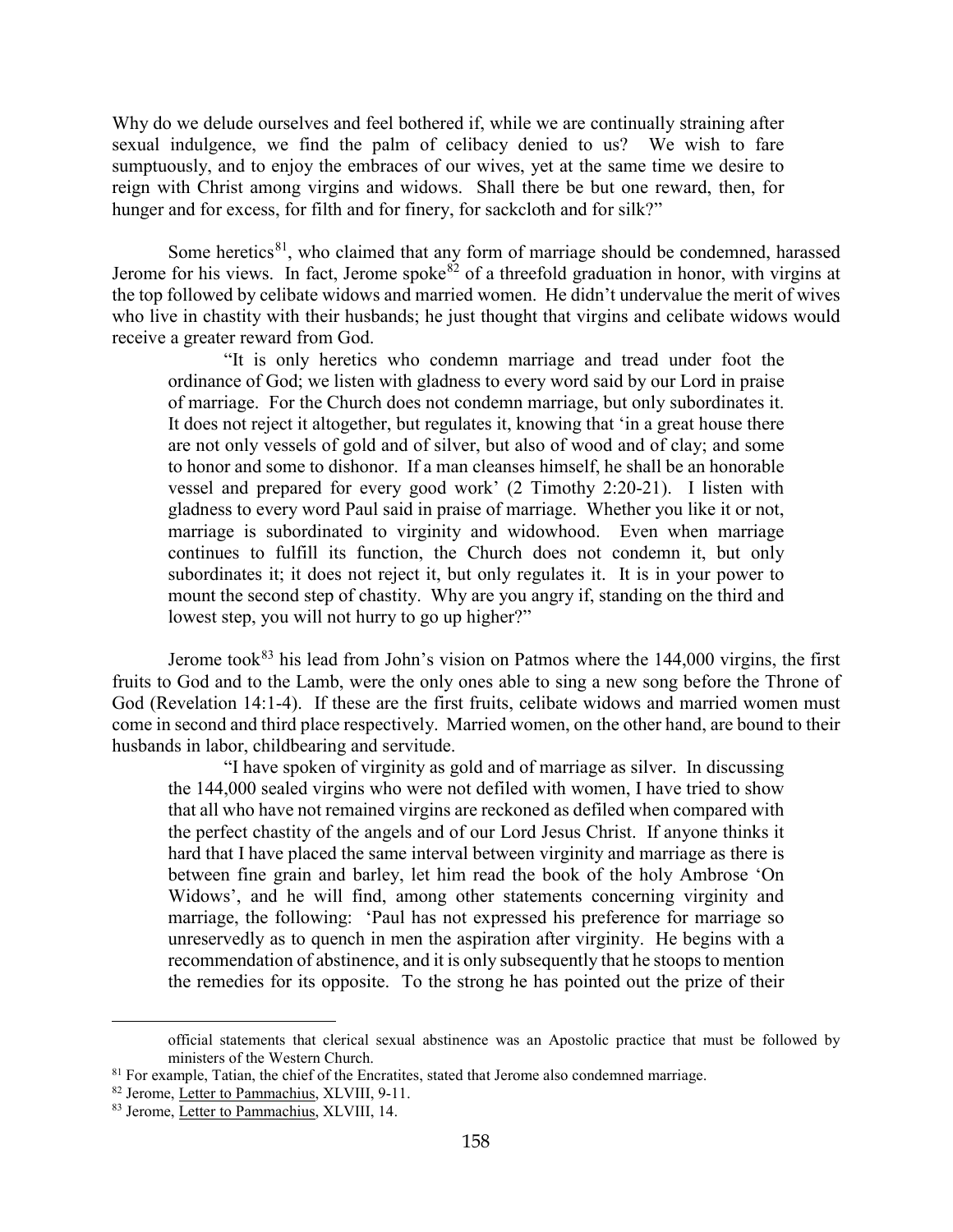Why do we delude ourselves and feel bothered if, while we are continually straining after sexual indulgence, we find the palm of celibacy denied to us? We wish to fare sumptuously, and to enjoy the embraces of our wives, yet at the same time we desire to reign with Christ among virgins and widows. Shall there be but one reward, then, for hunger and for excess, for filth and for finery, for sackcloth and for silk?"

Some heretics[81], who claimed that any form of marriage should be condemned, harassed Jerome for his views. In fact, Jerome spoke[82] of a threefold graduation in honor, with virgins at the top followed by celibate widows and married women. He didn't undervalue the merit of wives who live in chastity with their husbands; he just thought that virgins and celibate widows would receive a greater reward from God.

> "It is only heretics who condemn marriage and tread under foot the ordinance of God; we listen with gladness to every word said by our Lord in praise of marriage. For the Church does not condemn marriage, but only subordinates it. It does not reject it altogether, but regulates it, knowing that 'in a great house there are not only vessels of gold and of silver, but also of wood and of clay; and some to honor and some to dishonor. If a man cleanses himself, he shall be an honorable vessel and prepared for every good work' (2 Timothy 2:20-21). I listen with gladness to every word Paul said in praise of marriage. Whether you like it or not, marriage is subordinated to virginity and widowhood. Even when marriage continues to fulfill its function, the Church does not condemn it, but only subordinates it; it does not reject it, but only regulates it. It is in your power to mount the second step of chastity. Why are you angry if, standing on the third and lowest step, you will not hurry to go up higher?"

Jerome took[83] his lead from John's vision on Patmos where the 144,000 virgins, the first fruits to God and to the Lamb, were the only ones able to sing a new song before the Throne of God (Revelation 14:1-4). If these are the first fruits, celibate widows and married women must come in second and third place respectively. Married women, on the other hand, are bound to their husbands in labor, childbearing and servitude.

> "I have spoken of virginity as gold and of marriage as silver. In discussing the 144,000 sealed virgins who were not defiled with women, I have tried to show that all who have not remained virgins are reckoned as defiled when compared with the perfect chastity of the angels and of our Lord Jesus Christ. If anyone thinks it hard that I have placed the same interval between virginity and marriage as there is between fine grain and barley, let him read the book of the holy Ambrose 'On Widows', and he will find, among other statements concerning virginity and marriage, the following: 'Paul has not expressed his preference for marriage so unreservedly as to quench in men the aspiration after virginity. He begins with a recommendation of abstinence, and it is only subsequently that he stoops to mention the remedies for its opposite. To the strong he has pointed out the prize of their

---

official statements that clerical sexual abstinence was an Apostolic practice that must be followed by ministers of the Western Church.

[81] For example, Tatian, the chief of the Encratites, stated that Jerome also condemned marriage.

[82] Jerome, Letter to Pammachius, XLVIII, 9-11.

[83] Jerome, Letter to Pammachius, XLVIII, 14.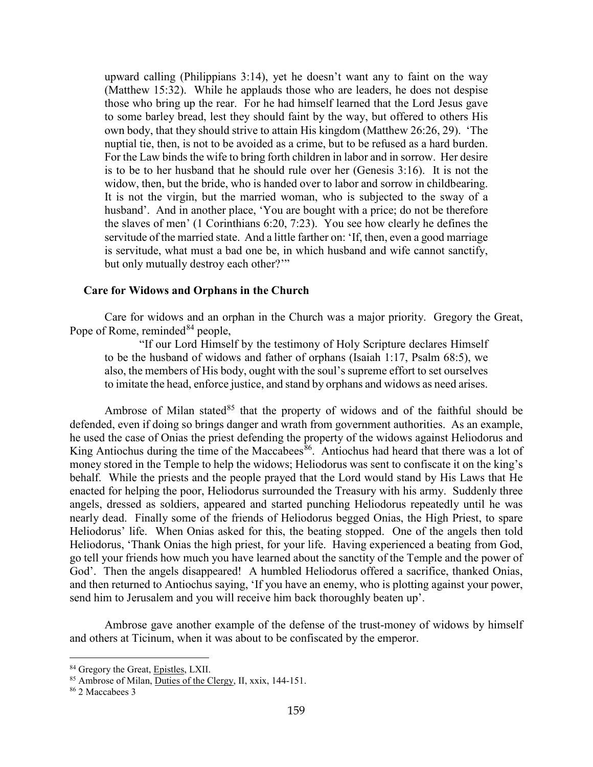upward calling (Philippians 3:14), yet he doesn't want any to faint on the way (Matthew 15:32). While he applauds those who are leaders, he does not despise those who bring up the rear. For he had himself learned that the Lord Jesus gave to some barley bread, lest they should faint by the way, but offered to others His own body, that they should strive to attain His kingdom (Matthew 26:26, 29). 'The nuptial tie, then, is not to be avoided as a crime, but to be refused as a hard burden. For the Law binds the wife to bring forth children in labor and in sorrow. Her desire is to be to her husband that he should rule over her (Genesis 3:16). It is not the widow, then, but the bride, who is handed over to labor and sorrow in childbearing. It is not the virgin, but the married woman, who is subjected to the sway of a husband'. And in another place, 'You are bought with a price; do not be therefore the slaves of men' (1 Corinthians 6:20, 7:23). You see how clearly he defines the servitude of the married state. And a little farther on: 'If, then, even a good marriage is servitude, what must a bad one be, in which husband and wife cannot sanctify, but only mutually destroy each other?'"

### Care for Widows and Orphans in the Church

Care for widows and an orphan in the Church was a major priority. Gregory the Great, Pope of Rome, reminded[84] people,

> "If our Lord Himself by the testimony of Holy Scripture declares Himself to be the husband of widows and father of orphans (Isaiah 1:17, Psalm 68:5), we also, the members of His body, ought with the soul's supreme effort to set ourselves to imitate the head, enforce justice, and stand by orphans and widows as need arises.

Ambrose of Milan stated[85] that the property of widows and of the faithful should be defended, even if doing so brings danger and wrath from government authorities. As an example, he used the case of Onias the priest defending the property of the widows against Heliodorus and King Antiochus during the time of the Maccabees[86]. Antiochus had heard that there was a lot of money stored in the Temple to help the widows; Heliodorus was sent to confiscate it on the king's behalf. While the priests and the people prayed that the Lord would stand by His Laws that He enacted for helping the poor, Heliodorus surrounded the Treasury with his army. Suddenly three angels, dressed as soldiers, appeared and started punching Heliodorus repeatedly until he was nearly dead. Finally some of the friends of Heliodorus begged Onias, the High Priest, to spare Heliodorus' life. When Onias asked for this, the beating stopped. One of the angels then told Heliodorus, 'Thank Onias the high priest, for your life. Having experienced a beating from God, go tell your friends how much you have learned about the sanctity of the Temple and the power of God'. Then the angels disappeared! A humbled Heliodorus offered a sacrifice, thanked Onias, and then returned to Antiochus saying, 'If you have an enemy, who is plotting against your power, send him to Jerusalem and you will receive him back thoroughly beaten up'.

Ambrose gave another example of the defense of the trust-money of widows by himself and others at Ticinum, when it was about to be confiscated by the emperor.

---

[84] Gregory the Great, Epistles, LXII.

[85] Ambrose of Milan, Duties of the Clergy, II, xxix, 144-151.

[86] 2 Maccabees 3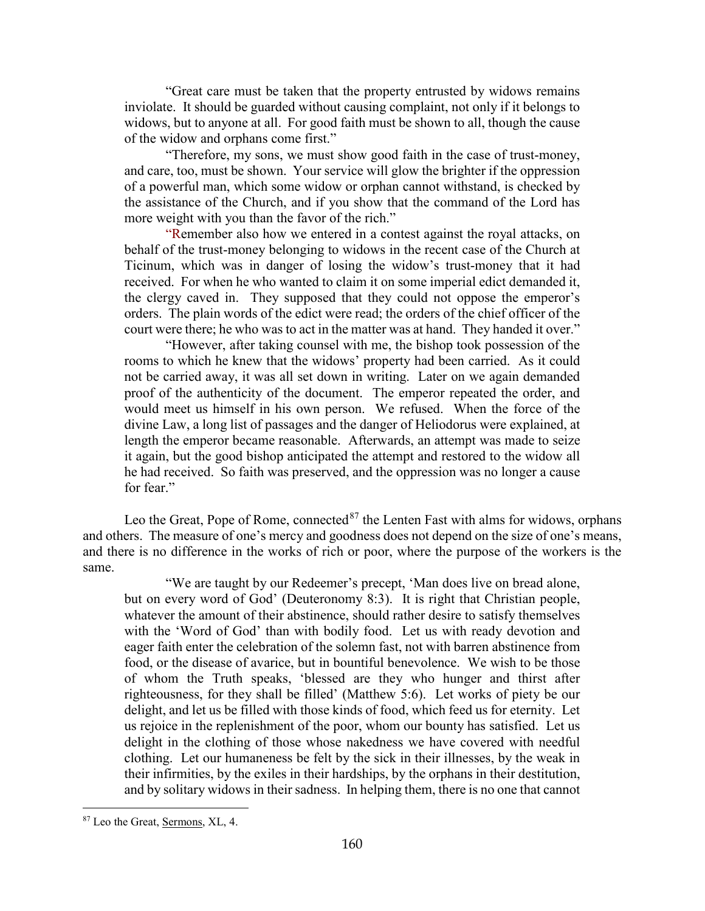"Great care must be taken that the property entrusted by widows remains inviolate. It should be guarded without causing complaint, not only if it belongs to widows, but to anyone at all. For good faith must be shown to all, though the cause of the widow and orphans come first."

"Therefore, my sons, we must show good faith in the case of trust-money, and care, too, must be shown. Your service will glow the brighter if the oppression of a powerful man, which some widow or orphan cannot withstand, is checked by the assistance of the Church, and if you show that the command of the Lord has more weight with you than the favor of the rich."

"Remember also how we entered in a contest against the royal attacks, on behalf of the trust-money belonging to widows in the recent case of the Church at Ticinum, which was in danger of losing the widow's trust-money that it had received. For when he who wanted to claim it on some imperial edict demanded it, the clergy caved in. They supposed that they could not oppose the emperor's orders. The plain words of the edict were read; the orders of the chief officer of the court were there; he who was to act in the matter was at hand. They handed it over."

"However, after taking counsel with me, the bishop took possession of the rooms to which he knew that the widows' property had been carried. As it could not be carried away, it was all set down in writing. Later on we again demanded proof of the authenticity of the document. The emperor repeated the order, and would meet us himself in his own person. We refused. When the force of the divine Law, a long list of passages and the danger of Heliodorus were explained, at length the emperor became reasonable. Afterwards, an attempt was made to seize it again, but the good bishop anticipated the attempt and restored to the widow all he had received. So faith was preserved, and the oppression was no longer a cause for fear."

Leo the Great, Pope of Rome, connected[87] the Lenten Fast with alms for widows, orphans and others. The measure of one's mercy and goodness does not depend on the size of one's means, and there is no difference in the works of rich or poor, where the purpose of the workers is the same.

> "We are taught by our Redeemer's precept, 'Man does live on bread alone, but on every word of God' (Deuteronomy 8:3). It is right that Christian people, whatever the amount of their abstinence, should rather desire to satisfy themselves with the 'Word of God' than with bodily food. Let us with ready devotion and eager faith enter the celebration of the solemn fast, not with barren abstinence from food, or the disease of avarice, but in bountiful benevolence. We wish to be those of whom the Truth speaks, 'blessed are they who hunger and thirst after righteousness, for they shall be filled' (Matthew 5:6). Let works of piety be our delight, and let us be filled with those kinds of food, which feed us for eternity. Let us rejoice in the replenishment of the poor, whom our bounty has satisfied. Let us delight in the clothing of those whose nakedness we have covered with needful clothing. Let our humaneness be felt by the sick in their illnesses, by the weak in their infirmities, by the exiles in their hardships, by the orphans in their destitution, and by solitary widows in their sadness. In helping them, there is no one that cannot

[87] Leo the Great, Sermons, XL, 4.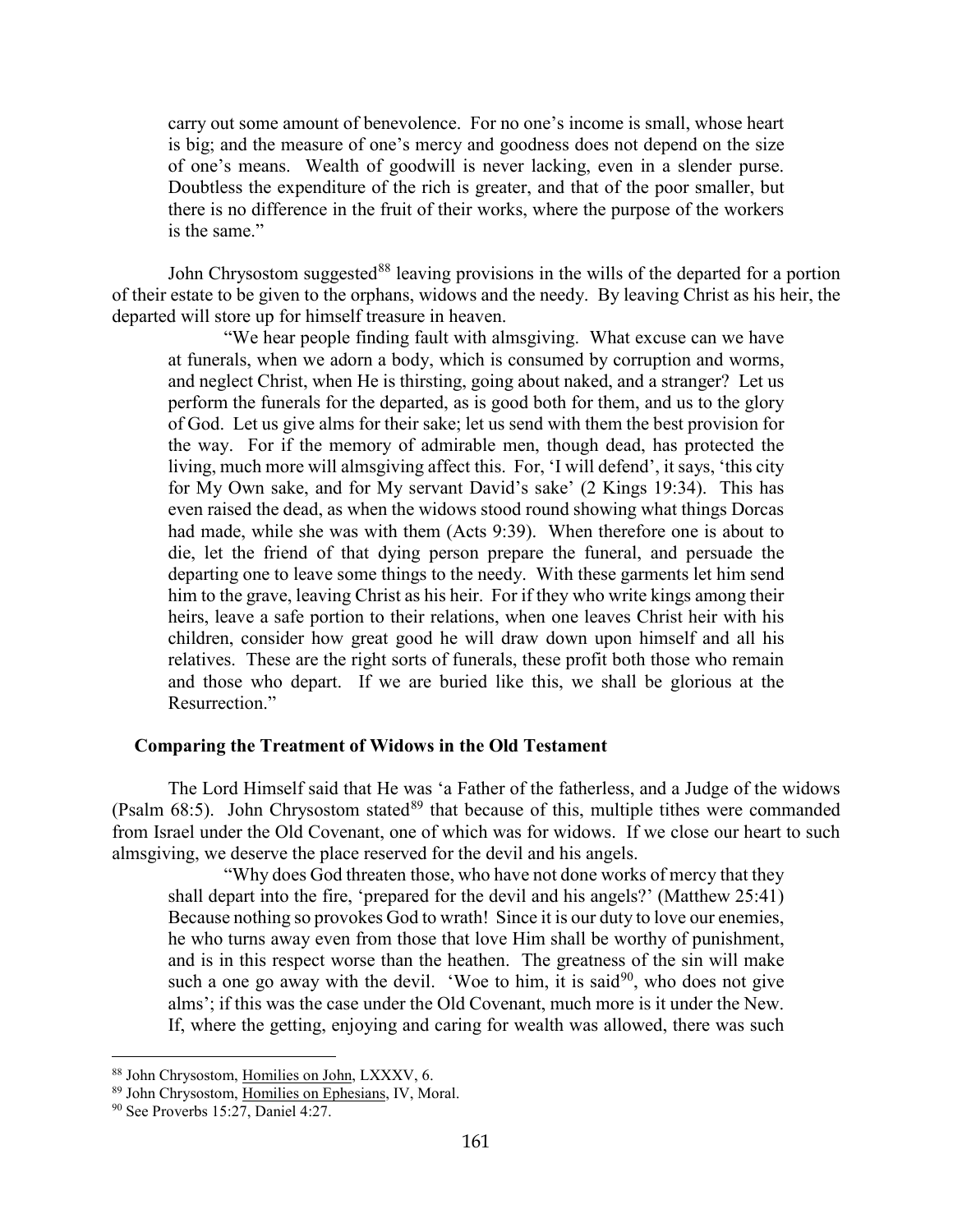> carry out some amount of benevolence. For no one's income is small, whose heart is big; and the measure of one's mercy and goodness does not depend on the size of one's means. Wealth of goodwill is never lacking, even in a slender purse. Doubtless the expenditure of the rich is greater, and that of the poor smaller, but there is no difference in the fruit of their works, where the purpose of the workers is the same."

John Chrysostom suggested[88] leaving provisions in the wills of the departed for a portion of their estate to be given to the orphans, widows and the needy. By leaving Christ as his heir, the departed will store up for himself treasure in heaven.

> "We hear people finding fault with almsgiving. What excuse can we have at funerals, when we adorn a body, which is consumed by corruption and worms, and neglect Christ, when He is thirsting, going about naked, and a stranger? Let us perform the funerals for the departed, as is good both for them, and us to the glory of God. Let us give alms for their sake; let us send with them the best provision for the way. For if the memory of admirable men, though dead, has protected the living, much more will almsgiving affect this. For, 'I will defend', it says, 'this city for My Own sake, and for My servant David's sake' (2 Kings 19:34). This has even raised the dead, as when the widows stood round showing what things Dorcas had made, while she was with them (Acts 9:39). When therefore one is about to die, let the friend of that dying person prepare the funeral, and persuade the departing one to leave some things to the needy. With these garments let him send him to the grave, leaving Christ as his heir. For if they who write kings among their heirs, leave a safe portion to their relations, when one leaves Christ heir with his children, consider how great good he will draw down upon himself and all his relatives. These are the right sorts of funerals, these profit both those who remain and those who depart. If we are buried like this, we shall be glorious at the Resurrection."

### Comparing the Treatment of Widows in the Old Testament

The Lord Himself said that He was 'a Father of the fatherless, and a Judge of the widows (Psalm 68:5). John Chrysostom stated[89] that because of this, multiple tithes were commanded from Israel under the Old Covenant, one of which was for widows. If we close our heart to such almsgiving, we deserve the place reserved for the devil and his angels.

> "Why does God threaten those, who have not done works of mercy that they shall depart into the fire, 'prepared for the devil and his angels?' (Matthew 25:41) Because nothing so provokes God to wrath! Since it is our duty to love our enemies, he who turns away even from those that love Him shall be worthy of punishment, and is in this respect worse than the heathen. The greatness of the sin will make such a one go away with the devil. 'Woe to him, it is said[90], who does not give alms'; if this was the case under the Old Covenant, much more is it under the New. If, where the getting, enjoying and caring for wealth was allowed, there was such

---

[88] John Chrysostom, Homilies on John, LXXXV, 6.

[89] John Chrysostom, Homilies on Ephesians, IV, Moral.

[90] See Proverbs 15:27, Daniel 4:27.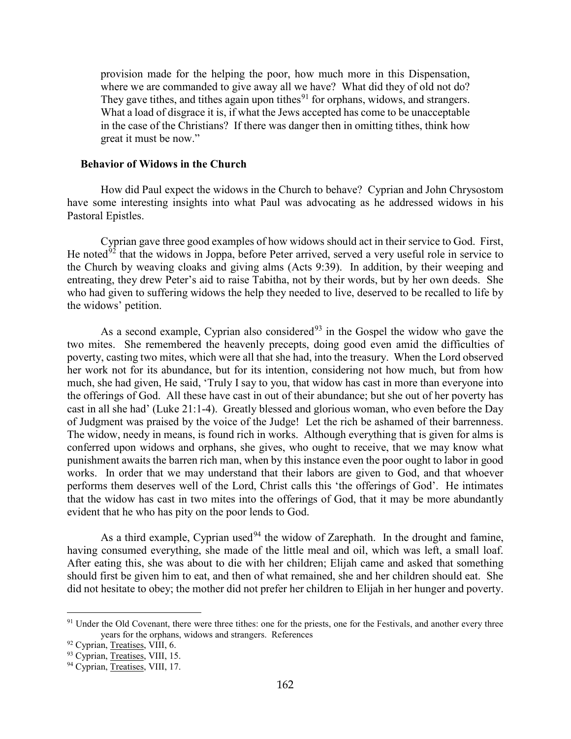provision made for the helping the poor, how much more in this Dispensation, where we are commanded to give away all we have? What did they of old not do? They gave tithes, and tithes again upon tithes[91] for orphans, widows, and strangers. What a load of disgrace it is, if what the Jews accepted has come to be unacceptable in the case of the Christians? If there was danger then in omitting tithes, think how great it must be now."

### Behavior of Widows in the Church

How did Paul expect the widows in the Church to behave? Cyprian and John Chrysostom have some interesting insights into what Paul was advocating as he addressed widows in his Pastoral Epistles.

Cyprian gave three good examples of how widows should act in their service to God. First, He noted[92] that the widows in Joppa, before Peter arrived, served a very useful role in service to the Church by weaving cloaks and giving alms (Acts 9:39). In addition, by their weeping and entreating, they drew Peter's aid to raise Tabitha, not by their words, but by her own deeds. She who had given to suffering widows the help they needed to live, deserved to be recalled to life by the widows' petition.

As a second example, Cyprian also considered[93] in the Gospel the widow who gave the two mites. She remembered the heavenly precepts, doing good even amid the difficulties of poverty, casting two mites, which were all that she had, into the treasury. When the Lord observed her work not for its abundance, but for its intention, considering not how much, but from how much, she had given, He said, 'Truly I say to you, that widow has cast in more than everyone into the offerings of God. All these have cast in out of their abundance; but she out of her poverty has cast in all she had' (Luke 21:1-4). Greatly blessed and glorious woman, who even before the Day of Judgment was praised by the voice of the Judge! Let the rich be ashamed of their barrenness. The widow, needy in means, is found rich in works. Although everything that is given for alms is conferred upon widows and orphans, she gives, who ought to receive, that we may know what punishment awaits the barren rich man, when by this instance even the poor ought to labor in good works. In order that we may understand that their labors are given to God, and that whoever performs them deserves well of the Lord, Christ calls this 'the offerings of God'. He intimates that the widow has cast in two mites into the offerings of God, that it may be more abundantly evident that he who has pity on the poor lends to God.

As a third example, Cyprian used[94] the widow of Zarephath. In the drought and famine, having consumed everything, she made of the little meal and oil, which was left, a small loaf. After eating this, she was about to die with her children; Elijah came and asked that something should first be given him to eat, and then of what remained, she and her children should eat. She did not hesitate to obey; the mother did not prefer her children to Elijah in her hunger and poverty.

---

[91] Under the Old Covenant, there were three tithes: one for the priests, one for the Festivals, and another every three years for the orphans, widows and strangers. References

[92] Cyprian, Treatises, VIII, 6.

[93] Cyprian, Treatises, VIII, 15.

[94] Cyprian, Treatises, VIII, 17.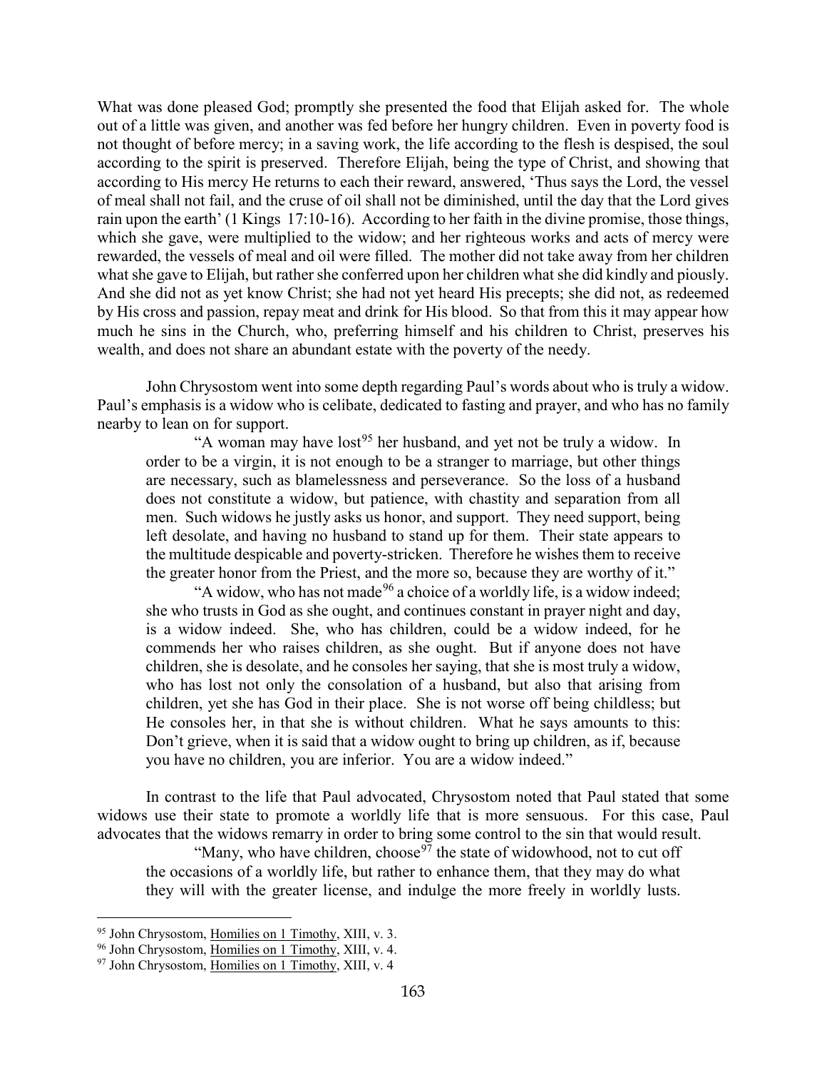What was done pleased God; promptly she presented the food that Elijah asked for. The whole out of a little was given, and another was fed before her hungry children. Even in poverty food is not thought of before mercy; in a saving work, the life according to the flesh is despised, the soul according to the spirit is preserved. Therefore Elijah, being the type of Christ, and showing that according to His mercy He returns to each their reward, answered, 'Thus says the Lord, the vessel of meal shall not fail, and the cruse of oil shall not be diminished, until the day that the Lord gives rain upon the earth' (1 Kings 17:10-16). According to her faith in the divine promise, those things, which she gave, were multiplied to the widow; and her righteous works and acts of mercy were rewarded, the vessels of meal and oil were filled. The mother did not take away from her children what she gave to Elijah, but rather she conferred upon her children what she did kindly and piously. And she did not as yet know Christ; she had not yet heard His precepts; she did not, as redeemed by His cross and passion, repay meat and drink for His blood. So that from this it may appear how much he sins in the Church, who, preferring himself and his children to Christ, preserves his wealth, and does not share an abundant estate with the poverty of the needy.

John Chrysostom went into some depth regarding Paul's words about who is truly a widow. Paul's emphasis is a widow who is celibate, dedicated to fasting and prayer, and who has no family nearby to lean on for support.

> "A woman may have lost[95] her husband, and yet not be truly a widow. In order to be a virgin, it is not enough to be a stranger to marriage, but other things are necessary, such as blamelessness and perseverance. So the loss of a husband does not constitute a widow, but patience, with chastity and separation from all men. Such widows he justly asks us honor, and support. They need support, being left desolate, and having no husband to stand up for them. Their state appears to the multitude despicable and poverty-stricken. Therefore he wishes them to receive the greater honor from the Priest, and the more so, because they are worthy of it."
>
> "A widow, who has not made[96] a choice of a worldly life, is a widow indeed; she who trusts in God as she ought, and continues constant in prayer night and day, is a widow indeed. She, who has children, could be a widow indeed, for he commends her who raises children, as she ought. But if anyone does not have children, she is desolate, and he consoles her saying, that she is most truly a widow, who has lost not only the consolation of a husband, but also that arising from children, yet she has God in their place. She is not worse off being childless; but He consoles her, in that she is without children. What he says amounts to this: Don't grieve, when it is said that a widow ought to bring up children, as if, because you have no children, you are inferior. You are a widow indeed."

In contrast to the life that Paul advocated, Chrysostom noted that Paul stated that some widows use their state to promote a worldly life that is more sensuous. For this case, Paul advocates that the widows remarry in order to bring some control to the sin that would result.

> "Many, who have children, choose[97] the state of widowhood, not to cut off the occasions of a worldly life, but rather to enhance them, that they may do what they will with the greater license, and indulge the more freely in worldly lusts.

---

[95] John Chrysostom, Homilies on 1 Timothy, XIII, v. 3.

[96] John Chrysostom, Homilies on 1 Timothy, XIII, v. 4.

[97] John Chrysostom, Homilies on 1 Timothy, XIII, v. 4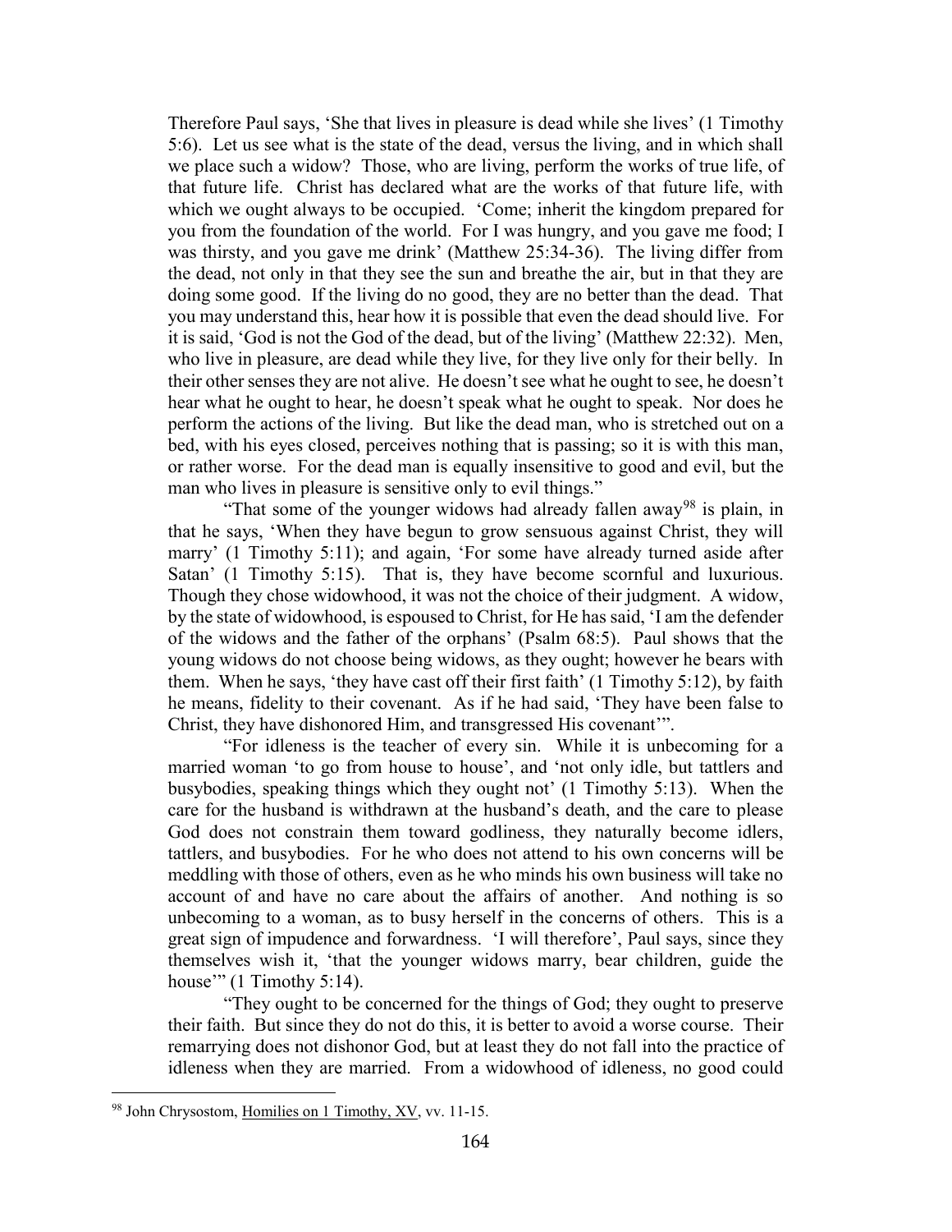Therefore Paul says, 'She that lives in pleasure is dead while she lives' (1 Timothy 5:6). Let us see what is the state of the dead, versus the living, and in which shall we place such a widow? Those, who are living, perform the works of true life, of that future life. Christ has declared what are the works of that future life, with which we ought always to be occupied. 'Come; inherit the kingdom prepared for you from the foundation of the world. For I was hungry, and you gave me food; I was thirsty, and you gave me drink' (Matthew 25:34-36). The living differ from the dead, not only in that they see the sun and breathe the air, but in that they are doing some good. If the living do no good, they are no better than the dead. That you may understand this, hear how it is possible that even the dead should live. For it is said, 'God is not the God of the dead, but of the living' (Matthew 22:32). Men, who live in pleasure, are dead while they live, for they live only for their belly. In their other senses they are not alive. He doesn't see what he ought to see, he doesn't hear what he ought to hear, he doesn't speak what he ought to speak. Nor does he perform the actions of the living. But like the dead man, who is stretched out on a bed, with his eyes closed, perceives nothing that is passing; so it is with this man, or rather worse. For the dead man is equally insensitive to good and evil, but the man who lives in pleasure is sensitive only to evil things."

"That some of the younger widows had already fallen away[98] is plain, in that he says, 'When they have begun to grow sensuous against Christ, they will marry' (1 Timothy 5:11); and again, 'For some have already turned aside after Satan' (1 Timothy 5:15). That is, they have become scornful and luxurious. Though they chose widowhood, it was not the choice of their judgment. A widow, by the state of widowhood, is espoused to Christ, for He has said, 'I am the defender of the widows and the father of the orphans' (Psalm 68:5). Paul shows that the young widows do not choose being widows, as they ought; however he bears with them. When he says, 'they have cast off their first faith' (1 Timothy 5:12), by faith he means, fidelity to their covenant. As if he had said, 'They have been false to Christ, they have dishonored Him, and transgressed His covenant'".

"For idleness is the teacher of every sin. While it is unbecoming for a married woman 'to go from house to house', and 'not only idle, but tattlers and busybodies, speaking things which they ought not' (1 Timothy 5:13). When the care for the husband is withdrawn at the husband's death, and the care to please God does not constrain them toward godliness, they naturally become idlers, tattlers, and busybodies. For he who does not attend to his own concerns will be meddling with those of others, even as he who minds his own business will take no account of and have no care about the affairs of another. And nothing is so unbecoming to a woman, as to busy herself in the concerns of others. This is a great sign of impudence and forwardness. 'I will therefore', Paul says, since they themselves wish it, 'that the younger widows marry, bear children, guide the house'" (1 Timothy 5:14).

"They ought to be concerned for the things of God; they ought to preserve their faith. But since they do not do this, it is better to avoid a worse course. Their remarrying does not dishonor God, but at least they do not fall into the practice of idleness when they are married. From a widowhood of idleness, no good could

---

[98] John Chrysostom, Homilies on 1 Timothy, XV, vv. 11-15.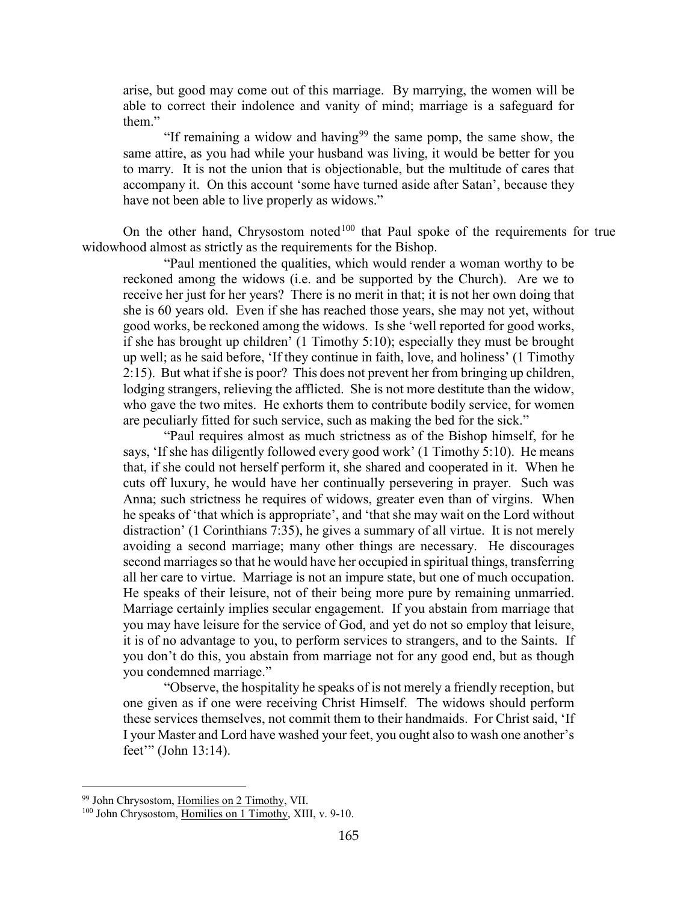arise, but good may come out of this marriage. By marrying, the women will be able to correct their indolence and vanity of mind; marriage is a safeguard for them."

"If remaining a widow and having[99] the same pomp, the same show, the same attire, as you had while your husband was living, it would be better for you to marry. It is not the union that is objectionable, but the multitude of cares that accompany it. On this account 'some have turned aside after Satan', because they have not been able to live properly as widows."

On the other hand, Chrysostom noted[100] that Paul spoke of the requirements for true widowhood almost as strictly as the requirements for the Bishop.

"Paul mentioned the qualities, which would render a woman worthy to be reckoned among the widows (i.e. and be supported by the Church). Are we to receive her just for her years? There is no merit in that; it is not her own doing that she is 60 years old. Even if she has reached those years, she may not yet, without good works, be reckoned among the widows. Is she 'well reported for good works, if she has brought up children' (1 Timothy 5:10); especially they must be brought up well; as he said before, 'If they continue in faith, love, and holiness' (1 Timothy 2:15). But what if she is poor? This does not prevent her from bringing up children, lodging strangers, relieving the afflicted. She is not more destitute than the widow, who gave the two mites. He exhorts them to contribute bodily service, for women are peculiarly fitted for such service, such as making the bed for the sick."

"Paul requires almost as much strictness as of the Bishop himself, for he says, 'If she has diligently followed every good work' (1 Timothy 5:10). He means that, if she could not herself perform it, she shared and cooperated in it. When he cuts off luxury, he would have her continually persevering in prayer. Such was Anna; such strictness he requires of widows, greater even than of virgins. When he speaks of 'that which is appropriate', and 'that she may wait on the Lord without distraction' (1 Corinthians 7:35), he gives a summary of all virtue. It is not merely avoiding a second marriage; many other things are necessary. He discourages second marriages so that he would have her occupied in spiritual things, transferring all her care to virtue. Marriage is not an impure state, but one of much occupation. He speaks of their leisure, not of their being more pure by remaining unmarried. Marriage certainly implies secular engagement. If you abstain from marriage that you may have leisure for the service of God, and yet do not so employ that leisure, it is of no advantage to you, to perform services to strangers, and to the Saints. If you don't do this, you abstain from marriage not for any good end, but as though you condemned marriage."

"Observe, the hospitality he speaks of is not merely a friendly reception, but one given as if one were receiving Christ Himself. The widows should perform these services themselves, not commit them to their handmaids. For Christ said, 'If I your Master and Lord have washed your feet, you ought also to wash one another's feet'" (John 13:14).

---

[99] John Chrysostom, Homilies on 2 Timothy, VII.

[100] John Chrysostom, Homilies on 1 Timothy, XIII, v. 9-10.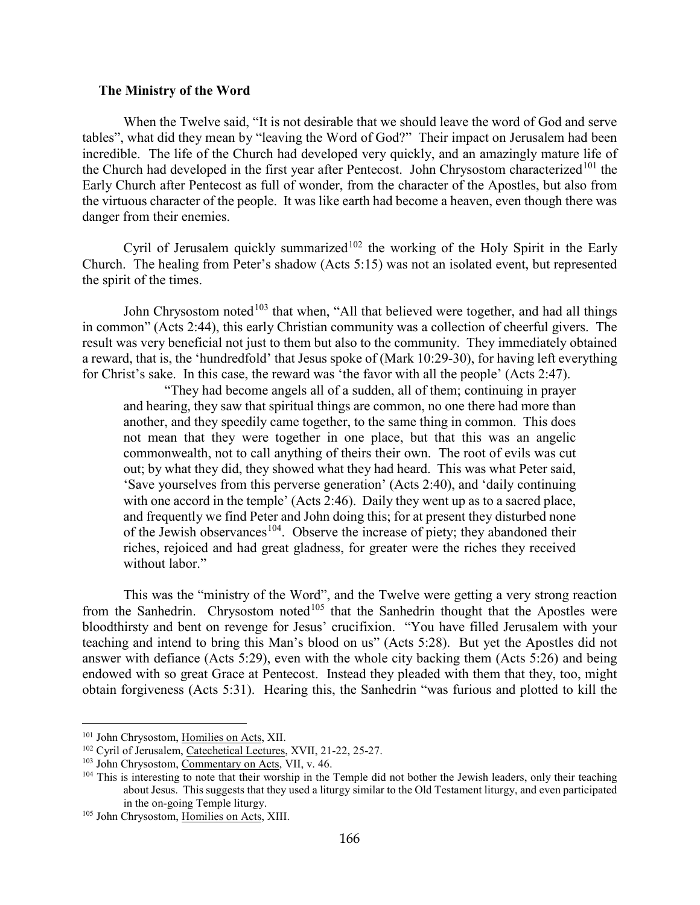### The Ministry of the Word

When the Twelve said, "It is not desirable that we should leave the word of God and serve tables", what did they mean by "leaving the Word of God?" Their impact on Jerusalem had been incredible. The life of the Church had developed very quickly, and an amazingly mature life of the Church had developed in the first year after Pentecost. John Chrysostom characterized[101] the Early Church after Pentecost as full of wonder, from the character of the Apostles, but also from the virtuous character of the people. It was like earth had become a heaven, even though there was danger from their enemies.

Cyril of Jerusalem quickly summarized[102] the working of the Holy Spirit in the Early Church. The healing from Peter's shadow (Acts 5:15) was not an isolated event, but represented the spirit of the times.

John Chrysostom noted[103] that when, "All that believed were together, and had all things in common" (Acts 2:44), this early Christian community was a collection of cheerful givers. The result was very beneficial not just to them but also to the community. They immediately obtained a reward, that is, the 'hundredfold' that Jesus spoke of (Mark 10:29-30), for having left everything for Christ's sake. In this case, the reward was 'the favor with all the people' (Acts 2:47).

> "They had become angels all of a sudden, all of them; continuing in prayer and hearing, they saw that spiritual things are common, no one there had more than another, and they speedily came together, to the same thing in common. This does not mean that they were together in one place, but that this was an angelic commonwealth, not to call anything of theirs their own. The root of evils was cut out; by what they did, they showed what they had heard. This was what Peter said, 'Save yourselves from this perverse generation' (Acts 2:40), and 'daily continuing with one accord in the temple' (Acts 2:46). Daily they went up as to a sacred place, and frequently we find Peter and John doing this; for at present they disturbed none of the Jewish observances[104]. Observe the increase of piety; they abandoned their riches, rejoiced and had great gladness, for greater were the riches they received without labor."

This was the "ministry of the Word", and the Twelve were getting a very strong reaction from the Sanhedrin. Chrysostom noted[105] that the Sanhedrin thought that the Apostles were bloodthirsty and bent on revenge for Jesus' crucifixion. "You have filled Jerusalem with your teaching and intend to bring this Man's blood on us" (Acts 5:28). But yet the Apostles did not answer with defiance (Acts 5:29), even with the whole city backing them (Acts 5:26) and being endowed with so great Grace at Pentecost. Instead they pleaded with them that they, too, might obtain forgiveness (Acts 5:31). Hearing this, the Sanhedrin "was furious and plotted to kill the

---

[101] John Chrysostom, Homilies on Acts, XII.

[102] Cyril of Jerusalem, Catechetical Lectures, XVII, 21-22, 25-27.

[103] John Chrysostom, Commentary on Acts, VII, v. 46.

[104] This is interesting to note that their worship in the Temple did not bother the Jewish leaders, only their teaching about Jesus. This suggests that they used a liturgy similar to the Old Testament liturgy, and even participated in the on-going Temple liturgy.

[105] John Chrysostom, Homilies on Acts, XIII.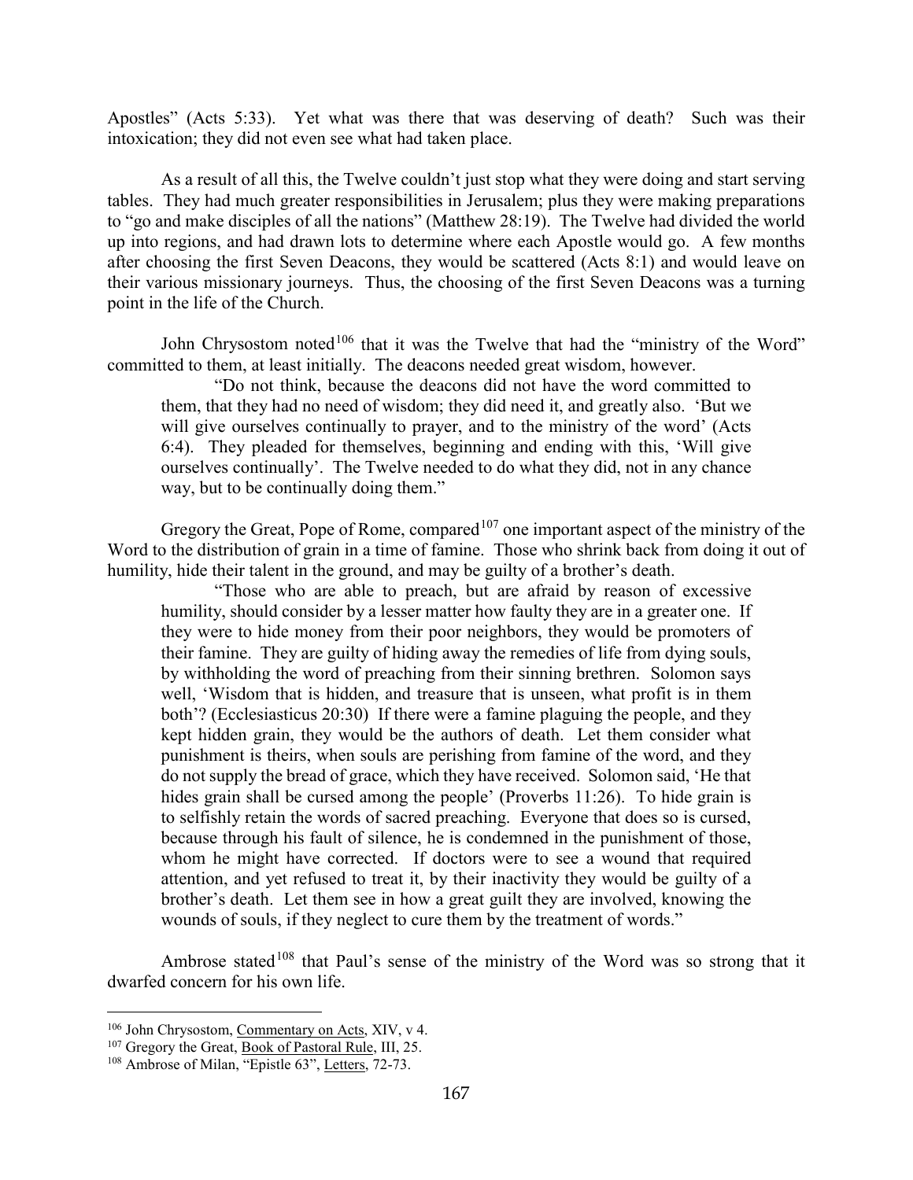Apostles" (Acts 5:33). Yet what was there that was deserving of death? Such was their intoxication; they did not even see what had taken place.

As a result of all this, the Twelve couldn't just stop what they were doing and start serving tables. They had much greater responsibilities in Jerusalem; plus they were making preparations to "go and make disciples of all the nations" (Matthew 28:19). The Twelve had divided the world up into regions, and had drawn lots to determine where each Apostle would go. A few months after choosing the first Seven Deacons, they would be scattered (Acts 8:1) and would leave on their various missionary journeys. Thus, the choosing of the first Seven Deacons was a turning point in the life of the Church.

John Chrysostom noted[106] that it was the Twelve that had the "ministry of the Word" committed to them, at least initially. The deacons needed great wisdom, however.

> "Do not think, because the deacons did not have the word committed to them, that they had no need of wisdom; they did need it, and greatly also. 'But we will give ourselves continually to prayer, and to the ministry of the word' (Acts 6:4). They pleaded for themselves, beginning and ending with this, 'Will give ourselves continually'. The Twelve needed to do what they did, not in any chance way, but to be continually doing them."

Gregory the Great, Pope of Rome, compared[107] one important aspect of the ministry of the Word to the distribution of grain in a time of famine. Those who shrink back from doing it out of humility, hide their talent in the ground, and may be guilty of a brother's death.

> "Those who are able to preach, but are afraid by reason of excessive humility, should consider by a lesser matter how faulty they are in a greater one. If they were to hide money from their poor neighbors, they would be promoters of their famine. They are guilty of hiding away the remedies of life from dying souls, by withholding the word of preaching from their sinning brethren. Solomon says well, 'Wisdom that is hidden, and treasure that is unseen, what profit is in them both'? (Ecclesiasticus 20:30) If there were a famine plaguing the people, and they kept hidden grain, they would be the authors of death. Let them consider what punishment is theirs, when souls are perishing from famine of the word, and they do not supply the bread of grace, which they have received. Solomon said, 'He that hides grain shall be cursed among the people' (Proverbs 11:26). To hide grain is to selfishly retain the words of sacred preaching. Everyone that does so is cursed, because through his fault of silence, he is condemned in the punishment of those, whom he might have corrected. If doctors were to see a wound that required attention, and yet refused to treat it, by their inactivity they would be guilty of a brother's death. Let them see in how a great guilt they are involved, knowing the wounds of souls, if they neglect to cure them by the treatment of words."

Ambrose stated[108] that Paul's sense of the ministry of the Word was so strong that it dwarfed concern for his own life.

---

[106] John Chrysostom, Commentary on Acts, XIV, v 4.

[107] Gregory the Great, Book of Pastoral Rule, III, 25.

[108] Ambrose of Milan, "Epistle 63", Letters, 72-73.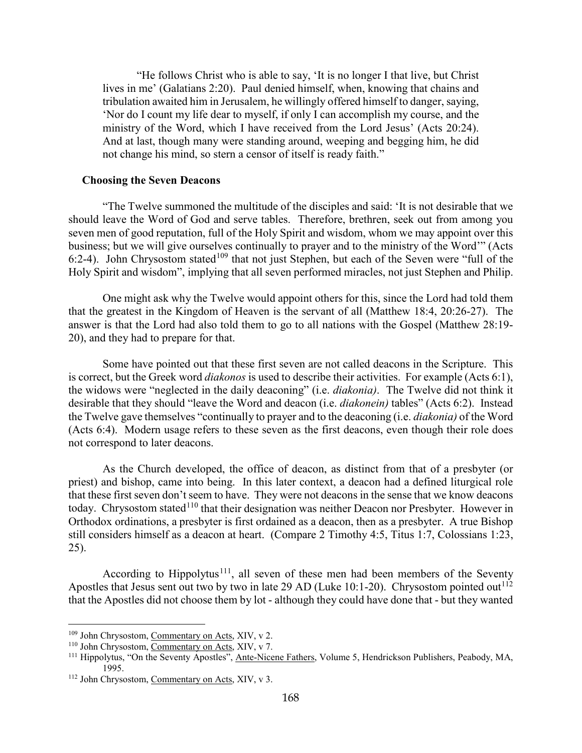"He follows Christ who is able to say, 'It is no longer I that live, but Christ lives in me' (Galatians 2:20). Paul denied himself, when, knowing that chains and tribulation awaited him in Jerusalem, he willingly offered himself to danger, saying, 'Nor do I count my life dear to myself, if only I can accomplish my course, and the ministry of the Word, which I have received from the Lord Jesus' (Acts 20:24). And at last, though many were standing around, weeping and begging him, he did not change his mind, so stern a censor of itself is ready faith."

**Choosing the Seven Deacons**

"The Twelve summoned the multitude of the disciples and said: 'It is not desirable that we should leave the Word of God and serve tables. Therefore, brethren, seek out from among you seven men of good reputation, full of the Holy Spirit and wisdom, whom we may appoint over this business; but we will give ourselves continually to prayer and to the ministry of the Word'" (Acts 6:2-4). John Chrysostom stated[109] that not just Stephen, but each of the Seven were "full of the Holy Spirit and wisdom", implying that all seven performed miracles, not just Stephen and Philip.

One might ask why the Twelve would appoint others for this, since the Lord had told them that the greatest in the Kingdom of Heaven is the servant of all (Matthew 18:4, 20:26-27). The answer is that the Lord had also told them to go to all nations with the Gospel (Matthew 28:19-20), and they had to prepare for that.

Some have pointed out that these first seven are not called deacons in the Scripture. This is correct, but the Greek word *diakonos* is used to describe their activities. For example (Acts 6:1), the widows were "neglected in the daily deaconing" (i.e. *diakonia)*. The Twelve did not think it desirable that they should "leave the Word and deacon (i.e. *diakonein)* tables" (Acts 6:2). Instead the Twelve gave themselves "continually to prayer and to the deaconing (i.e. *diakonia)* of the Word (Acts 6:4). Modern usage refers to these seven as the first deacons, even though their role does not correspond to later deacons.

As the Church developed, the office of deacon, as distinct from that of a presbyter (or priest) and bishop, came into being. In this later context, a deacon had a defined liturgical role that these first seven don't seem to have. They were not deacons in the sense that we know deacons today. Chrysostom stated[110] that their designation was neither Deacon nor Presbyter. However in Orthodox ordinations, a presbyter is first ordained as a deacon, then as a presbyter. A true Bishop still considers himself as a deacon at heart. (Compare 2 Timothy 4:5, Titus 1:7, Colossians 1:23, 25).

According to Hippolytus[111], all seven of these men had been members of the Seventy Apostles that Jesus sent out two by two in late 29 AD (Luke 10:1-20). Chrysostom pointed out[112] that the Apostles did not choose them by lot - although they could have done that - but they wanted

---

[109] John Chrysostom, Commentary on Acts, XIV, v 2.

[110] John Chrysostom, Commentary on Acts, XIV, v 7.

[111] Hippolytus, "On the Seventy Apostles", Ante-Nicene Fathers, Volume 5, Hendrickson Publishers, Peabody, MA, 1995.

[112] John Chrysostom, Commentary on Acts, XIV, v 3.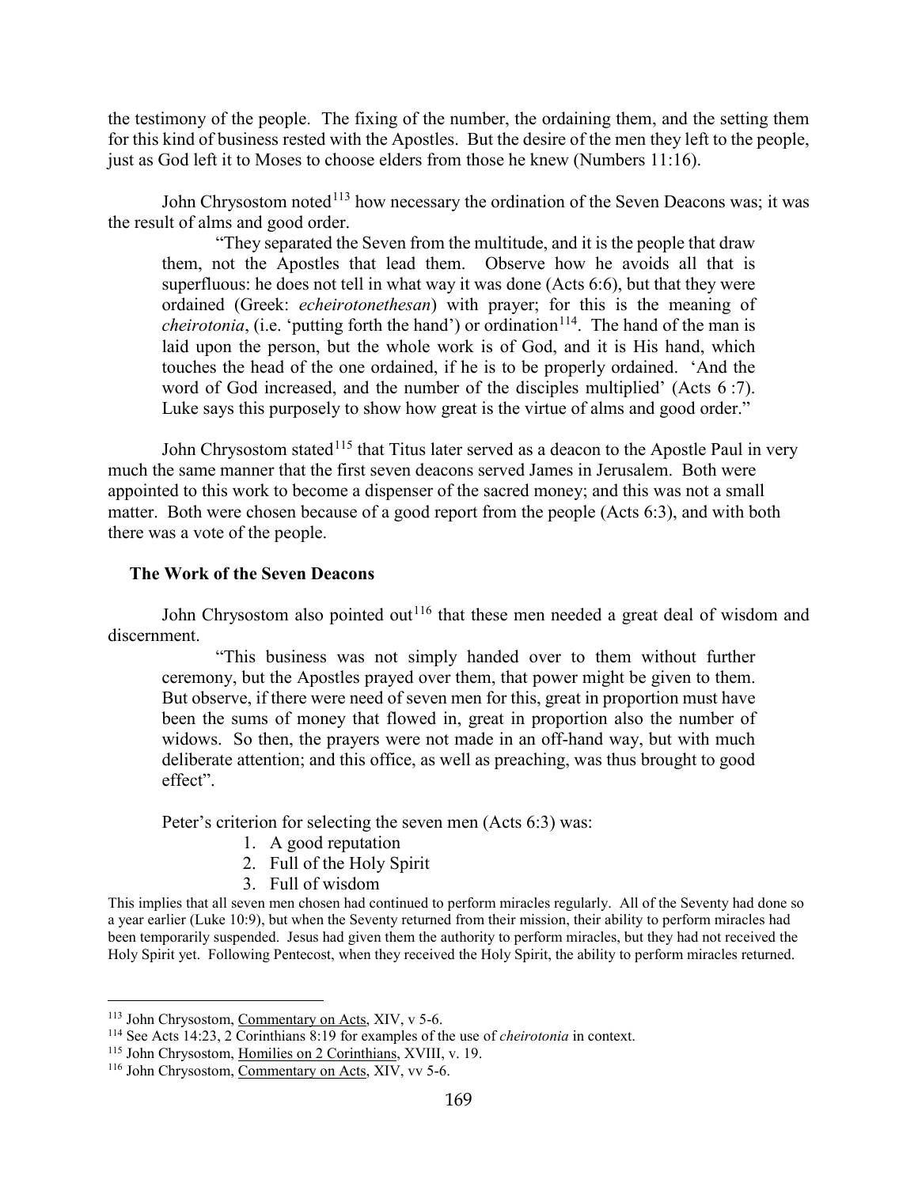the testimony of the people. The fixing of the number, the ordaining them, and the setting them for this kind of business rested with the Apostles. But the desire of the men they left to the people, just as God left it to Moses to choose elders from those he knew (Numbers 11:16).

John Chrysostom noted[113] how necessary the ordination of the Seven Deacons was; it was the result of alms and good order.

> "They separated the Seven from the multitude, and it is the people that draw them, not the Apostles that lead them. Observe how he avoids all that is superfluous: he does not tell in what way it was done (Acts 6:6), but that they were ordained (Greek: *echeirotonethesan*) with prayer; for this is the meaning of *cheirotonia*, (i.e. 'putting forth the hand') or ordination[114]. The hand of the man is laid upon the person, but the whole work is of God, and it is His hand, which touches the head of the one ordained, if he is to be properly ordained. 'And the word of God increased, and the number of the disciples multiplied' (Acts 6 :7). Luke says this purposely to show how great is the virtue of alms and good order."

John Chrysostom stated[115] that Titus later served as a deacon to the Apostle Paul in very much the same manner that the first seven deacons served James in Jerusalem. Both were appointed to this work to become a dispenser of the sacred money; and this was not a small matter. Both were chosen because of a good report from the people (Acts 6:3), and with both there was a vote of the people.

### The Work of the Seven Deacons

John Chrysostom also pointed out[116] that these men needed a great deal of wisdom and discernment.

> "This business was not simply handed over to them without further ceremony, but the Apostles prayed over them, that power might be given to them. But observe, if there were need of seven men for this, great in proportion must have been the sums of money that flowed in, great in proportion also the number of widows. So then, the prayers were not made in an off-hand way, but with much deliberate attention; and this office, as well as preaching, was thus brought to good effect".

Peter's criterion for selecting the seven men (Acts 6:3) was:

1. A good reputation
2. Full of the Holy Spirit
3. Full of wisdom

This implies that all seven men chosen had continued to perform miracles regularly. All of the Seventy had done so a year earlier (Luke 10:9), but when the Seventy returned from their mission, their ability to perform miracles had been temporarily suspended. Jesus had given them the authority to perform miracles, but they had not received the Holy Spirit yet. Following Pentecost, when they received the Holy Spirit, the ability to perform miracles returned.

---

[113] John Chrysostom, Commentary on Acts, XIV, v 5-6.

[114] See Acts 14:23, 2 Corinthians 8:19 for examples of the use of *cheirotonia* in context.

[115] John Chrysostom, Homilies on 2 Corinthians, XVIII, v. 19.

[116] John Chrysostom, Commentary on Acts, XIV, vv 5-6.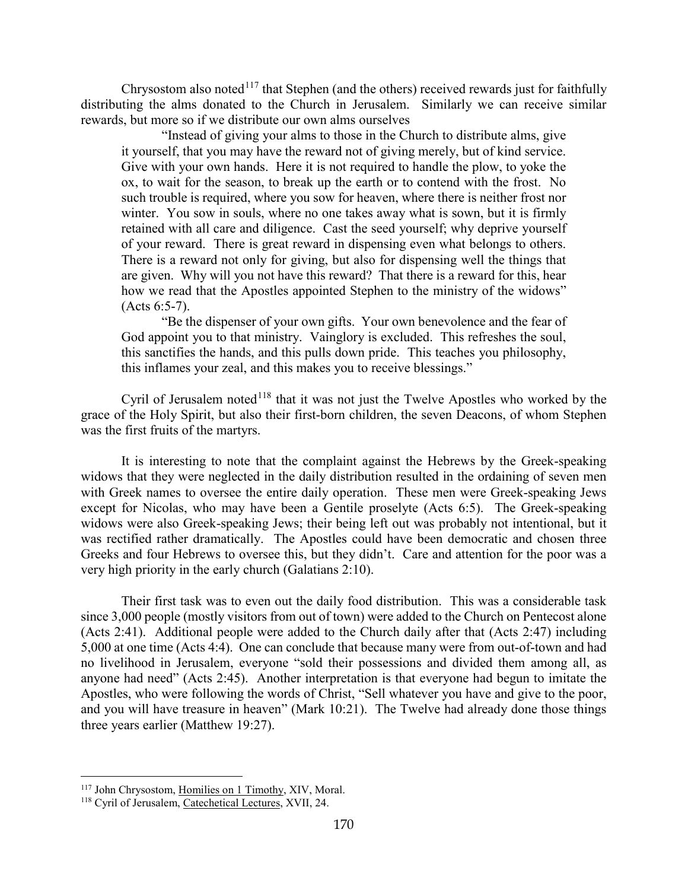Chrysostom also noted[117] that Stephen (and the others) received rewards just for faithfully distributing the alms donated to the Church in Jerusalem. Similarly we can receive similar rewards, but more so if we distribute our own alms ourselves

> "Instead of giving your alms to those in the Church to distribute alms, give it yourself, that you may have the reward not of giving merely, but of kind service. Give with your own hands. Here it is not required to handle the plow, to yoke the ox, to wait for the season, to break up the earth or to contend with the frost. No such trouble is required, where you sow for heaven, where there is neither frost nor winter. You sow in souls, where no one takes away what is sown, but it is firmly retained with all care and diligence. Cast the seed yourself; why deprive yourself of your reward. There is great reward in dispensing even what belongs to others. There is a reward not only for giving, but also for dispensing well the things that are given. Why will you not have this reward? That there is a reward for this, hear how we read that the Apostles appointed Stephen to the ministry of the widows" (Acts 6:5-7).
>
> "Be the dispenser of your own gifts. Your own benevolence and the fear of God appoint you to that ministry. Vainglory is excluded. This refreshes the soul, this sanctifies the hands, and this pulls down pride. This teaches you philosophy, this inflames your zeal, and this makes you to receive blessings."

Cyril of Jerusalem noted[118] that it was not just the Twelve Apostles who worked by the grace of the Holy Spirit, but also their first-born children, the seven Deacons, of whom Stephen was the first fruits of the martyrs.

It is interesting to note that the complaint against the Hebrews by the Greek-speaking widows that they were neglected in the daily distribution resulted in the ordaining of seven men with Greek names to oversee the entire daily operation. These men were Greek-speaking Jews except for Nicolas, who may have been a Gentile proselyte (Acts 6:5). The Greek-speaking widows were also Greek-speaking Jews; their being left out was probably not intentional, but it was rectified rather dramatically. The Apostles could have been democratic and chosen three Greeks and four Hebrews to oversee this, but they didn't. Care and attention for the poor was a very high priority in the early church (Galatians 2:10).

Their first task was to even out the daily food distribution. This was a considerable task since 3,000 people (mostly visitors from out of town) were added to the Church on Pentecost alone (Acts 2:41). Additional people were added to the Church daily after that (Acts 2:47) including 5,000 at one time (Acts 4:4). One can conclude that because many were from out-of-town and had no livelihood in Jerusalem, everyone "sold their possessions and divided them among all, as anyone had need" (Acts 2:45). Another interpretation is that everyone had begun to imitate the Apostles, who were following the words of Christ, "Sell whatever you have and give to the poor, and you will have treasure in heaven" (Mark 10:21). The Twelve had already done those things three years earlier (Matthew 19:27).

---

[117] John Chrysostom, Homilies on 1 Timothy, XIV, Moral.

[118] Cyril of Jerusalem, Catechetical Lectures, XVII, 24.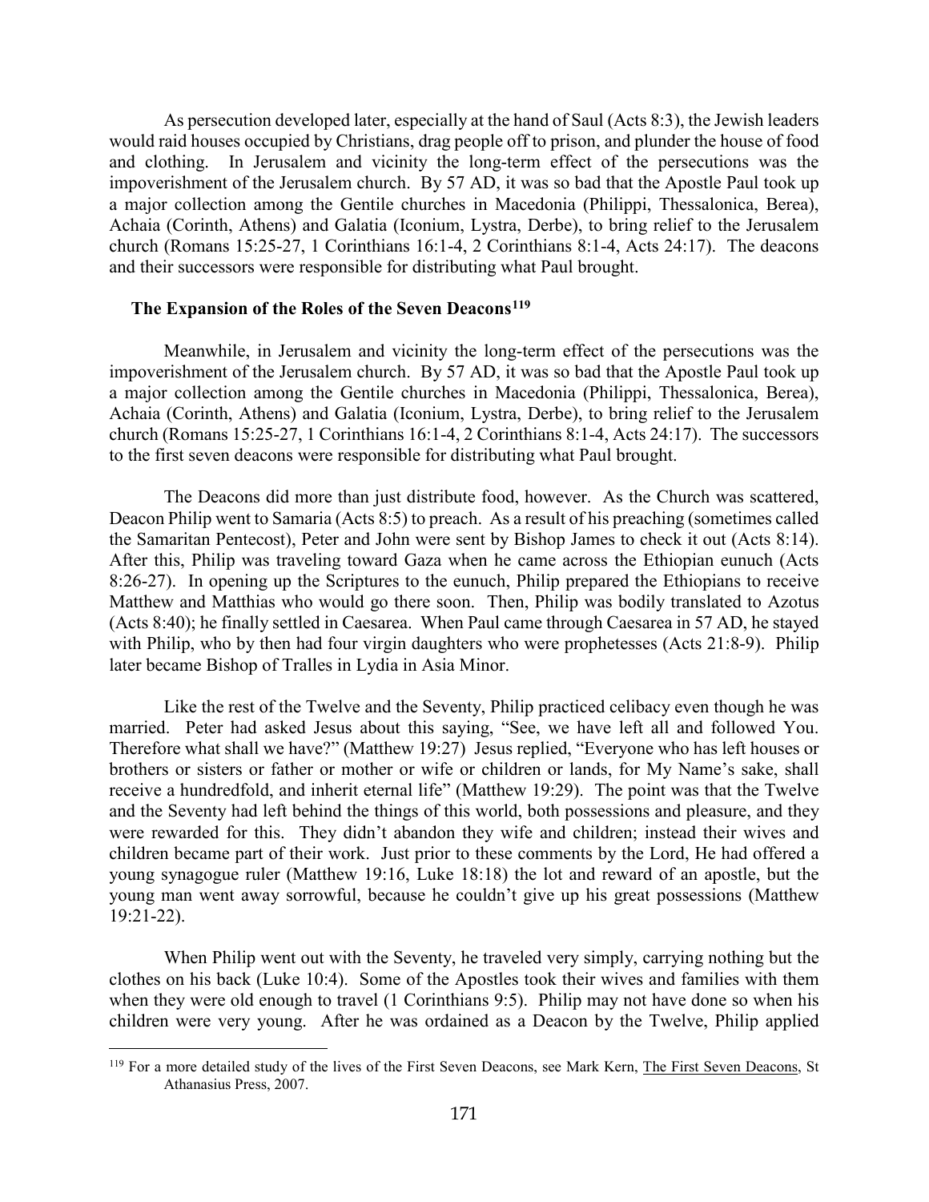As persecution developed later, especially at the hand of Saul (Acts 8:3), the Jewish leaders would raid houses occupied by Christians, drag people off to prison, and plunder the house of food and clothing. In Jerusalem and vicinity the long-term effect of the persecutions was the impoverishment of the Jerusalem church. By 57 AD, it was so bad that the Apostle Paul took up a major collection among the Gentile churches in Macedonia (Philippi, Thessalonica, Berea), Achaia (Corinth, Athens) and Galatia (Iconium, Lystra, Derbe), to bring relief to the Jerusalem church (Romans 15:25-27, 1 Corinthians 16:1-4, 2 Corinthians 8:1-4, Acts 24:17). The deacons and their successors were responsible for distributing what Paul brought.

### The Expansion of the Roles of the Seven Deacons[119]

Meanwhile, in Jerusalem and vicinity the long-term effect of the persecutions was the impoverishment of the Jerusalem church. By 57 AD, it was so bad that the Apostle Paul took up a major collection among the Gentile churches in Macedonia (Philippi, Thessalonica, Berea), Achaia (Corinth, Athens) and Galatia (Iconium, Lystra, Derbe), to bring relief to the Jerusalem church (Romans 15:25-27, 1 Corinthians 16:1-4, 2 Corinthians 8:1-4, Acts 24:17). The successors to the first seven deacons were responsible for distributing what Paul brought.

The Deacons did more than just distribute food, however. As the Church was scattered, Deacon Philip went to Samaria (Acts 8:5) to preach. As a result of his preaching (sometimes called the Samaritan Pentecost), Peter and John were sent by Bishop James to check it out (Acts 8:14). After this, Philip was traveling toward Gaza when he came across the Ethiopian eunuch (Acts 8:26-27). In opening up the Scriptures to the eunuch, Philip prepared the Ethiopians to receive Matthew and Matthias who would go there soon. Then, Philip was bodily translated to Azotus (Acts 8:40); he finally settled in Caesarea. When Paul came through Caesarea in 57 AD, he stayed with Philip, who by then had four virgin daughters who were prophetesses (Acts 21:8-9). Philip later became Bishop of Tralles in Lydia in Asia Minor.

Like the rest of the Twelve and the Seventy, Philip practiced celibacy even though he was married. Peter had asked Jesus about this saying, "See, we have left all and followed You. Therefore what shall we have?" (Matthew 19:27) Jesus replied, "Everyone who has left houses or brothers or sisters or father or mother or wife or children or lands, for My Name's sake, shall receive a hundredfold, and inherit eternal life" (Matthew 19:29). The point was that the Twelve and the Seventy had left behind the things of this world, both possessions and pleasure, and they were rewarded for this. They didn't abandon they wife and children; instead their wives and children became part of their work. Just prior to these comments by the Lord, He had offered a young synagogue ruler (Matthew 19:16, Luke 18:18) the lot and reward of an apostle, but the young man went away sorrowful, because he couldn't give up his great possessions (Matthew 19:21-22).

When Philip went out with the Seventy, he traveled very simply, carrying nothing but the clothes on his back (Luke 10:4). Some of the Apostles took their wives and families with them when they were old enough to travel (1 Corinthians 9:5). Philip may not have done so when his children were very young. After he was ordained as a Deacon by the Twelve, Philip applied

---

[119] For a more detailed study of the lives of the First Seven Deacons, see Mark Kern, The First Seven Deacons, St Athanasius Press, 2007.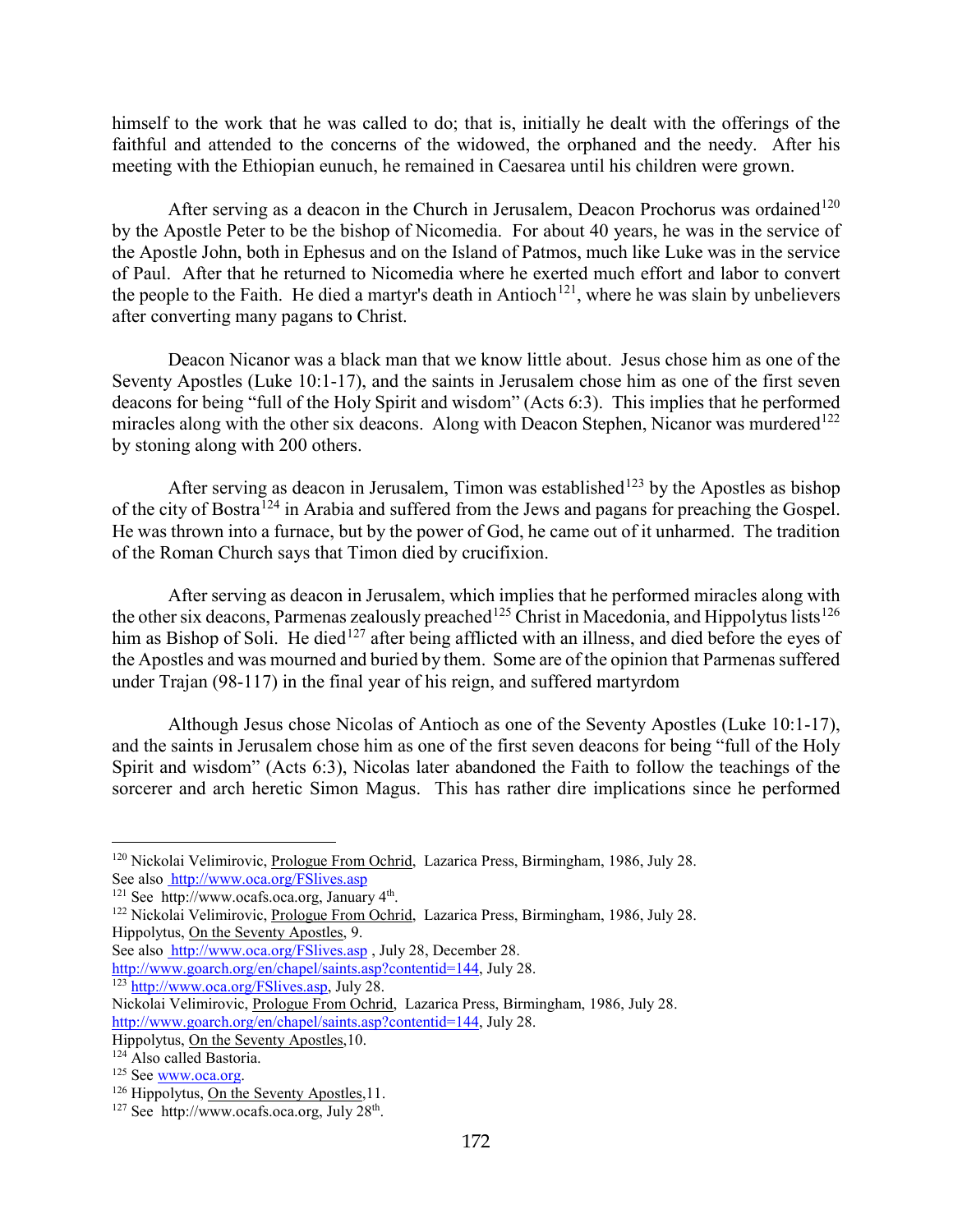himself to the work that he was called to do; that is, initially he dealt with the offerings of the faithful and attended to the concerns of the widowed, the orphaned and the needy. After his meeting with the Ethiopian eunuch, he remained in Caesarea until his children were grown.

After serving as a deacon in the Church in Jerusalem, Deacon Prochorus was ordained[120] by the Apostle Peter to be the bishop of Nicomedia. For about 40 years, he was in the service of the Apostle John, both in Ephesus and on the Island of Patmos, much like Luke was in the service of Paul. After that he returned to Nicomedia where he exerted much effort and labor to convert the people to the Faith. He died a martyr's death in Antioch[121], where he was slain by unbelievers after converting many pagans to Christ.

Deacon Nicanor was a black man that we know little about. Jesus chose him as one of the Seventy Apostles (Luke 10:1-17), and the saints in Jerusalem chose him as one of the first seven deacons for being "full of the Holy Spirit and wisdom" (Acts 6:3). This implies that he performed miracles along with the other six deacons. Along with Deacon Stephen, Nicanor was murdered[122] by stoning along with 200 others.

After serving as deacon in Jerusalem, Timon was established[123] by the Apostles as bishop of the city of Bostra[124] in Arabia and suffered from the Jews and pagans for preaching the Gospel. He was thrown into a furnace, but by the power of God, he came out of it unharmed. The tradition of the Roman Church says that Timon died by crucifixion.

After serving as deacon in Jerusalem, which implies that he performed miracles along with the other six deacons, Parmenas zealously preached[125] Christ in Macedonia, and Hippolytus lists[126] him as Bishop of Soli. He died[127] after being afflicted with an illness, and died before the eyes of the Apostles and was mourned and buried by them. Some are of the opinion that Parmenas suffered under Trajan (98-117) in the final year of his reign, and suffered martyrdom

Although Jesus chose Nicolas of Antioch as one of the Seventy Apostles (Luke 10:1-17), and the saints in Jerusalem chose him as one of the first seven deacons for being "full of the Holy Spirit and wisdom" (Acts 6:3), Nicolas later abandoned the Faith to follow the teachings of the sorcerer and arch heretic Simon Magus. This has rather dire implications since he performed

---

[120] Nickolai Velimirovic, Prologue From Ochrid, Lazarica Press, Birmingham, 1986, July 28. See also http://www.oca.org/FSlives.asp

[121] See http://www.ocafs.oca.org, January 4th.

[122] Nickolai Velimirovic, Prologue From Ochrid, Lazarica Press, Birmingham, 1986, July 28. Hippolytus, On the Seventy Apostles, 9. See also http://www.oca.org/FSlives.asp , July 28, December 28. http://www.goarch.org/en/chapel/saints.asp?contentid=144, July 28.

[123] http://www.oca.org/FSlives.asp, July 28. Nickolai Velimirovic, Prologue From Ochrid, Lazarica Press, Birmingham, 1986, July 28. http://www.goarch.org/en/chapel/saints.asp?contentid=144, July 28. Hippolytus, On the Seventy Apostles,10.

[124] Also called Bastoria.

[125] See www.oca.org.

[126] Hippolytus, On the Seventy Apostles,11.

[127] See http://www.ocafs.oca.org, July 28th.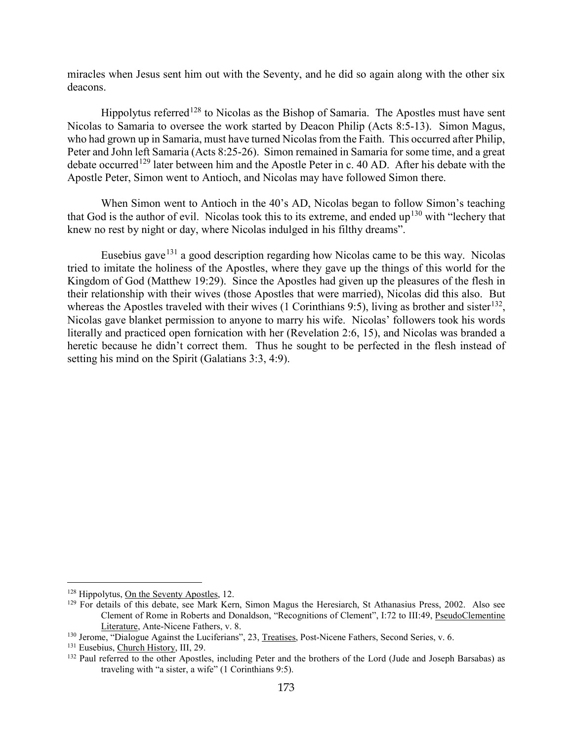miracles when Jesus sent him out with the Seventy, and he did so again along with the other six deacons.

Hippolytus referred[128] to Nicolas as the Bishop of Samaria. The Apostles must have sent Nicolas to Samaria to oversee the work started by Deacon Philip (Acts 8:5-13). Simon Magus, who had grown up in Samaria, must have turned Nicolas from the Faith. This occurred after Philip, Peter and John left Samaria (Acts 8:25-26). Simon remained in Samaria for some time, and a great debate occurred[129] later between him and the Apostle Peter in c. 40 AD. After his debate with the Apostle Peter, Simon went to Antioch, and Nicolas may have followed Simon there.

When Simon went to Antioch in the 40's AD, Nicolas began to follow Simon's teaching that God is the author of evil. Nicolas took this to its extreme, and ended up[130] with "lechery that knew no rest by night or day, where Nicolas indulged in his filthy dreams".

Eusebius gave[131] a good description regarding how Nicolas came to be this way. Nicolas tried to imitate the holiness of the Apostles, where they gave up the things of this world for the Kingdom of God (Matthew 19:29). Since the Apostles had given up the pleasures of the flesh in their relationship with their wives (those Apostles that were married), Nicolas did this also. But whereas the Apostles traveled with their wives (1 Corinthians 9:5), living as brother and sister[132], Nicolas gave blanket permission to anyone to marry his wife. Nicolas' followers took his words literally and practiced open fornication with her (Revelation 2:6, 15), and Nicolas was branded a heretic because he didn't correct them. Thus he sought to be perfected in the flesh instead of setting his mind on the Spirit (Galatians 3:3, 4:9).

---

[128] Hippolytus, On the Seventy Apostles, 12.

[129] For details of this debate, see Mark Kern, Simon Magus the Heresiarch, St Athanasius Press, 2002. Also see Clement of Rome in Roberts and Donaldson, "Recognitions of Clement", I:72 to III:49, PseudoClementine Literature, Ante-Nicene Fathers, v. 8.

[130] Jerome, "Dialogue Against the Luciferians", 23, Treatises, Post-Nicene Fathers, Second Series, v. 6.

[131] Eusebius, Church History, III, 29.

[132] Paul referred to the other Apostles, including Peter and the brothers of the Lord (Jude and Joseph Barsabas) as traveling with "a sister, a wife" (1 Corinthians 9:5).